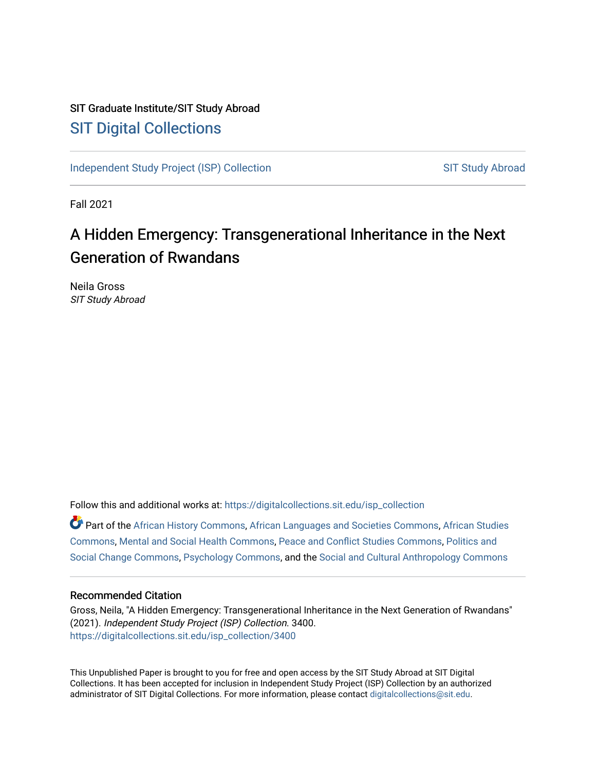SIT Graduate Institute/SIT Study Abroad

# SIT Digital Collections

Independent Study Project (ISP) Collection SIT Study Abroad

Fall 2021

# A Hidden Emergency: Transgenerational Inheritance in the Next Generation of Rwandans

Neila Gross
*SIT Study Abroad*

Follow this and additional works at: https://digitalcollections.sit.edu/isp_collection

Part of the African History Commons, African Languages and Societies Commons, African Studies Commons, Mental and Social Health Commons, Peace and Conflict Studies Commons, Politics and Social Change Commons, Psychology Commons, and the Social and Cultural Anthropology Commons

### Recommended Citation

Gross, Neila, "A Hidden Emergency: Transgenerational Inheritance in the Next Generation of Rwandans" (2021). *Independent Study Project (ISP) Collection*. 3400.
https://digitalcollections.sit.edu/isp_collection/3400

This Unpublished Paper is brought to you for free and open access by the SIT Study Abroad at SIT Digital Collections. It has been accepted for inclusion in Independent Study Project (ISP) Collection by an authorized administrator of SIT Digital Collections. For more information, please contact digitalcollections@sit.edu.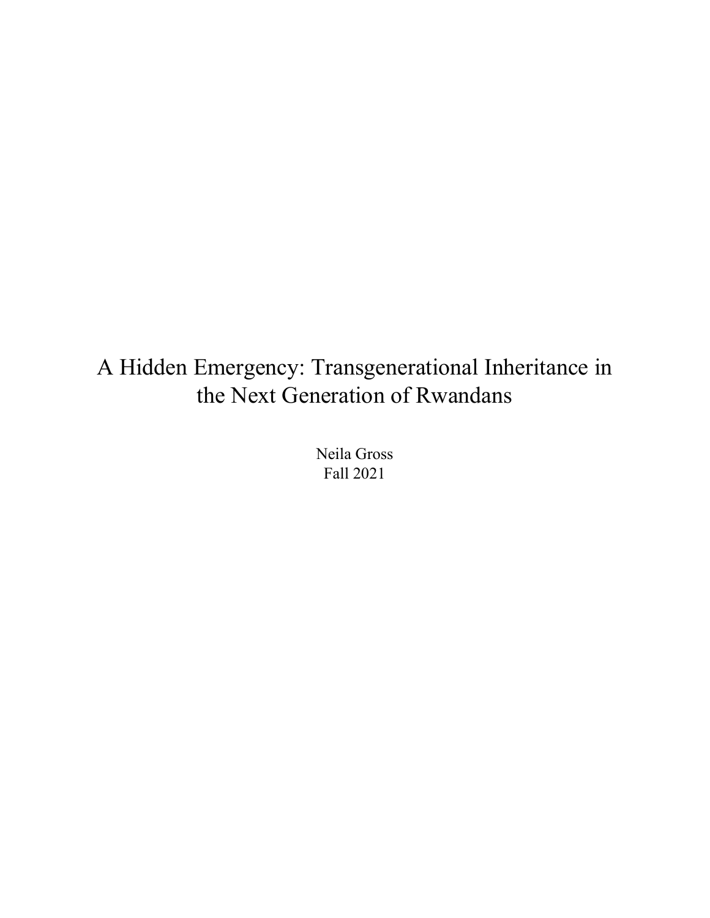# A Hidden Emergency: Transgenerational Inheritance in the Next Generation of Rwandans

Neila Gross
Fall 2021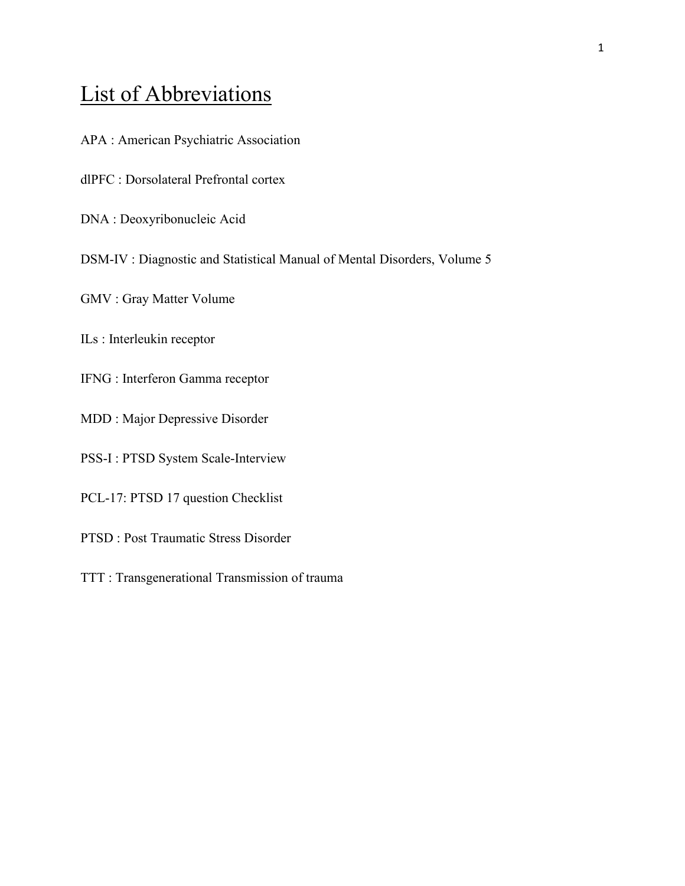# List of Abbreviations

APA : American Psychiatric Association

dlPFC : Dorsolateral Prefrontal cortex

DNA : Deoxyribonucleic Acid

DSM-IV : Diagnostic and Statistical Manual of Mental Disorders, Volume 5

GMV : Gray Matter Volume

ILs : Interleukin receptor

IFNG : Interferon Gamma receptor

MDD : Major Depressive Disorder

PSS-I : PTSD System Scale-Interview

PCL-17: PTSD 17 question Checklist

PTSD : Post Traumatic Stress Disorder

TTT : Transgenerational Transmission of trauma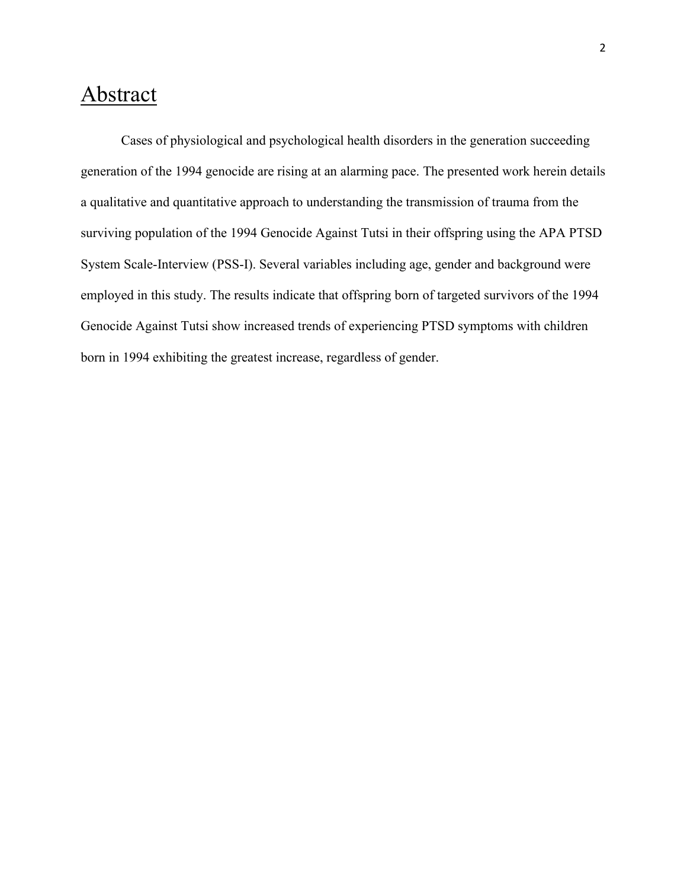# Abstract

Cases of physiological and psychological health disorders in the generation succeeding generation of the 1994 genocide are rising at an alarming pace. The presented work herein details a qualitative and quantitative approach to understanding the transmission of trauma from the surviving population of the 1994 Genocide Against Tutsi in their offspring using the APA PTSD System Scale-Interview (PSS-I). Several variables including age, gender and background were employed in this study. The results indicate that offspring born of targeted survivors of the 1994 Genocide Against Tutsi show increased trends of experiencing PTSD symptoms with children born in 1994 exhibiting the greatest increase, regardless of gender.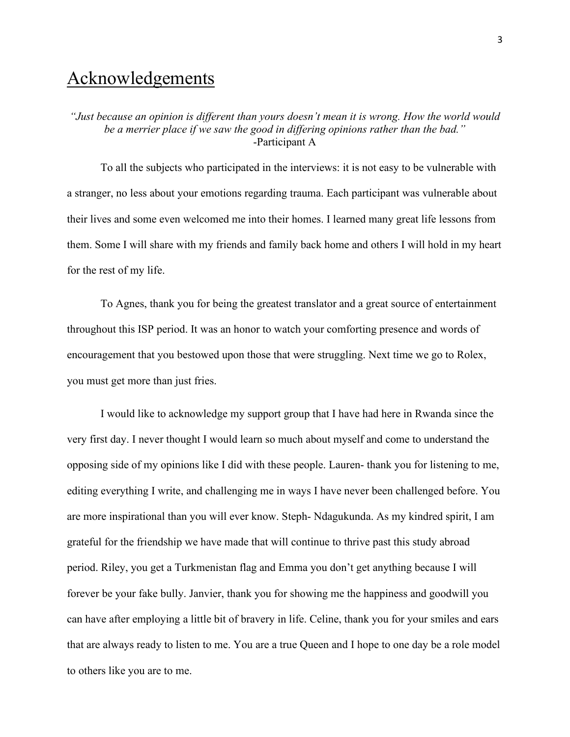# Acknowledgements

*"Just because an opinion is different than yours doesn't mean it is wrong. How the world would be a merrier place if we saw the good in differing opinions rather than the bad."*
-Participant A

To all the subjects who participated in the interviews: it is not easy to be vulnerable with a stranger, no less about your emotions regarding trauma. Each participant was vulnerable about their lives and some even welcomed me into their homes. I learned many great life lessons from them. Some I will share with my friends and family back home and others I will hold in my heart for the rest of my life.

To Agnes, thank you for being the greatest translator and a great source of entertainment throughout this ISP period. It was an honor to watch your comforting presence and words of encouragement that you bestowed upon those that were struggling. Next time we go to Rolex, you must get more than just fries.

I would like to acknowledge my support group that I have had here in Rwanda since the very first day. I never thought I would learn so much about myself and come to understand the opposing side of my opinions like I did with these people. Lauren- thank you for listening to me, editing everything I write, and challenging me in ways I have never been challenged before. You are more inspirational than you will ever know. Steph- Ndagukunda. As my kindred spirit, I am grateful for the friendship we have made that will continue to thrive past this study abroad period. Riley, you get a Turkmenistan flag and Emma you don't get anything because I will forever be your fake bully. Janvier, thank you for showing me the happiness and goodwill you can have after employing a little bit of bravery in life. Celine, thank you for your smiles and ears that are always ready to listen to me. You are a true Queen and I hope to one day be a role model to others like you are to me.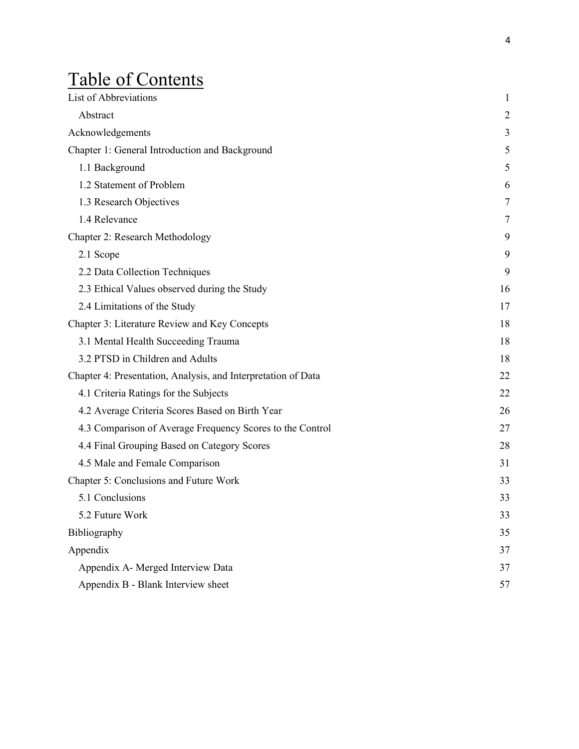# Table of Contents

| | |
|---|---|
| List of Abbreviations | 1 |
| Abstract | 2 |
| Acknowledgements | 3 |
| Chapter 1: General Introduction and Background | 5 |
| 1.1 Background | 5 |
| 1.2 Statement of Problem | 6 |
| 1.3 Research Objectives | 7 |
| 1.4 Relevance | 7 |
| Chapter 2: Research Methodology | 9 |
| 2.1 Scope | 9 |
| 2.2 Data Collection Techniques | 9 |
| 2.3 Ethical Values observed during the Study | 16 |
| 2.4 Limitations of the Study | 17 |
| Chapter 3: Literature Review and Key Concepts | 18 |
| 3.1 Mental Health Succeeding Trauma | 18 |
| 3.2 PTSD in Children and Adults | 18 |
| Chapter 4: Presentation, Analysis, and Interpretation of Data | 22 |
| 4.1 Criteria Ratings for the Subjects | 22 |
| 4.2 Average Criteria Scores Based on Birth Year | 26 |
| 4.3 Comparison of Average Frequency Scores to the Control | 27 |
| 4.4 Final Grouping Based on Category Scores | 28 |
| 4.5 Male and Female Comparison | 31 |
| Chapter 5: Conclusions and Future Work | 33 |
| 5.1 Conclusions | 33 |
| 5.2 Future Work | 33 |
| Bibliography | 35 |
| Appendix | 37 |
| Appendix A- Merged Interview Data | 37 |
| Appendix B - Blank Interview sheet | 57 |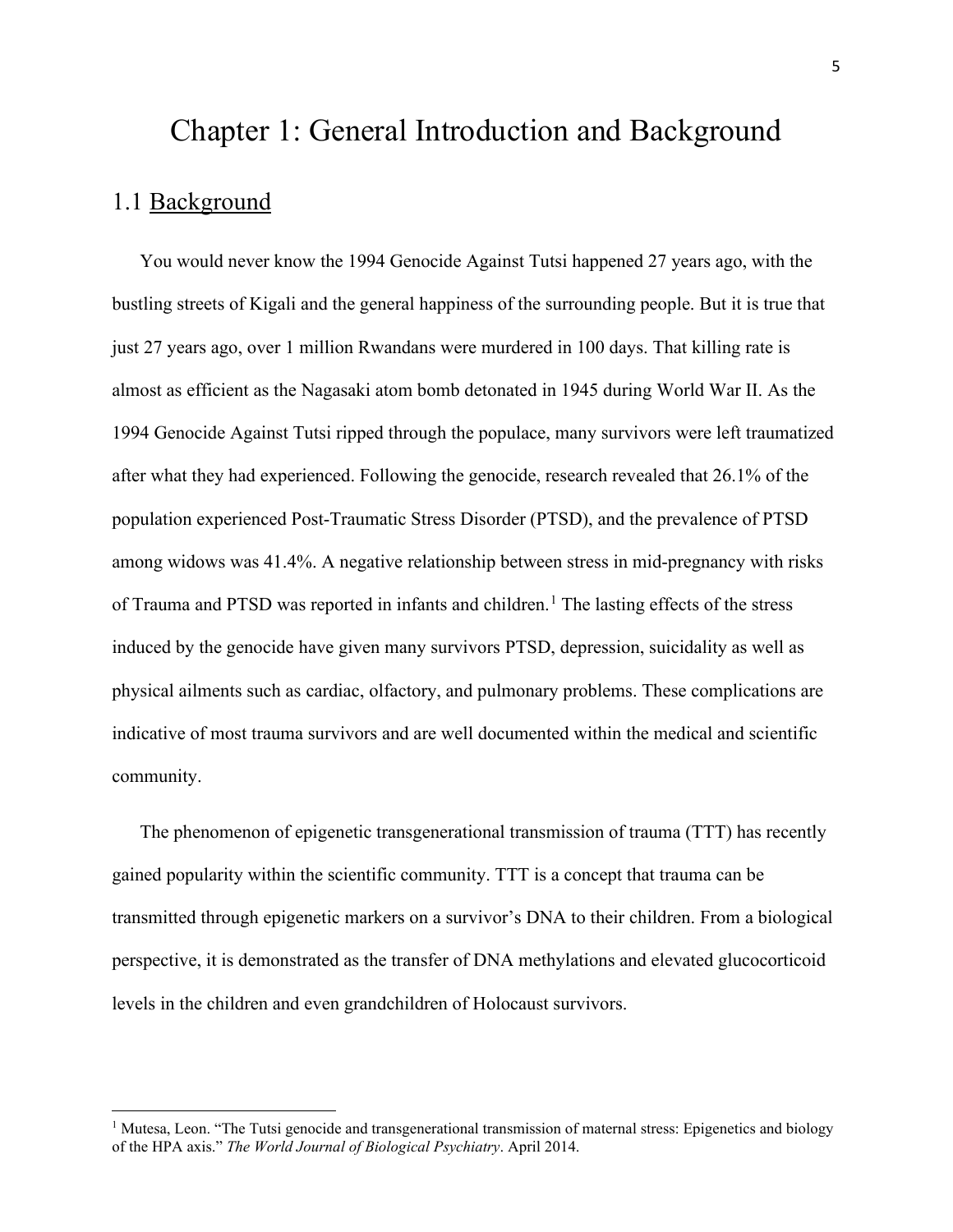# Chapter 1: General Introduction and Background

## 1.1 Background

You would never know the 1994 Genocide Against Tutsi happened 27 years ago, with the bustling streets of Kigali and the general happiness of the surrounding people. But it is true that just 27 years ago, over 1 million Rwandans were murdered in 100 days. That killing rate is almost as efficient as the Nagasaki atom bomb detonated in 1945 during World War II. As the 1994 Genocide Against Tutsi ripped through the populace, many survivors were left traumatized after what they had experienced. Following the genocide, research revealed that 26.1% of the population experienced Post-Traumatic Stress Disorder (PTSD), and the prevalence of PTSD among widows was 41.4%. A negative relationship between stress in mid-pregnancy with risks of Trauma and PTSD was reported in infants and children.[1] The lasting effects of the stress induced by the genocide have given many survivors PTSD, depression, suicidality as well as physical ailments such as cardiac, olfactory, and pulmonary problems. These complications are indicative of most trauma survivors and are well documented within the medical and scientific community.

The phenomenon of epigenetic transgenerational transmission of trauma (TTT) has recently gained popularity within the scientific community. TTT is a concept that trauma can be transmitted through epigenetic markers on a survivor's DNA to their children. From a biological perspective, it is demonstrated as the transfer of DNA methylations and elevated glucocorticoid levels in the children and even grandchildren of Holocaust survivors.

[1] Mutesa, Leon. "The Tutsi genocide and transgenerational transmission of maternal stress: Epigenetics and biology of the HPA axis." *The World Journal of Biological Psychiatry*. April 2014.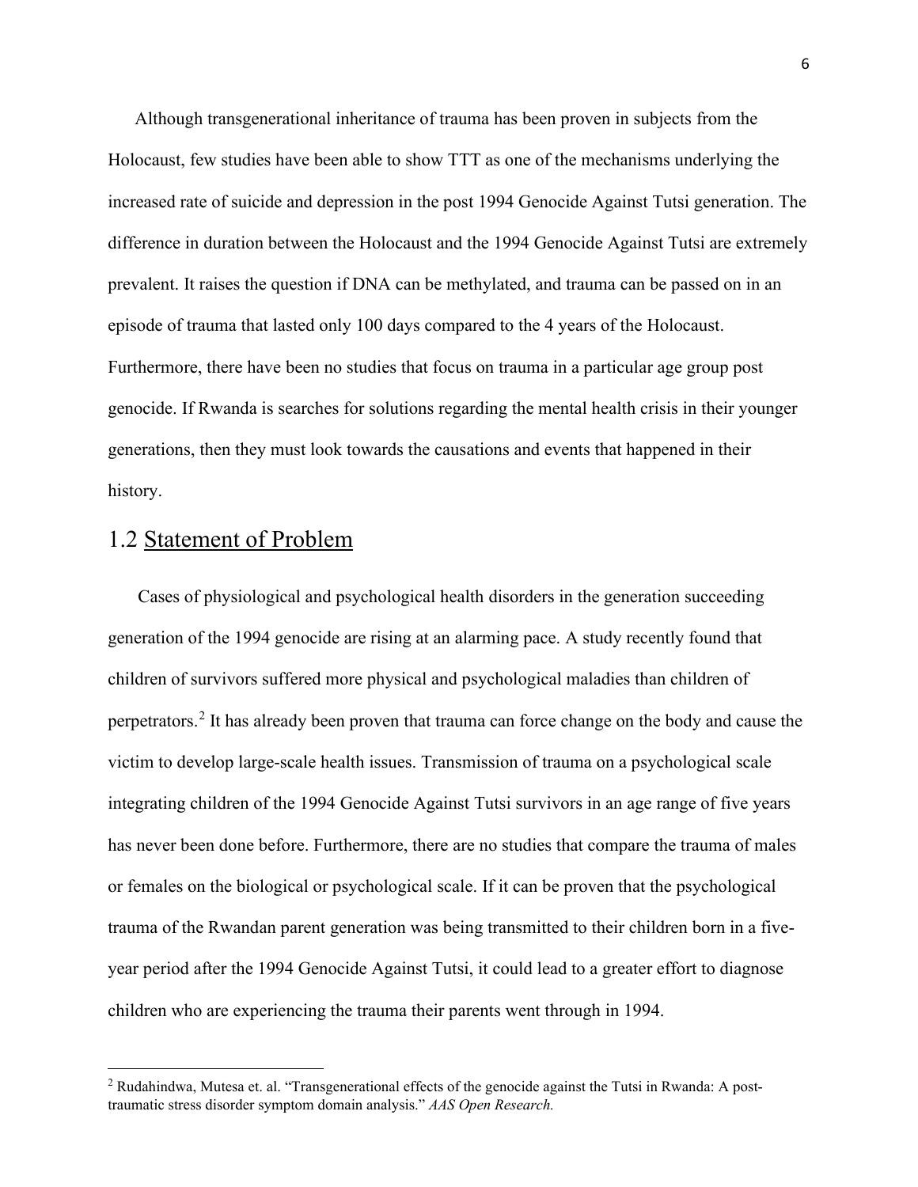Although transgenerational inheritance of trauma has been proven in subjects from the Holocaust, few studies have been able to show TTT as one of the mechanisms underlying the increased rate of suicide and depression in the post 1994 Genocide Against Tutsi generation. The difference in duration between the Holocaust and the 1994 Genocide Against Tutsi are extremely prevalent. It raises the question if DNA can be methylated, and trauma can be passed on in an episode of trauma that lasted only 100 days compared to the 4 years of the Holocaust. Furthermore, there have been no studies that focus on trauma in a particular age group post genocide. If Rwanda is searches for solutions regarding the mental health crisis in their younger generations, then they must look towards the causations and events that happened in their history.

## 1.2 Statement of Problem

Cases of physiological and psychological health disorders in the generation succeeding generation of the 1994 genocide are rising at an alarming pace. A study recently found that children of survivors suffered more physical and psychological maladies than children of perpetrators.[2] It has already been proven that trauma can force change on the body and cause the victim to develop large-scale health issues. Transmission of trauma on a psychological scale integrating children of the 1994 Genocide Against Tutsi survivors in an age range of five years has never been done before. Furthermore, there are no studies that compare the trauma of males or females on the biological or psychological scale. If it can be proven that the psychological trauma of the Rwandan parent generation was being transmitted to their children born in a five-year period after the 1994 Genocide Against Tutsi, it could lead to a greater effort to diagnose children who are experiencing the trauma their parents went through in 1994.

[2] Rudahindwa, Mutesa et. al. "Transgenerational effects of the genocide against the Tutsi in Rwanda: A post-traumatic stress disorder symptom domain analysis." *AAS Open Research.*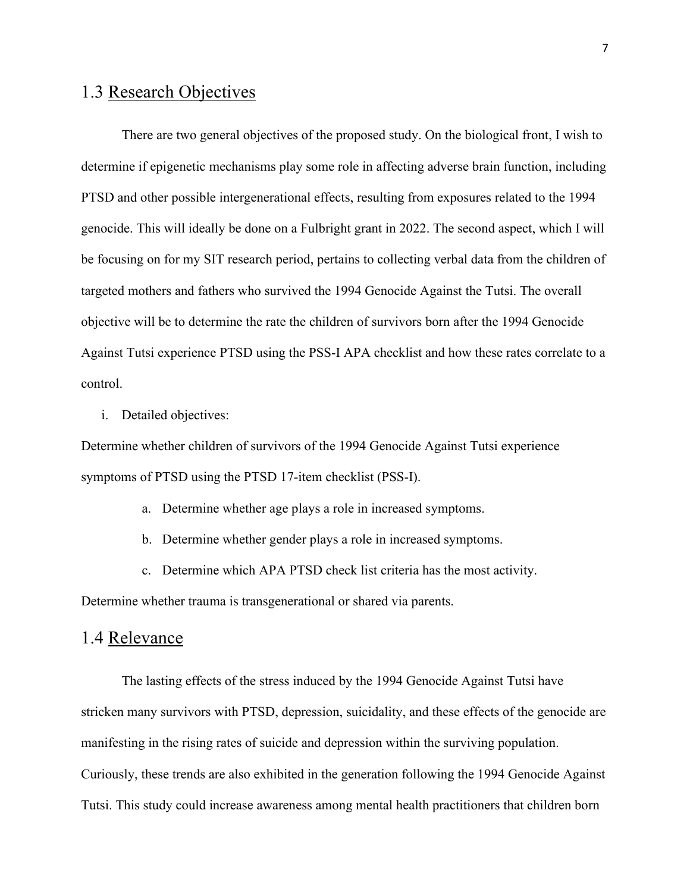## 1.3 Research Objectives

There are two general objectives of the proposed study. On the biological front, I wish to determine if epigenetic mechanisms play some role in affecting adverse brain function, including PTSD and other possible intergenerational effects, resulting from exposures related to the 1994 genocide. This will ideally be done on a Fulbright grant in 2022. The second aspect, which I will be focusing on for my SIT research period, pertains to collecting verbal data from the children of targeted mothers and fathers who survived the 1994 Genocide Against the Tutsi. The overall objective will be to determine the rate the children of survivors born after the 1994 Genocide Against Tutsi experience PTSD using the PSS-I APA checklist and how these rates correlate to a control.

i. Detailed objectives:

Determine whether children of survivors of the 1994 Genocide Against Tutsi experience symptoms of PTSD using the PTSD 17-item checklist (PSS-I).

a. Determine whether age plays a role in increased symptoms.
b. Determine whether gender plays a role in increased symptoms.
c. Determine which APA PTSD check list criteria has the most activity.

Determine whether trauma is transgenerational or shared via parents.

## 1.4 Relevance

The lasting effects of the stress induced by the 1994 Genocide Against Tutsi have stricken many survivors with PTSD, depression, suicidality, and these effects of the genocide are manifesting in the rising rates of suicide and depression within the surviving population. Curiously, these trends are also exhibited in the generation following the 1994 Genocide Against Tutsi. This study could increase awareness among mental health practitioners that children born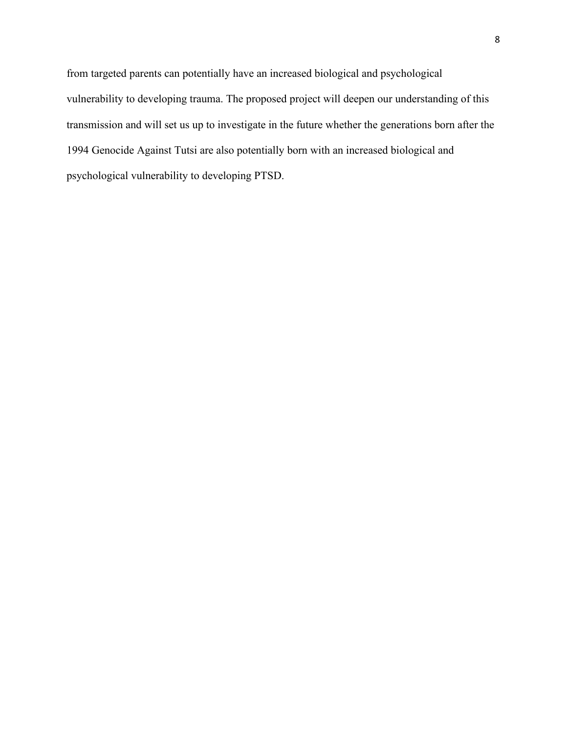from targeted parents can potentially have an increased biological and psychological vulnerability to developing trauma. The proposed project will deepen our understanding of this transmission and will set us up to investigate in the future whether the generations born after the 1994 Genocide Against Tutsi are also potentially born with an increased biological and psychological vulnerability to developing PTSD.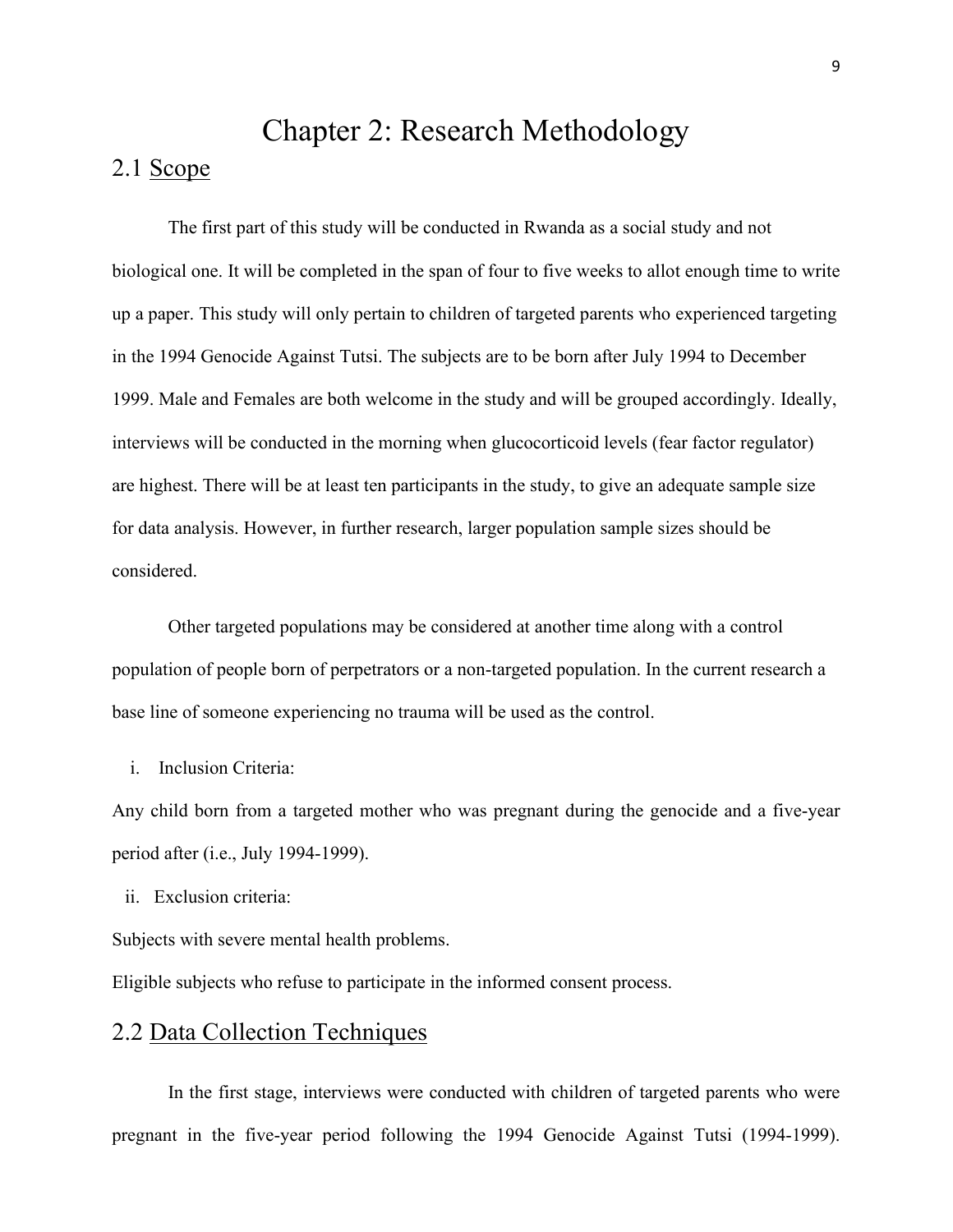# Chapter 2: Research Methodology

## 2.1 Scope

The first part of this study will be conducted in Rwanda as a social study and not biological one. It will be completed in the span of four to five weeks to allot enough time to write up a paper. This study will only pertain to children of targeted parents who experienced targeting in the 1994 Genocide Against Tutsi. The subjects are to be born after July 1994 to December 1999. Male and Females are both welcome in the study and will be grouped accordingly. Ideally, interviews will be conducted in the morning when glucocorticoid levels (fear factor regulator) are highest. There will be at least ten participants in the study, to give an adequate sample size for data analysis. However, in further research, larger population sample sizes should be considered.

Other targeted populations may be considered at another time along with a control population of people born of perpetrators or a non-targeted population. In the current research a base line of someone experiencing no trauma will be used as the control.

i. Inclusion Criteria:

Any child born from a targeted mother who was pregnant during the genocide and a five-year period after (i.e., July 1994-1999).

ii. Exclusion criteria:

Subjects with severe mental health problems.

Eligible subjects who refuse to participate in the informed consent process.

## 2.2 Data Collection Techniques

In the first stage, interviews were conducted with children of targeted parents who were pregnant in the five-year period following the 1994 Genocide Against Tutsi (1994-1999).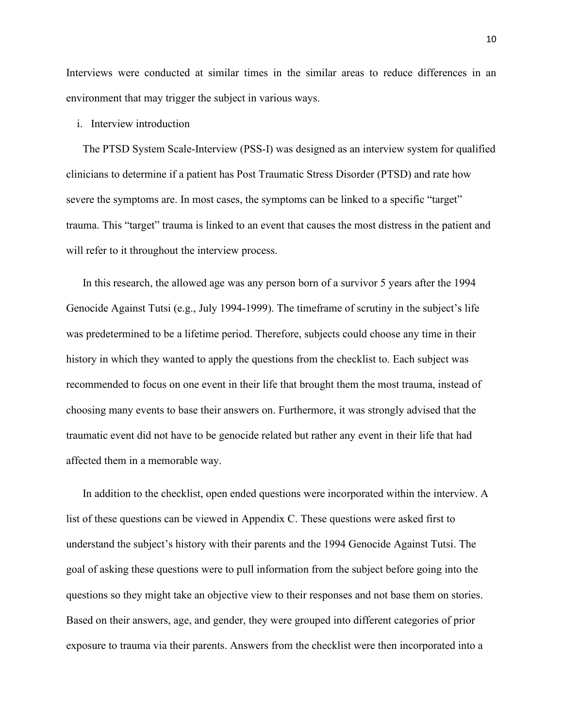Interviews were conducted at similar times in the similar areas to reduce differences in an environment that may trigger the subject in various ways.

i. Interview introduction

The PTSD System Scale-Interview (PSS-I) was designed as an interview system for qualified clinicians to determine if a patient has Post Traumatic Stress Disorder (PTSD) and rate how severe the symptoms are. In most cases, the symptoms can be linked to a specific "target" trauma. This "target" trauma is linked to an event that causes the most distress in the patient and will refer to it throughout the interview process.

In this research, the allowed age was any person born of a survivor 5 years after the 1994 Genocide Against Tutsi (e.g., July 1994-1999). The timeframe of scrutiny in the subject's life was predetermined to be a lifetime period. Therefore, subjects could choose any time in their history in which they wanted to apply the questions from the checklist to. Each subject was recommended to focus on one event in their life that brought them the most trauma, instead of choosing many events to base their answers on. Furthermore, it was strongly advised that the traumatic event did not have to be genocide related but rather any event in their life that had affected them in a memorable way.

In addition to the checklist, open ended questions were incorporated within the interview. A list of these questions can be viewed in Appendix C. These questions were asked first to understand the subject's history with their parents and the 1994 Genocide Against Tutsi. The goal of asking these questions were to pull information from the subject before going into the questions so they might take an objective view to their responses and not base them on stories. Based on their answers, age, and gender, they were grouped into different categories of prior exposure to trauma via their parents. Answers from the checklist were then incorporated into a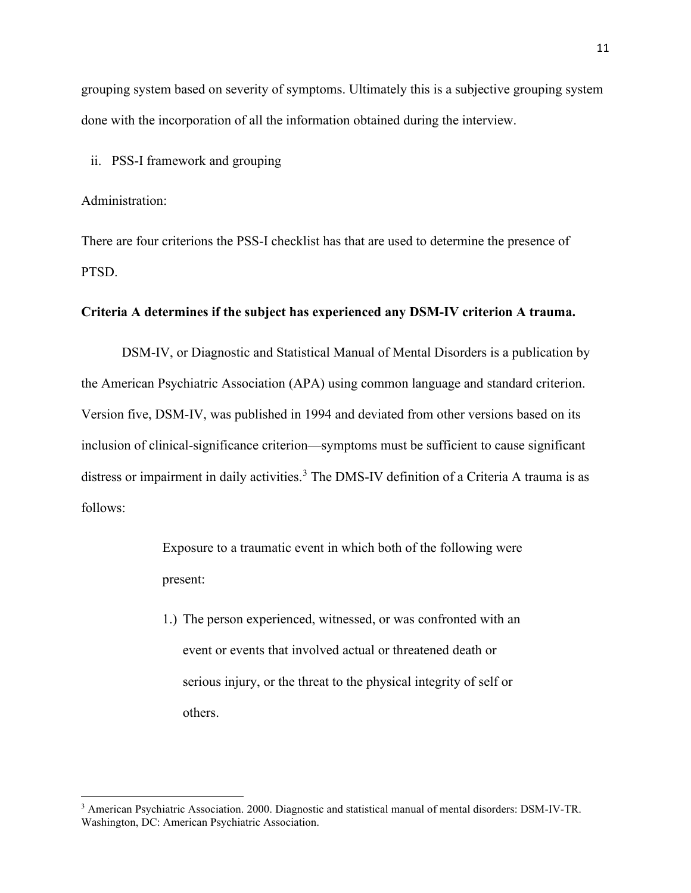grouping system based on severity of symptoms. Ultimately this is a subjective grouping system done with the incorporation of all the information obtained during the interview.

ii. PSS-I framework and grouping

Administration:

There are four criterions the PSS-I checklist has that are used to determine the presence of PTSD.

**Criteria A determines if the subject has experienced any DSM-IV criterion A trauma.**

DSM-IV, or Diagnostic and Statistical Manual of Mental Disorders is a publication by the American Psychiatric Association (APA) using common language and standard criterion. Version five, DSM-IV, was published in 1994 and deviated from other versions based on its inclusion of clinical-significance criterion—symptoms must be sufficient to cause significant distress or impairment in daily activities.[3] The DMS-IV definition of a Criteria A trauma is as follows:

> Exposure to a traumatic event in which both of the following were present:
>
> 1.) The person experienced, witnessed, or was confronted with an event or events that involved actual or threatened death or serious injury, or the threat to the physical integrity of self or others.

[3] American Psychiatric Association. 2000. Diagnostic and statistical manual of mental disorders: DSM-IV-TR. Washington, DC: American Psychiatric Association.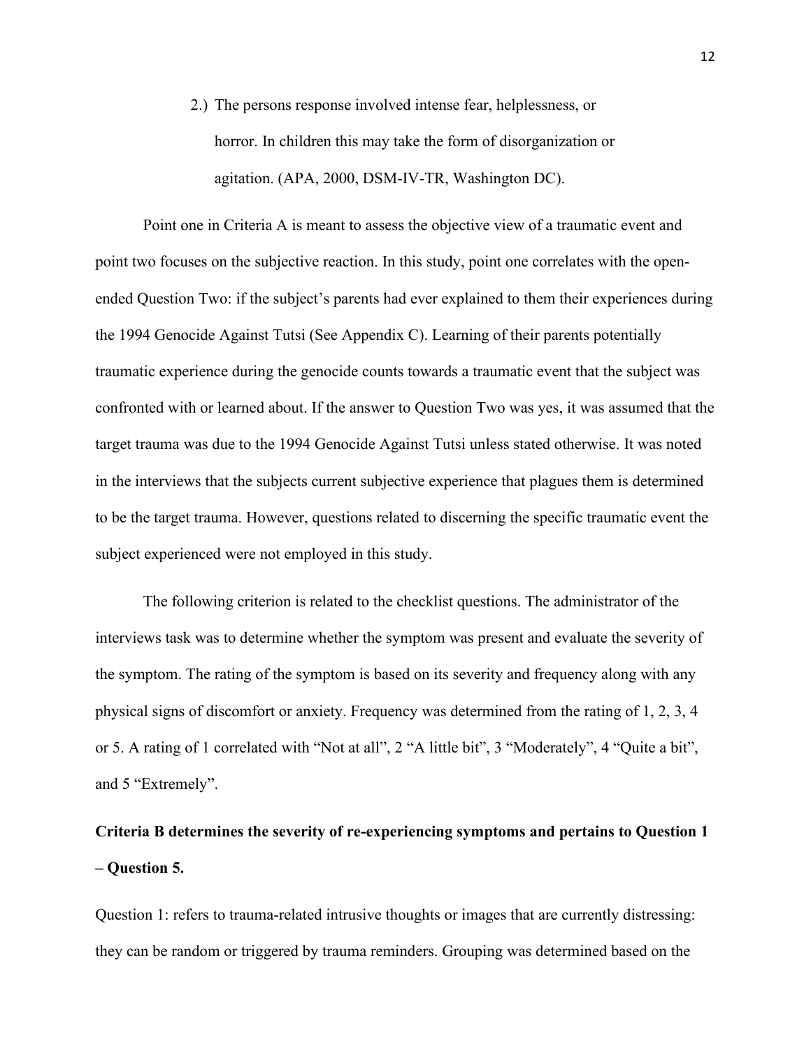2.) The persons response involved intense fear, helplessness, or horror. In children this may take the form of disorganization or agitation. (APA, 2000, DSM-IV-TR, Washington DC).

Point one in Criteria A is meant to assess the objective view of a traumatic event and point two focuses on the subjective reaction. In this study, point one correlates with the open-ended Question Two: if the subject's parents had ever explained to them their experiences during the 1994 Genocide Against Tutsi (See Appendix C). Learning of their parents potentially traumatic experience during the genocide counts towards a traumatic event that the subject was confronted with or learned about. If the answer to Question Two was yes, it was assumed that the target trauma was due to the 1994 Genocide Against Tutsi unless stated otherwise. It was noted in the interviews that the subjects current subjective experience that plagues them is determined to be the target trauma. However, questions related to discerning the specific traumatic event the subject experienced were not employed in this study.

The following criterion is related to the checklist questions. The administrator of the interviews task was to determine whether the symptom was present and evaluate the severity of the symptom. The rating of the symptom is based on its severity and frequency along with any physical signs of discomfort or anxiety. Frequency was determined from the rating of 1, 2, 3, 4 or 5. A rating of 1 correlated with "Not at all", 2 "A little bit", 3 "Moderately", 4 "Quite a bit", and 5 "Extremely".

**Criteria B determines the severity of re-experiencing symptoms and pertains to Question 1 – Question 5.**

Question 1: refers to trauma-related intrusive thoughts or images that are currently distressing: they can be random or triggered by trauma reminders. Grouping was determined based on the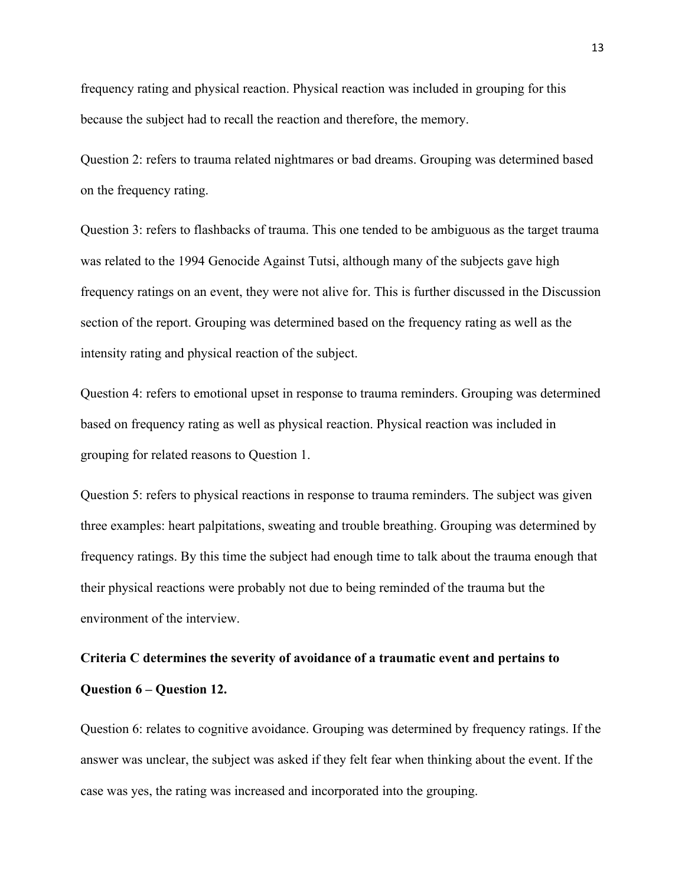frequency rating and physical reaction. Physical reaction was included in grouping for this because the subject had to recall the reaction and therefore, the memory.

Question 2: refers to trauma related nightmares or bad dreams. Grouping was determined based on the frequency rating.

Question 3: refers to flashbacks of trauma. This one tended to be ambiguous as the target trauma was related to the 1994 Genocide Against Tutsi, although many of the subjects gave high frequency ratings on an event, they were not alive for. This is further discussed in the Discussion section of the report. Grouping was determined based on the frequency rating as well as the intensity rating and physical reaction of the subject.

Question 4: refers to emotional upset in response to trauma reminders. Grouping was determined based on frequency rating as well as physical reaction. Physical reaction was included in grouping for related reasons to Question 1.

Question 5: refers to physical reactions in response to trauma reminders. The subject was given three examples: heart palpitations, sweating and trouble breathing. Grouping was determined by frequency ratings. By this time the subject had enough time to talk about the trauma enough that their physical reactions were probably not due to being reminded of the trauma but the environment of the interview.

**Criteria C determines the severity of avoidance of a traumatic event and pertains to Question 6 – Question 12.**

Question 6: relates to cognitive avoidance. Grouping was determined by frequency ratings. If the answer was unclear, the subject was asked if they felt fear when thinking about the event. If the case was yes, the rating was increased and incorporated into the grouping.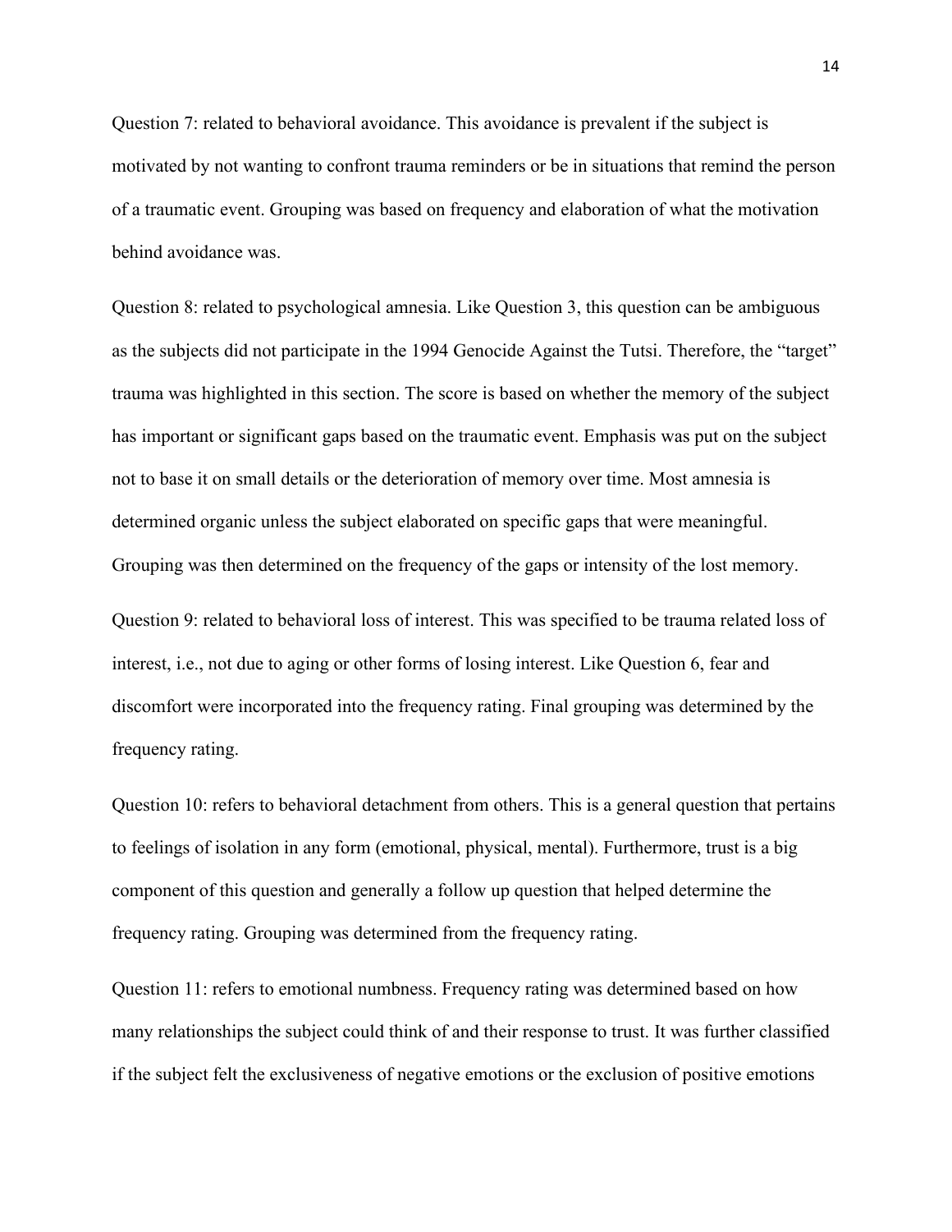Question 7: related to behavioral avoidance. This avoidance is prevalent if the subject is motivated by not wanting to confront trauma reminders or be in situations that remind the person of a traumatic event. Grouping was based on frequency and elaboration of what the motivation behind avoidance was.

Question 8: related to psychological amnesia. Like Question 3, this question can be ambiguous as the subjects did not participate in the 1994 Genocide Against the Tutsi. Therefore, the "target" trauma was highlighted in this section. The score is based on whether the memory of the subject has important or significant gaps based on the traumatic event. Emphasis was put on the subject not to base it on small details or the deterioration of memory over time. Most amnesia is determined organic unless the subject elaborated on specific gaps that were meaningful. Grouping was then determined on the frequency of the gaps or intensity of the lost memory.

Question 9: related to behavioral loss of interest. This was specified to be trauma related loss of interest, i.e., not due to aging or other forms of losing interest. Like Question 6, fear and discomfort were incorporated into the frequency rating. Final grouping was determined by the frequency rating.

Question 10: refers to behavioral detachment from others. This is a general question that pertains to feelings of isolation in any form (emotional, physical, mental). Furthermore, trust is a big component of this question and generally a follow up question that helped determine the frequency rating. Grouping was determined from the frequency rating.

Question 11: refers to emotional numbness. Frequency rating was determined based on how many relationships the subject could think of and their response to trust. It was further classified if the subject felt the exclusiveness of negative emotions or the exclusion of positive emotions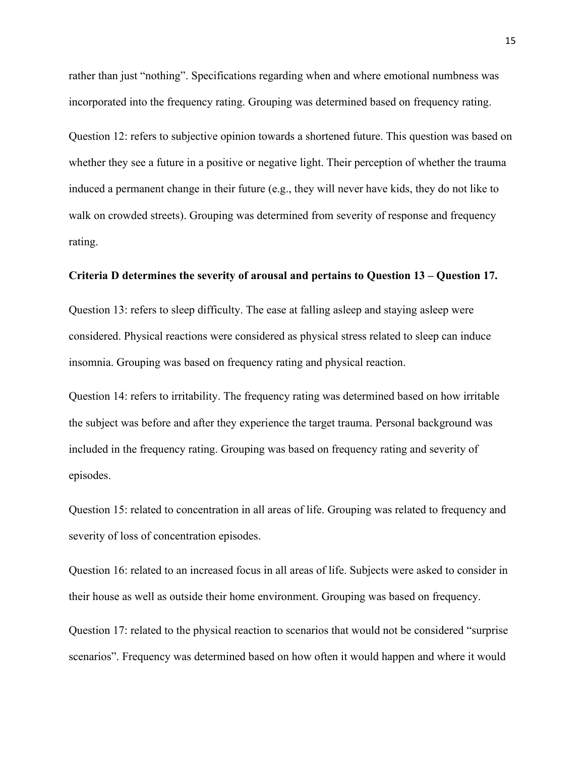rather than just “nothing”. Specifications regarding when and where emotional numbness was incorporated into the frequency rating. Grouping was determined based on frequency rating.

Question 12: refers to subjective opinion towards a shortened future. This question was based on whether they see a future in a positive or negative light. Their perception of whether the trauma induced a permanent change in their future (e.g., they will never have kids, they do not like to walk on crowded streets). Grouping was determined from severity of response and frequency rating.

**Criteria D determines the severity of arousal and pertains to Question 13 – Question 17.**

Question 13: refers to sleep difficulty. The ease at falling asleep and staying asleep were considered. Physical reactions were considered as physical stress related to sleep can induce insomnia. Grouping was based on frequency rating and physical reaction.

Question 14: refers to irritability. The frequency rating was determined based on how irritable the subject was before and after they experience the target trauma. Personal background was included in the frequency rating. Grouping was based on frequency rating and severity of episodes.

Question 15: related to concentration in all areas of life. Grouping was related to frequency and severity of loss of concentration episodes.

Question 16: related to an increased focus in all areas of life. Subjects were asked to consider in their house as well as outside their home environment. Grouping was based on frequency.

Question 17: related to the physical reaction to scenarios that would not be considered “surprise scenarios”. Frequency was determined based on how often it would happen and where it would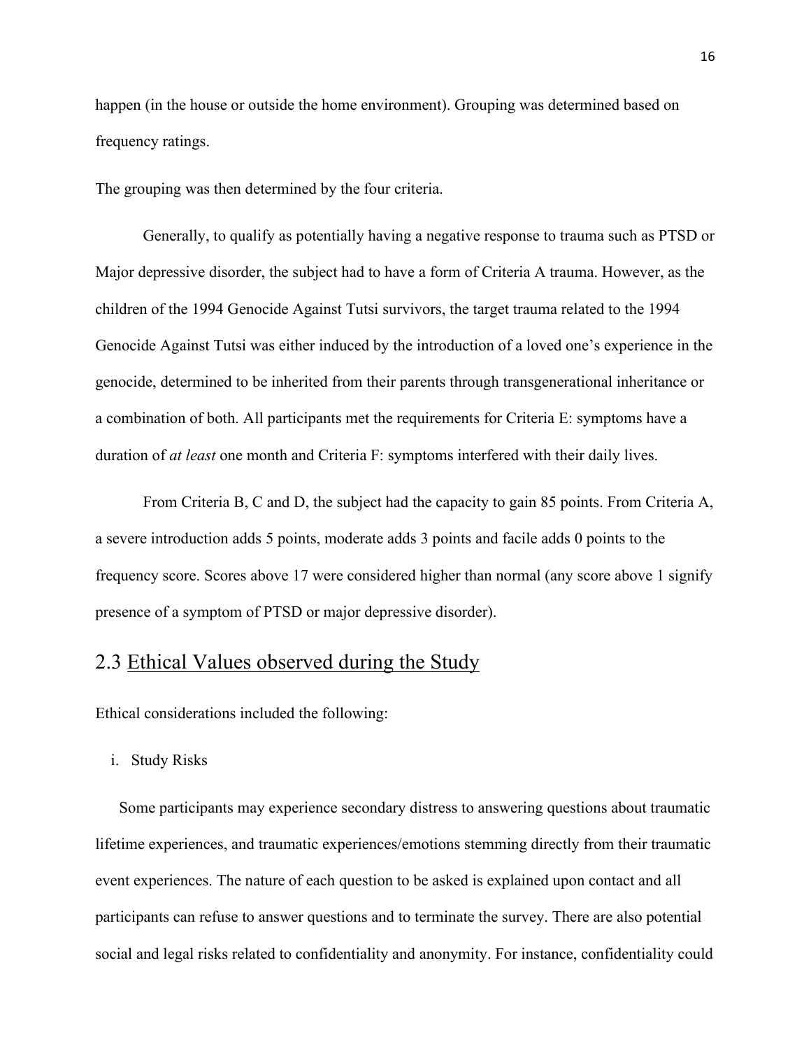happen (in the house or outside the home environment). Grouping was determined based on frequency ratings.

The grouping was then determined by the four criteria.

Generally, to qualify as potentially having a negative response to trauma such as PTSD or Major depressive disorder, the subject had to have a form of Criteria A trauma. However, as the children of the 1994 Genocide Against Tutsi survivors, the target trauma related to the 1994 Genocide Against Tutsi was either induced by the introduction of a loved one's experience in the genocide, determined to be inherited from their parents through transgenerational inheritance or a combination of both. All participants met the requirements for Criteria E: symptoms have a duration of *at least* one month and Criteria F: symptoms interfered with their daily lives.

From Criteria B, C and D, the subject had the capacity to gain 85 points. From Criteria A, a severe introduction adds 5 points, moderate adds 3 points and facile adds 0 points to the frequency score. Scores above 17 were considered higher than normal (any score above 1 signify presence of a symptom of PTSD or major depressive disorder).

## 2.3 Ethical Values observed during the Study

Ethical considerations included the following:

i. Study Risks

Some participants may experience secondary distress to answering questions about traumatic lifetime experiences, and traumatic experiences/emotions stemming directly from their traumatic event experiences. The nature of each question to be asked is explained upon contact and all participants can refuse to answer questions and to terminate the survey. There are also potential social and legal risks related to confidentiality and anonymity. For instance, confidentiality could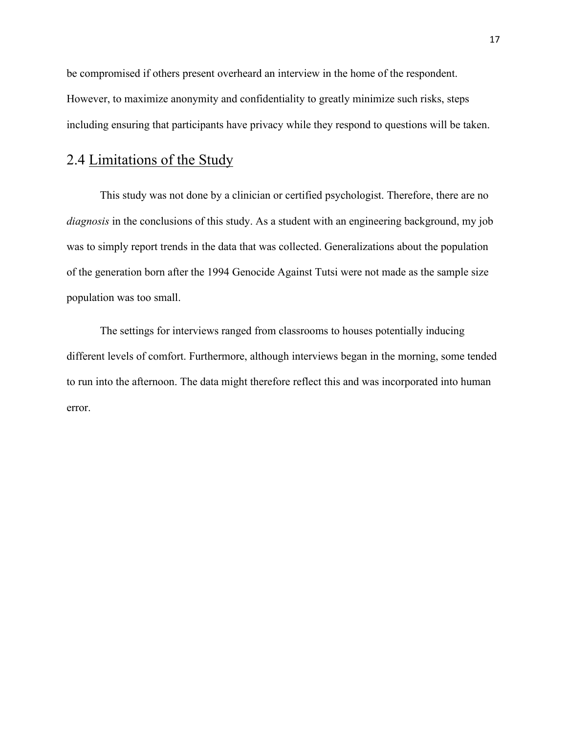be compromised if others present overheard an interview in the home of the respondent. However, to maximize anonymity and confidentiality to greatly minimize such risks, steps including ensuring that participants have privacy while they respond to questions will be taken.

## 2.4 Limitations of the Study

This study was not done by a clinician or certified psychologist. Therefore, there are no *diagnosis* in the conclusions of this study. As a student with an engineering background, my job was to simply report trends in the data that was collected. Generalizations about the population of the generation born after the 1994 Genocide Against Tutsi were not made as the sample size population was too small.

The settings for interviews ranged from classrooms to houses potentially inducing different levels of comfort. Furthermore, although interviews began in the morning, some tended to run into the afternoon. The data might therefore reflect this and was incorporated into human error.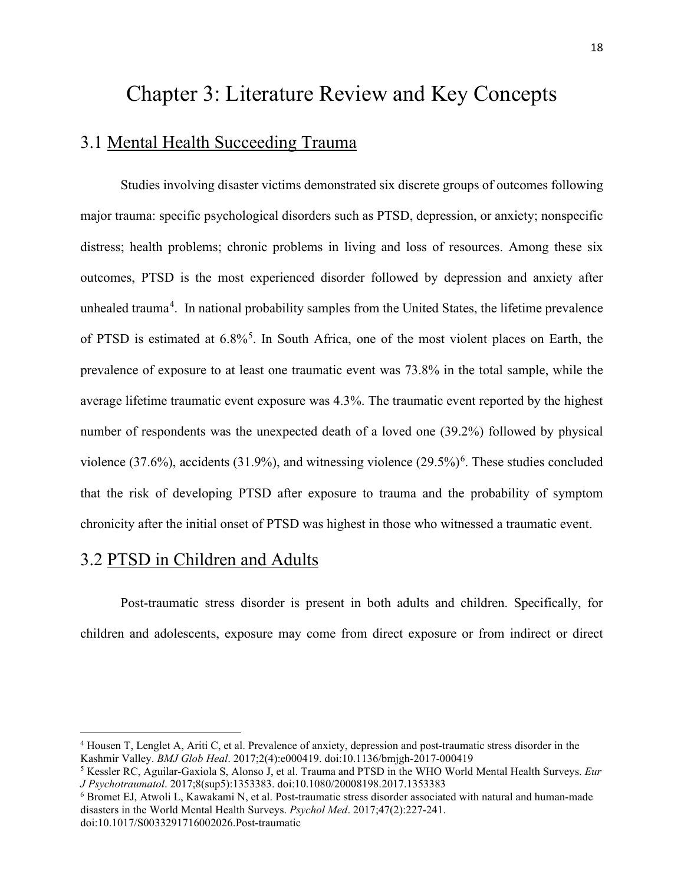# Chapter 3: Literature Review and Key Concepts

## 3.1 Mental Health Succeeding Trauma

Studies involving disaster victims demonstrated six discrete groups of outcomes following major trauma: specific psychological disorders such as PTSD, depression, or anxiety; nonspecific distress; health problems; chronic problems in living and loss of resources. Among these six outcomes, PTSD is the most experienced disorder followed by depression and anxiety after unhealed trauma[4]. In national probability samples from the United States, the lifetime prevalence of PTSD is estimated at 6.8%[5]. In South Africa, one of the most violent places on Earth, the prevalence of exposure to at least one traumatic event was 73.8% in the total sample, while the average lifetime traumatic event exposure was 4.3%. The traumatic event reported by the highest number of respondents was the unexpected death of a loved one (39.2%) followed by physical violence (37.6%), accidents (31.9%), and witnessing violence (29.5%)[6]. These studies concluded that the risk of developing PTSD after exposure to trauma and the probability of symptom chronicity after the initial onset of PTSD was highest in those who witnessed a traumatic event.

## 3.2 PTSD in Children and Adults

Post-traumatic stress disorder is present in both adults and children. Specifically, for children and adolescents, exposure may come from direct exposure or from indirect or direct

---

[4] Housen T, Lenglet A, Ariti C, et al. Prevalence of anxiety, depression and post-traumatic stress disorder in the Kashmir Valley. *BMJ Glob Heal*. 2017;2(4):e000419. doi:10.1136/bmjgh-2017-000419

[5] Kessler RC, Aguilar-Gaxiola S, Alonso J, et al. Trauma and PTSD in the WHO World Mental Health Surveys. *Eur J Psychotraumatol*. 2017;8(sup5):1353383. doi:10.1080/20008198.2017.1353383

[6] Bromet EJ, Atwoli L, Kawakami N, et al. Post-traumatic stress disorder associated with natural and human-made disasters in the World Mental Health Surveys. *Psychol Med*. 2017;47(2):227-241. doi:10.1017/S0033291716002026.Post-traumatic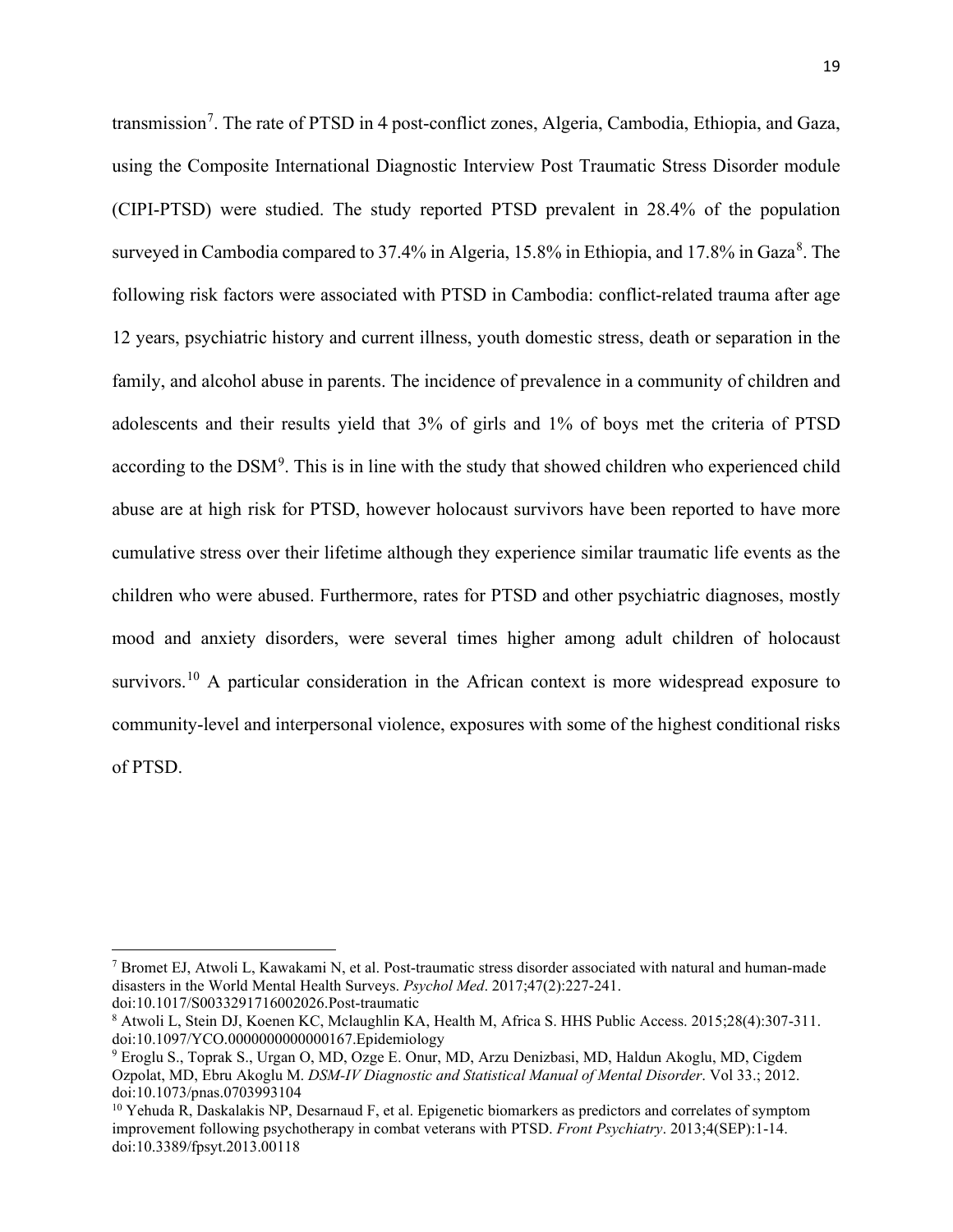transmission[7]. The rate of PTSD in 4 post-conflict zones, Algeria, Cambodia, Ethiopia, and Gaza, using the Composite International Diagnostic Interview Post Traumatic Stress Disorder module (CIPI-PTSD) were studied. The study reported PTSD prevalent in 28.4% of the population surveyed in Cambodia compared to 37.4% in Algeria, 15.8% in Ethiopia, and 17.8% in Gaza[8]. The following risk factors were associated with PTSD in Cambodia: conflict-related trauma after age 12 years, psychiatric history and current illness, youth domestic stress, death or separation in the family, and alcohol abuse in parents. The incidence of prevalence in a community of children and adolescents and their results yield that 3% of girls and 1% of boys met the criteria of PTSD according to the DSM[9]. This is in line with the study that showed children who experienced child abuse are at high risk for PTSD, however holocaust survivors have been reported to have more cumulative stress over their lifetime although they experience similar traumatic life events as the children who were abused. Furthermore, rates for PTSD and other psychiatric diagnoses, mostly mood and anxiety disorders, were several times higher among adult children of holocaust survivors.[10] A particular consideration in the African context is more widespread exposure to community-level and interpersonal violence, exposures with some of the highest conditional risks of PTSD.

---

[7] Bromet EJ, Atwoli L, Kawakami N, et al. Post-traumatic stress disorder associated with natural and human-made disasters in the World Mental Health Surveys. *Psychol Med*. 2017;47(2):227-241. doi:10.1017/S0033291716002026.Post-traumatic

[8] Atwoli L, Stein DJ, Koenen KC, Mclaughlin KA, Health M, Africa S. HHS Public Access. 2015;28(4):307-311. doi:10.1097/YCO.0000000000000167.Epidemiology

[9] Eroglu S., Toprak S., Urgan O, MD, Ozge E. Onur, MD, Arzu Denizbasi, MD, Haldun Akoglu, MD, Cigdem Ozpolat, MD, Ebru Akoglu M. *DSM-IV Diagnostic and Statistical Manual of Mental Disorder*. Vol 33.; 2012. doi:10.1073/pnas.0703993104

[10] Yehuda R, Daskalakis NP, Desarnaud F, et al. Epigenetic biomarkers as predictors and correlates of symptom improvement following psychotherapy in combat veterans with PTSD. *Front Psychiatry*. 2013;4(SEP):1-14. doi:10.3389/fpsyt.2013.00118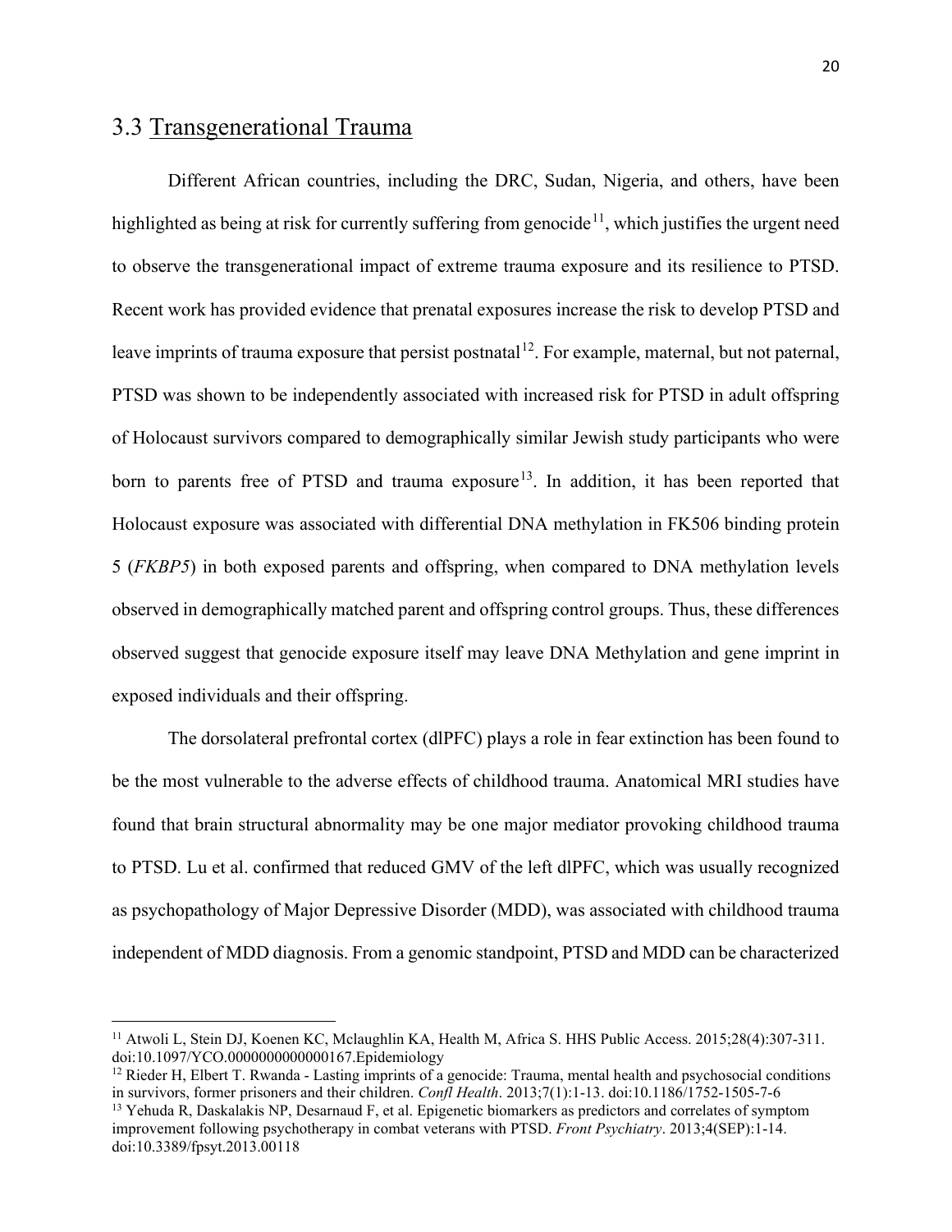## 3.3 Transgenerational Trauma

Different African countries, including the DRC, Sudan, Nigeria, and others, have been highlighted as being at risk for currently suffering from genocide[11], which justifies the urgent need to observe the transgenerational impact of extreme trauma exposure and its resilience to PTSD. Recent work has provided evidence that prenatal exposures increase the risk to develop PTSD and leave imprints of trauma exposure that persist postnatal[12]. For example, maternal, but not paternal, PTSD was shown to be independently associated with increased risk for PTSD in adult offspring of Holocaust survivors compared to demographically similar Jewish study participants who were born to parents free of PTSD and trauma exposure[13]. In addition, it has been reported that Holocaust exposure was associated with differential DNA methylation in FK506 binding protein 5 (*FKBP5*) in both exposed parents and offspring, when compared to DNA methylation levels observed in demographically matched parent and offspring control groups. Thus, these differences observed suggest that genocide exposure itself may leave DNA Methylation and gene imprint in exposed individuals and their offspring.

The dorsolateral prefrontal cortex (dlPFC) plays a role in fear extinction has been found to be the most vulnerable to the adverse effects of childhood trauma. Anatomical MRI studies have found that brain structural abnormality may be one major mediator provoking childhood trauma to PTSD. Lu et al. confirmed that reduced GMV of the left dlPFC, which was usually recognized as psychopathology of Major Depressive Disorder (MDD), was associated with childhood trauma independent of MDD diagnosis. From a genomic standpoint, PTSD and MDD can be characterized

---

[11] Atwoli L, Stein DJ, Koenen KC, Mclaughlin KA, Health M, Africa S. HHS Public Access. 2015;28(4):307-311. doi:10.1097/YCO.0000000000000167.Epidemiology

[12] Rieder H, Elbert T. Rwanda - Lasting imprints of a genocide: Trauma, mental health and psychosocial conditions in survivors, former prisoners and their children. *Confl Health*. 2013;7(1):1-13. doi:10.1186/1752-1505-7-6

[13] Yehuda R, Daskalakis NP, Desarnaud F, et al. Epigenetic biomarkers as predictors and correlates of symptom improvement following psychotherapy in combat veterans with PTSD. *Front Psychiatry*. 2013;4(SEP):1-14. doi:10.3389/fpsyt.2013.00118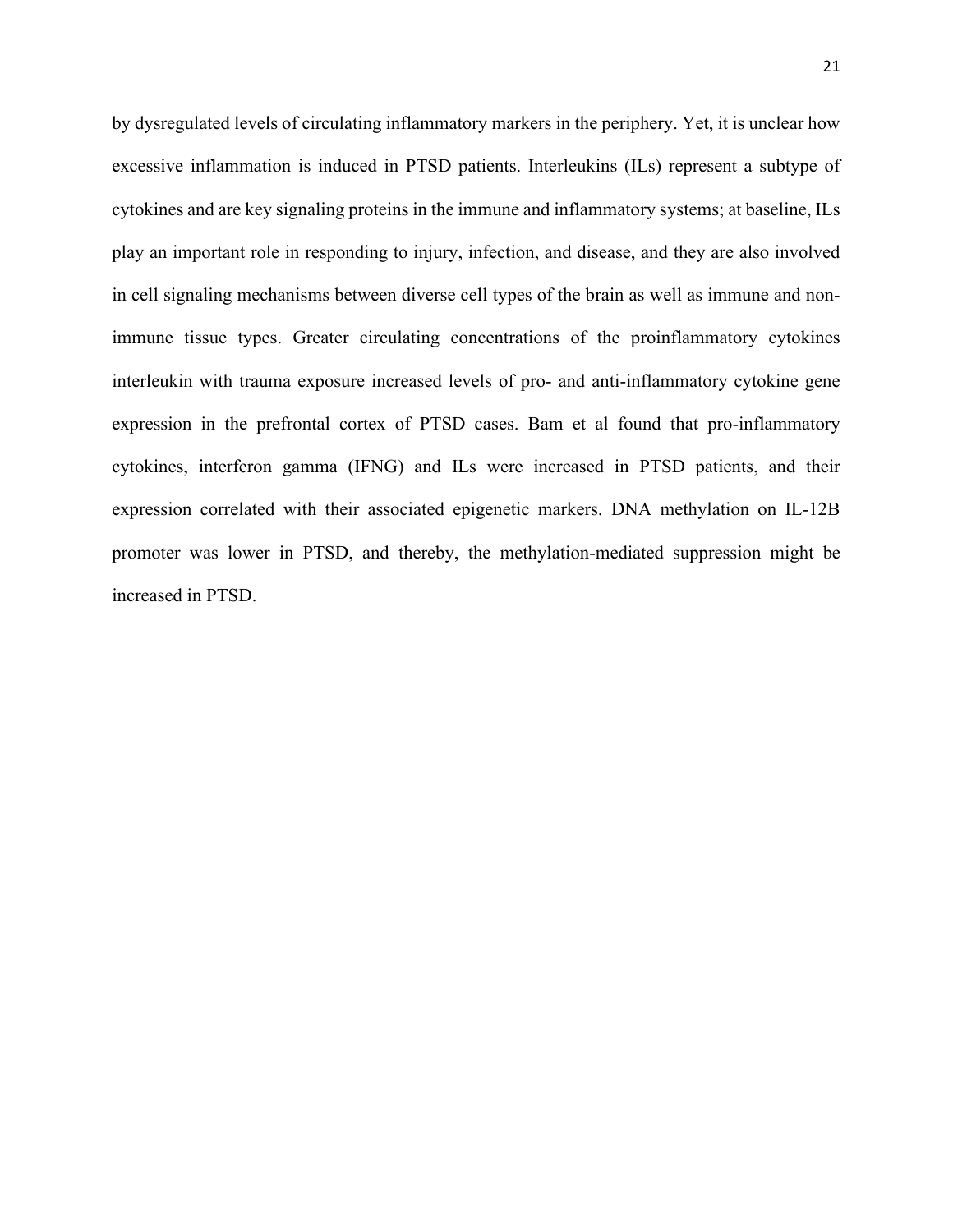by dysregulated levels of circulating inflammatory markers in the periphery. Yet, it is unclear how excessive inflammation is induced in PTSD patients. Interleukins (ILs) represent a subtype of cytokines and are key signaling proteins in the immune and inflammatory systems; at baseline, ILs play an important role in responding to injury, infection, and disease, and they are also involved in cell signaling mechanisms between diverse cell types of the brain as well as immune and non-immune tissue types. Greater circulating concentrations of the proinflammatory cytokines interleukin with trauma exposure increased levels of pro- and anti-inflammatory cytokine gene expression in the prefrontal cortex of PTSD cases. Bam et al found that pro-inflammatory cytokines, interferon gamma (IFNG) and ILs were increased in PTSD patients, and their expression correlated with their associated epigenetic markers. DNA methylation on IL-12B promoter was lower in PTSD, and thereby, the methylation-mediated suppression might be increased in PTSD.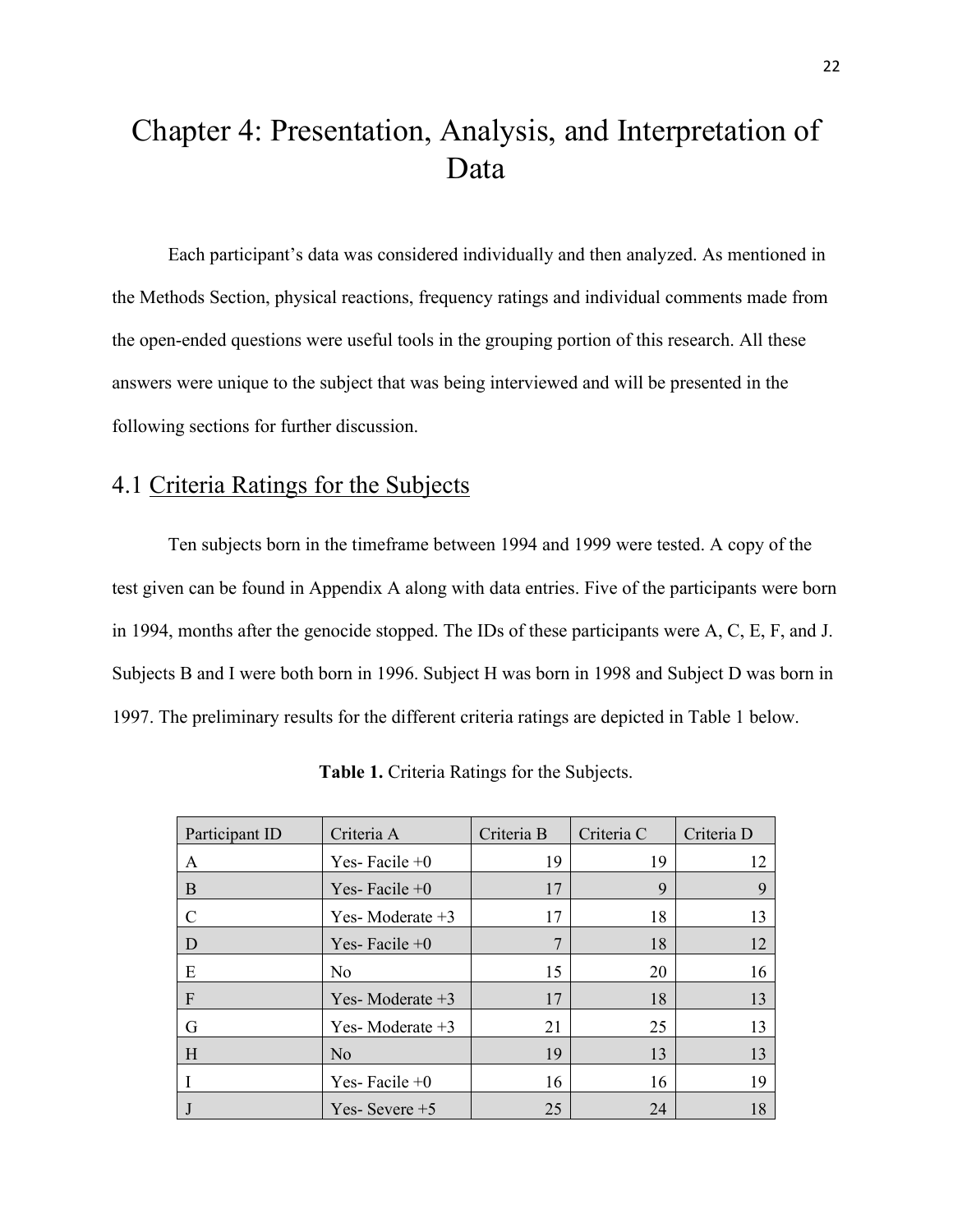# Chapter 4: Presentation, Analysis, and Interpretation of Data

Each participant's data was considered individually and then analyzed. As mentioned in the Methods Section, physical reactions, frequency ratings and individual comments made from the open-ended questions were useful tools in the grouping portion of this research. All these answers were unique to the subject that was being interviewed and will be presented in the following sections for further discussion.

## 4.1 Criteria Ratings for the Subjects

Ten subjects born in the timeframe between 1994 and 1999 were tested. A copy of the test given can be found in Appendix A along with data entries. Five of the participants were born in 1994, months after the genocide stopped. The IDs of these participants were A, C, E, F, and J. Subjects B and I were both born in 1996. Subject H was born in 1998 and Subject D was born in 1997. The preliminary results for the different criteria ratings are depicted in Table 1 below.

**Table 1.** Criteria Ratings for the Subjects.

| Participant ID | Criteria A | Criteria B | Criteria C | Criteria D |
|---|---|---|---|---|
| A | Yes- Facile +0 | 19 | 19 | 12 |
| B | Yes- Facile +0 | 17 | 9 | 9 |
| C | Yes- Moderate +3 | 17 | 18 | 13 |
| D | Yes- Facile +0 | 7 | 18 | 12 |
| E | No | 15 | 20 | 16 |
| F | Yes- Moderate +3 | 17 | 18 | 13 |
| G | Yes- Moderate +3 | 21 | 25 | 13 |
| H | No | 19 | 13 | 13 |
| I | Yes- Facile +0 | 16 | 16 | 19 |
| J | Yes- Severe +5 | 25 | 24 | 18 |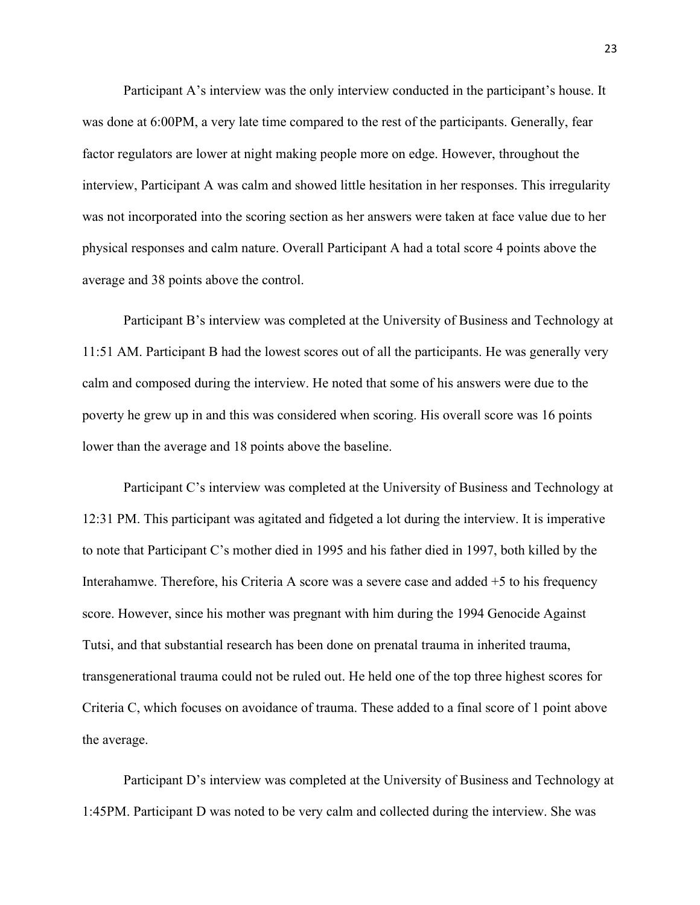Participant A's interview was the only interview conducted in the participant's house. It was done at 6:00PM, a very late time compared to the rest of the participants. Generally, fear factor regulators are lower at night making people more on edge. However, throughout the interview, Participant A was calm and showed little hesitation in her responses. This irregularity was not incorporated into the scoring section as her answers were taken at face value due to her physical responses and calm nature. Overall Participant A had a total score 4 points above the average and 38 points above the control.

Participant B's interview was completed at the University of Business and Technology at 11:51 AM. Participant B had the lowest scores out of all the participants. He was generally very calm and composed during the interview. He noted that some of his answers were due to the poverty he grew up in and this was considered when scoring. His overall score was 16 points lower than the average and 18 points above the baseline.

Participant C's interview was completed at the University of Business and Technology at 12:31 PM. This participant was agitated and fidgeted a lot during the interview. It is imperative to note that Participant C's mother died in 1995 and his father died in 1997, both killed by the Interahamwe. Therefore, his Criteria A score was a severe case and added +5 to his frequency score. However, since his mother was pregnant with him during the 1994 Genocide Against Tutsi, and that substantial research has been done on prenatal trauma in inherited trauma, transgenerational trauma could not be ruled out. He held one of the top three highest scores for Criteria C, which focuses on avoidance of trauma. These added to a final score of 1 point above the average.

Participant D's interview was completed at the University of Business and Technology at 1:45PM. Participant D was noted to be very calm and collected during the interview. She was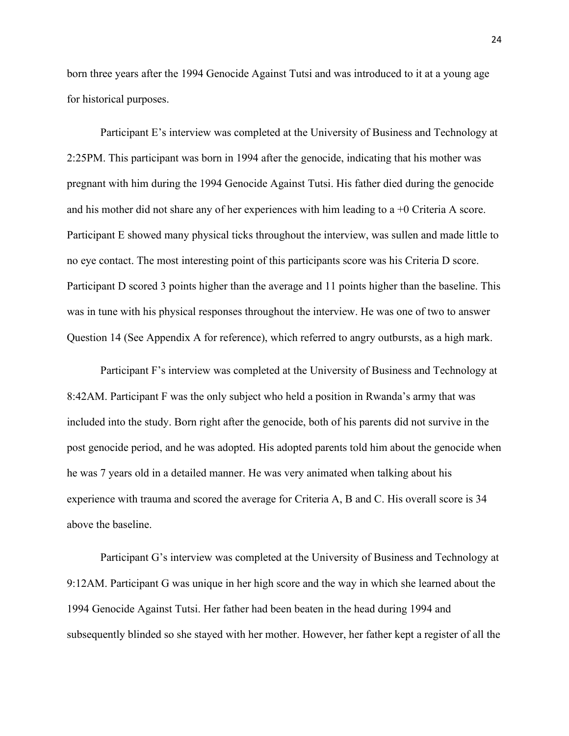born three years after the 1994 Genocide Against Tutsi and was introduced to it at a young age for historical purposes.

Participant E's interview was completed at the University of Business and Technology at 2:25PM. This participant was born in 1994 after the genocide, indicating that his mother was pregnant with him during the 1994 Genocide Against Tutsi. His father died during the genocide and his mother did not share any of her experiences with him leading to a +0 Criteria A score. Participant E showed many physical ticks throughout the interview, was sullen and made little to no eye contact. The most interesting point of this participants score was his Criteria D score. Participant D scored 3 points higher than the average and 11 points higher than the baseline. This was in tune with his physical responses throughout the interview. He was one of two to answer Question 14 (See Appendix A for reference), which referred to angry outbursts, as a high mark.

Participant F's interview was completed at the University of Business and Technology at 8:42AM. Participant F was the only subject who held a position in Rwanda's army that was included into the study. Born right after the genocide, both of his parents did not survive in the post genocide period, and he was adopted. His adopted parents told him about the genocide when he was 7 years old in a detailed manner. He was very animated when talking about his experience with trauma and scored the average for Criteria A, B and C. His overall score is 34 above the baseline.

Participant G's interview was completed at the University of Business and Technology at 9:12AM. Participant G was unique in her high score and the way in which she learned about the 1994 Genocide Against Tutsi. Her father had been beaten in the head during 1994 and subsequently blinded so she stayed with her mother. However, her father kept a register of all the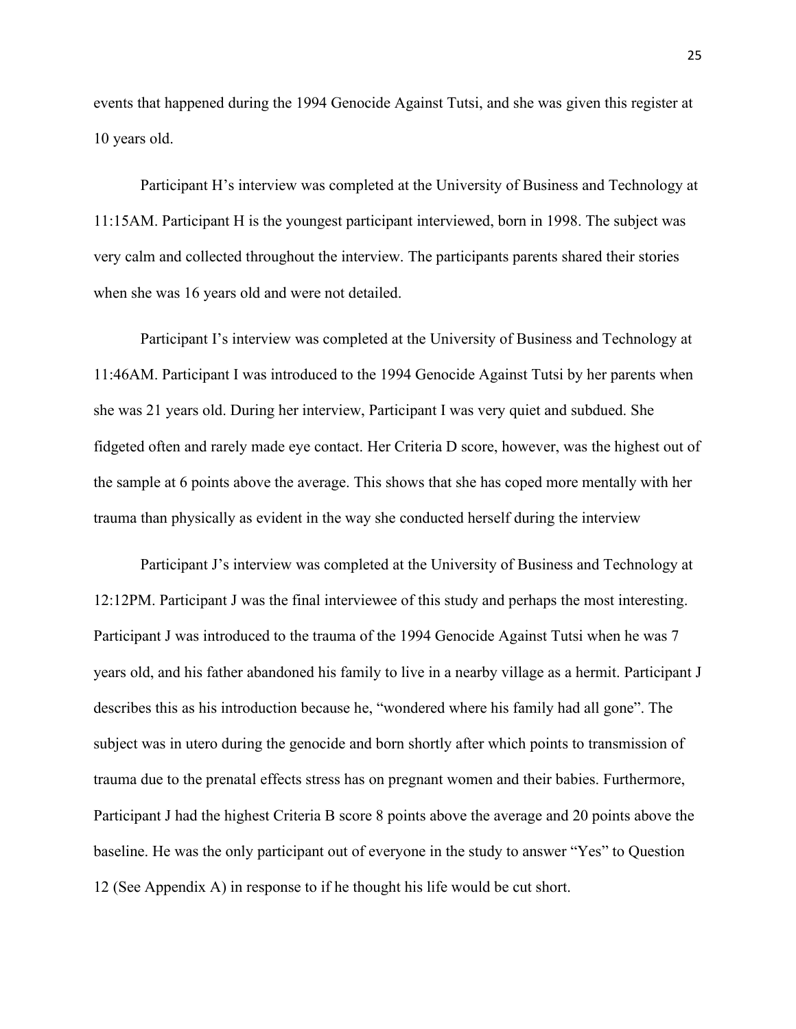events that happened during the 1994 Genocide Against Tutsi, and she was given this register at 10 years old.

Participant H's interview was completed at the University of Business and Technology at 11:15AM. Participant H is the youngest participant interviewed, born in 1998. The subject was very calm and collected throughout the interview. The participants parents shared their stories when she was 16 years old and were not detailed.

Participant I's interview was completed at the University of Business and Technology at 11:46AM. Participant I was introduced to the 1994 Genocide Against Tutsi by her parents when she was 21 years old. During her interview, Participant I was very quiet and subdued. She fidgeted often and rarely made eye contact. Her Criteria D score, however, was the highest out of the sample at 6 points above the average. This shows that she has coped more mentally with her trauma than physically as evident in the way she conducted herself during the interview

Participant J's interview was completed at the University of Business and Technology at 12:12PM. Participant J was the final interviewee of this study and perhaps the most interesting. Participant J was introduced to the trauma of the 1994 Genocide Against Tutsi when he was 7 years old, and his father abandoned his family to live in a nearby village as a hermit. Participant J describes this as his introduction because he, "wondered where his family had all gone". The subject was in utero during the genocide and born shortly after which points to transmission of trauma due to the prenatal effects stress has on pregnant women and their babies. Furthermore, Participant J had the highest Criteria B score 8 points above the average and 20 points above the baseline. He was the only participant out of everyone in the study to answer "Yes" to Question 12 (See Appendix A) in response to if he thought his life would be cut short.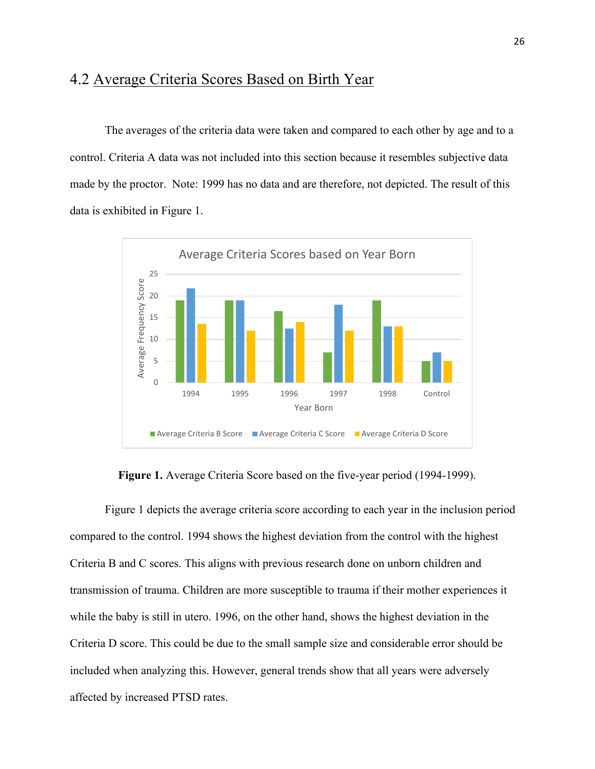## 4.2 Average Criteria Scores Based on Birth Year

The averages of the criteria data were taken and compared to each other by age and to a control. Criteria A data was not included into this section because it resembles subjective data made by the proctor. Note: 1999 has no data and are therefore, not depicted. The result of this data is exhibited in Figure 1.

Average Criteria Scores based on Year Born

Average Frequency Score

0
5
10
15
20
25

1994
1995
1996
1997
1998
Control

Year Born

Average Criteria B Score
Average Criteria C Score
Average Criteria D Score

**Figure 1.** Average Criteria Score based on the five-year period (1994-1999).

Figure 1 depicts the average criteria score according to each year in the inclusion period compared to the control. 1994 shows the highest deviation from the control with the highest Criteria B and C scores. This aligns with previous research done on unborn children and transmission of trauma. Children are more susceptible to trauma if their mother experiences it while the baby is still in utero. 1996, on the other hand, shows the highest deviation in the Criteria D score. This could be due to the small sample size and considerable error should be included when analyzing this. However, general trends show that all years were adversely affected by increased PTSD rates.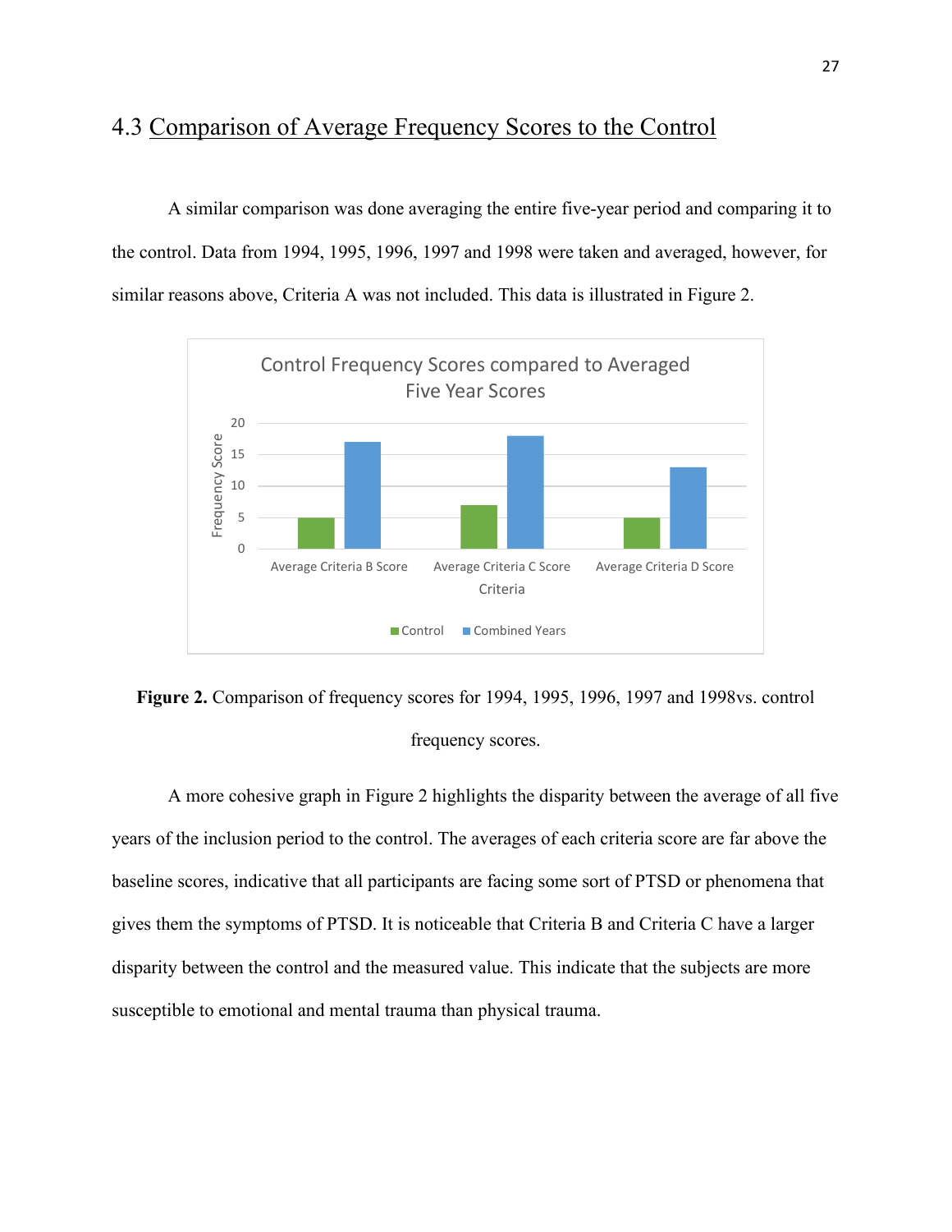## 4.3 Comparison of Average Frequency Scores to the Control

A similar comparison was done averaging the entire five-year period and comparing it to the control. Data from 1994, 1995, 1996, 1997 and 1998 were taken and averaged, however, for similar reasons above, Criteria A was not included. This data is illustrated in Figure 2.

Control Frequency Scores compared to Averaged Five Year Scores

Frequency Score

20
15
10
5
0

Average Criteria B Score
Average Criteria C Score
Average Criteria D Score

Criteria

Control
Combined Years

**Figure 2.** Comparison of frequency scores for 1994, 1995, 1996, 1997 and 1998vs. control frequency scores.

A more cohesive graph in Figure 2 highlights the disparity between the average of all five years of the inclusion period to the control. The averages of each criteria score are far above the baseline scores, indicative that all participants are facing some sort of PTSD or phenomena that gives them the symptoms of PTSD. It is noticeable that Criteria B and Criteria C have a larger disparity between the control and the measured value. This indicate that the subjects are more susceptible to emotional and mental trauma than physical trauma.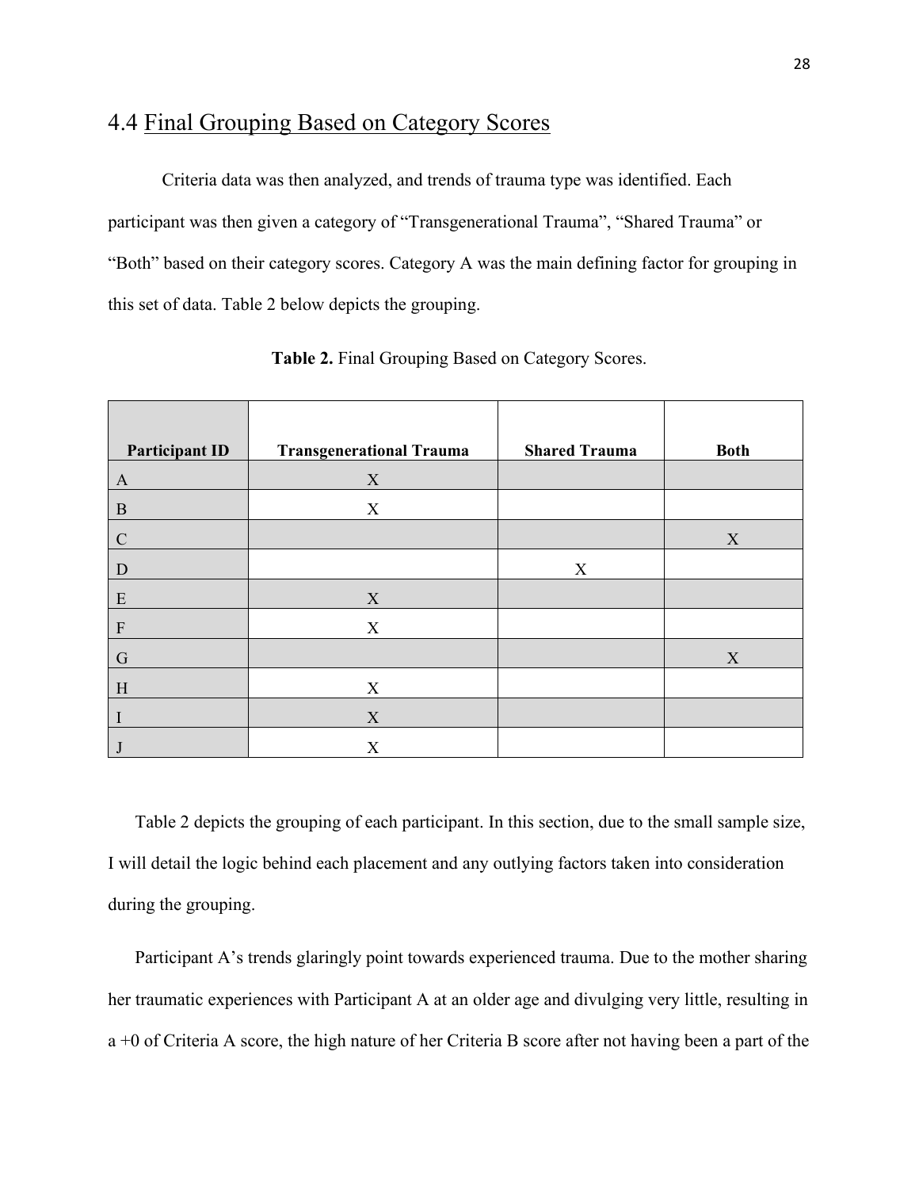## 4.4 Final Grouping Based on Category Scores

Criteria data was then analyzed, and trends of trauma type was identified. Each participant was then given a category of “Transgenerational Trauma”, “Shared Trauma” or “Both” based on their category scores. Category A was the main defining factor for grouping in this set of data. Table 2 below depicts the grouping.

**Table 2.** Final Grouping Based on Category Scores.

| Participant ID | Transgenerational Trauma | Shared Trauma | Both |
|---|---|---|---|
| A | X | | |
| B | X | | |
| C | | | X |
| D | | X | |
| E | X | | |
| F | X | | |
| G | | | X |
| H | X | | |
| I | X | | |
| J | X | | |

Table 2 depicts the grouping of each participant. In this section, due to the small sample size, I will detail the logic behind each placement and any outlying factors taken into consideration during the grouping.

Participant A’s trends glaringly point towards experienced trauma. Due to the mother sharing her traumatic experiences with Participant A at an older age and divulging very little, resulting in a +0 of Criteria A score, the high nature of her Criteria B score after not having been a part of the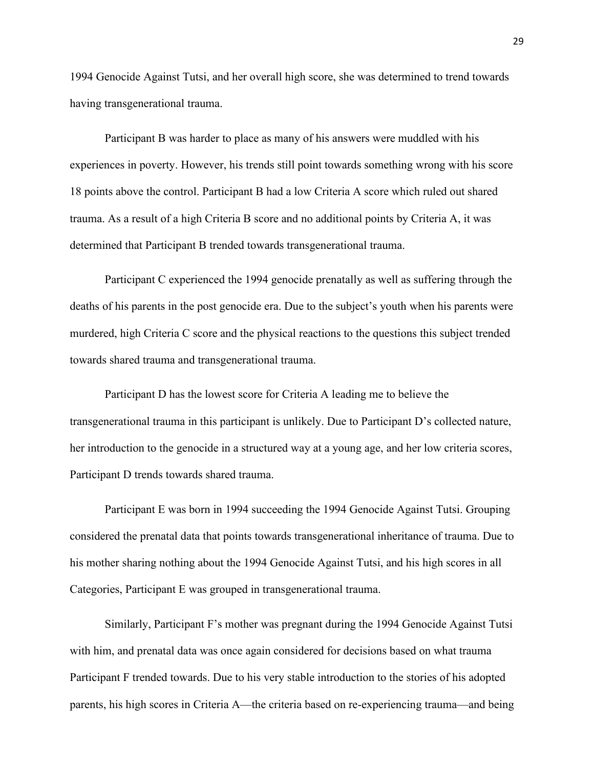1994 Genocide Against Tutsi, and her overall high score, she was determined to trend towards having transgenerational trauma.

Participant B was harder to place as many of his answers were muddled with his experiences in poverty. However, his trends still point towards something wrong with his score 18 points above the control. Participant B had a low Criteria A score which ruled out shared trauma. As a result of a high Criteria B score and no additional points by Criteria A, it was determined that Participant B trended towards transgenerational trauma.

Participant C experienced the 1994 genocide prenatally as well as suffering through the deaths of his parents in the post genocide era. Due to the subject's youth when his parents were murdered, high Criteria C score and the physical reactions to the questions this subject trended towards shared trauma and transgenerational trauma.

Participant D has the lowest score for Criteria A leading me to believe the transgenerational trauma in this participant is unlikely. Due to Participant D's collected nature, her introduction to the genocide in a structured way at a young age, and her low criteria scores, Participant D trends towards shared trauma.

Participant E was born in 1994 succeeding the 1994 Genocide Against Tutsi. Grouping considered the prenatal data that points towards transgenerational inheritance of trauma. Due to his mother sharing nothing about the 1994 Genocide Against Tutsi, and his high scores in all Categories, Participant E was grouped in transgenerational trauma.

Similarly, Participant F's mother was pregnant during the 1994 Genocide Against Tutsi with him, and prenatal data was once again considered for decisions based on what trauma Participant F trended towards. Due to his very stable introduction to the stories of his adopted parents, his high scores in Criteria A—the criteria based on re-experiencing trauma—and being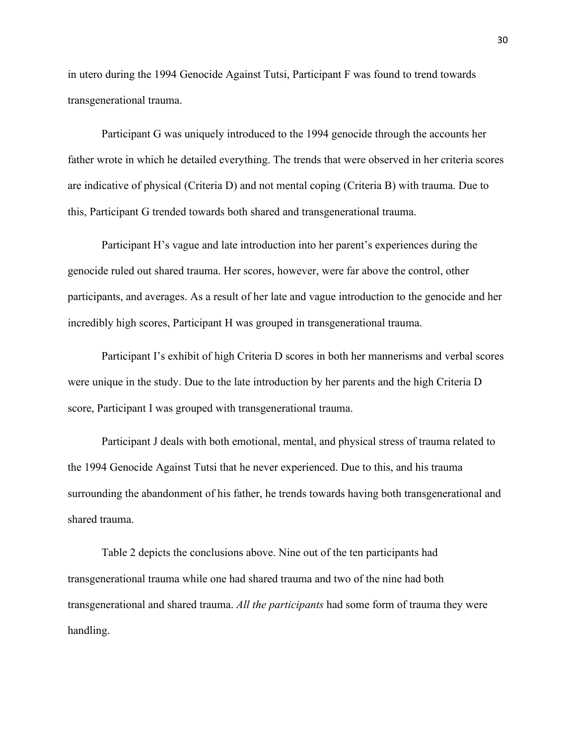in utero during the 1994 Genocide Against Tutsi, Participant F was found to trend towards transgenerational trauma.

Participant G was uniquely introduced to the 1994 genocide through the accounts her father wrote in which he detailed everything. The trends that were observed in her criteria scores are indicative of physical (Criteria D) and not mental coping (Criteria B) with trauma. Due to this, Participant G trended towards both shared and transgenerational trauma.

Participant H's vague and late introduction into her parent's experiences during the genocide ruled out shared trauma. Her scores, however, were far above the control, other participants, and averages. As a result of her late and vague introduction to the genocide and her incredibly high scores, Participant H was grouped in transgenerational trauma.

Participant I's exhibit of high Criteria D scores in both her mannerisms and verbal scores were unique in the study. Due to the late introduction by her parents and the high Criteria D score, Participant I was grouped with transgenerational trauma.

Participant J deals with both emotional, mental, and physical stress of trauma related to the 1994 Genocide Against Tutsi that he never experienced. Due to this, and his trauma surrounding the abandonment of his father, he trends towards having both transgenerational and shared trauma.

Table 2 depicts the conclusions above. Nine out of the ten participants had transgenerational trauma while one had shared trauma and two of the nine had both transgenerational and shared trauma. *All the participants* had some form of trauma they were handling.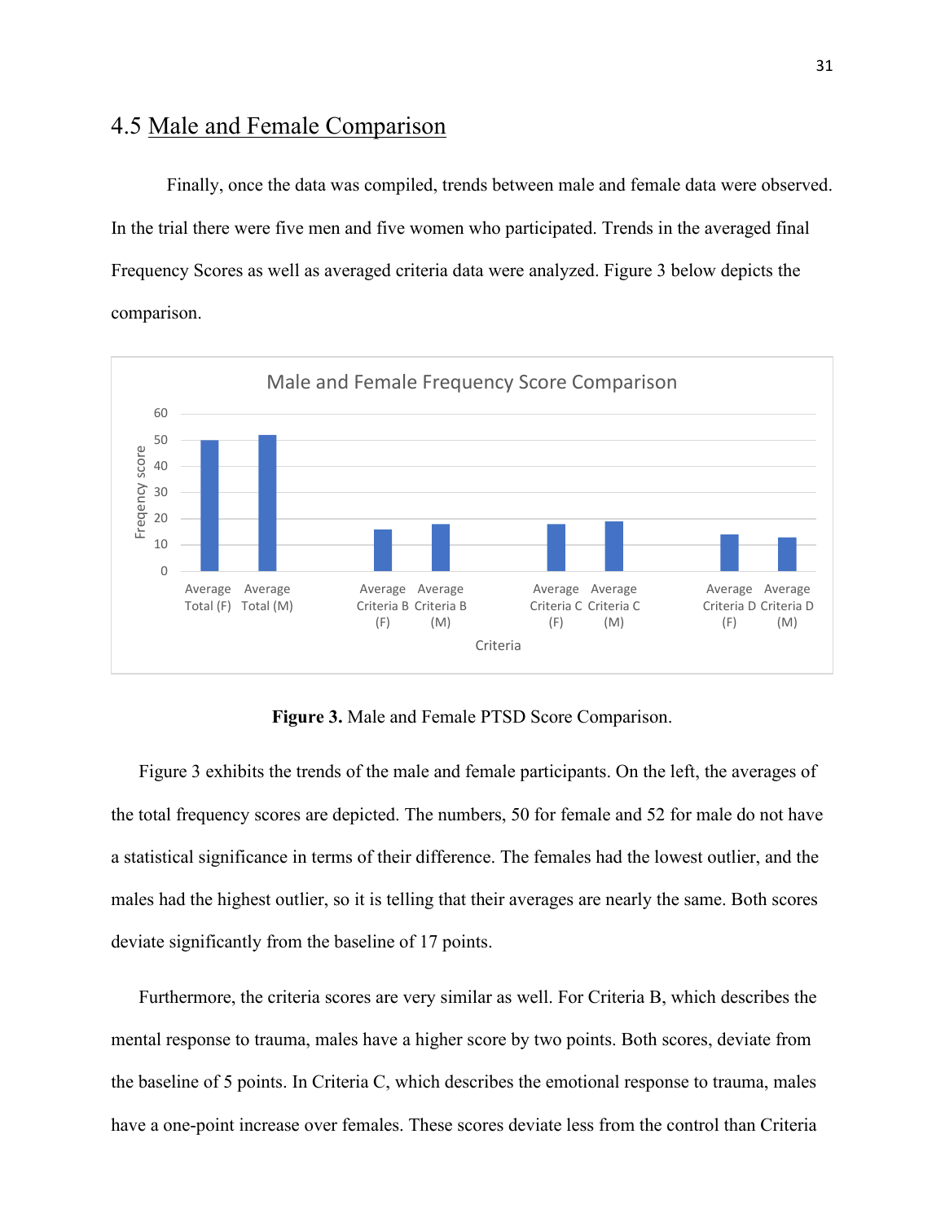## 4.5 Male and Female Comparison

Finally, once the data was compiled, trends between male and female data were observed. In the trial there were five men and five women who participated. Trends in the averaged final Frequency Scores as well as averaged criteria data were analyzed. Figure 3 below depicts the comparison.

Male and Female Frequency Score Comparison

Freqency score

60
50
40
30
20
10
0

Average Total (F)
Average Total (M)
Average Criteria B (F)
Average Criteria B (M)
Average Criteria C (F)
Average Criteria C (M)
Average Criteria D (F)
Average Criteria D (M)

Criteria

**Figure 3.** Male and Female PTSD Score Comparison.

Figure 3 exhibits the trends of the male and female participants. On the left, the averages of the total frequency scores are depicted. The numbers, 50 for female and 52 for male do not have a statistical significance in terms of their difference. The females had the lowest outlier, and the males had the highest outlier, so it is telling that their averages are nearly the same. Both scores deviate significantly from the baseline of 17 points.

Furthermore, the criteria scores are very similar as well. For Criteria B, which describes the mental response to trauma, males have a higher score by two points. Both scores, deviate from the baseline of 5 points. In Criteria C, which describes the emotional response to trauma, males have a one-point increase over females. These scores deviate less from the control than Criteria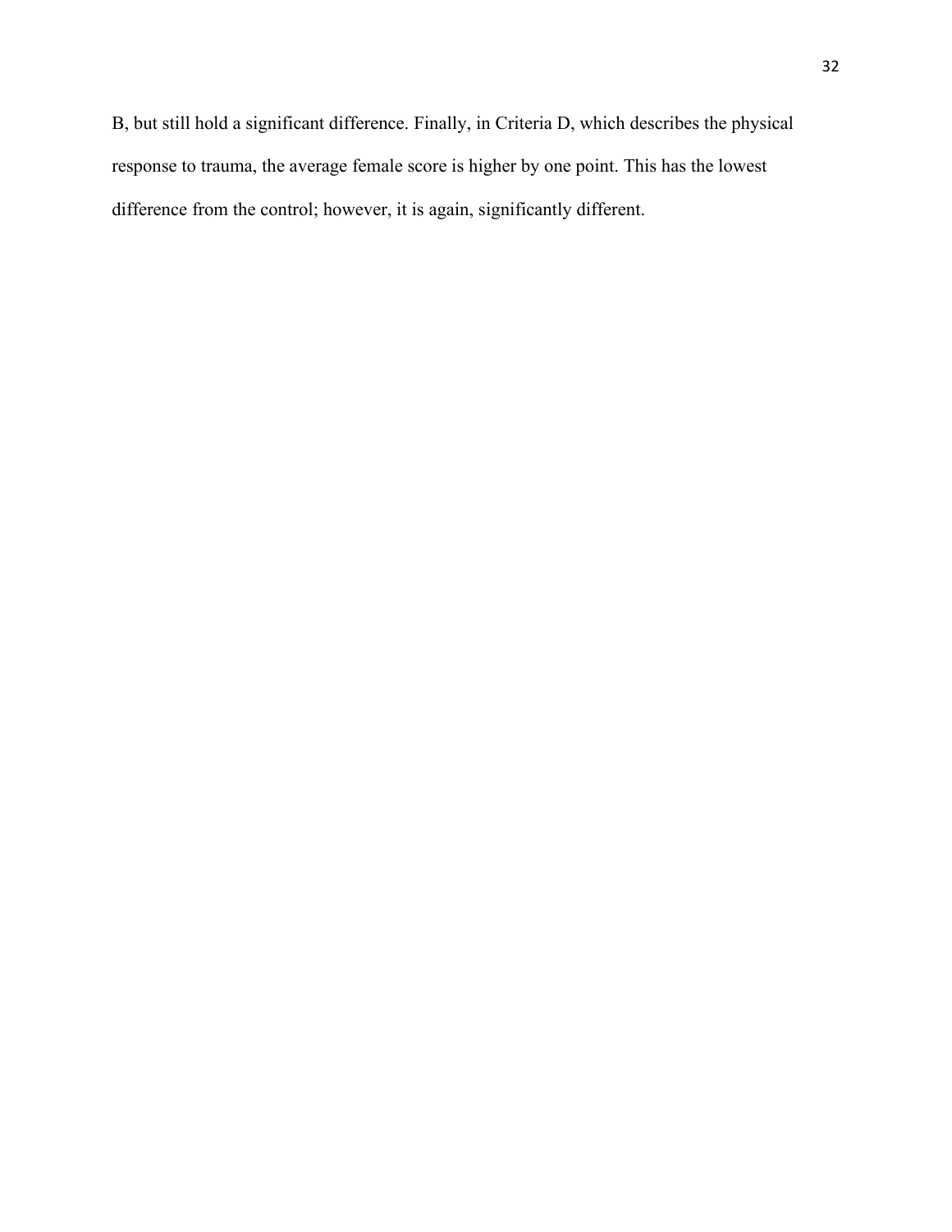B, but still hold a significant difference. Finally, in Criteria D, which describes the physical response to trauma, the average female score is higher by one point. This has the lowest difference from the control; however, it is again, significantly different.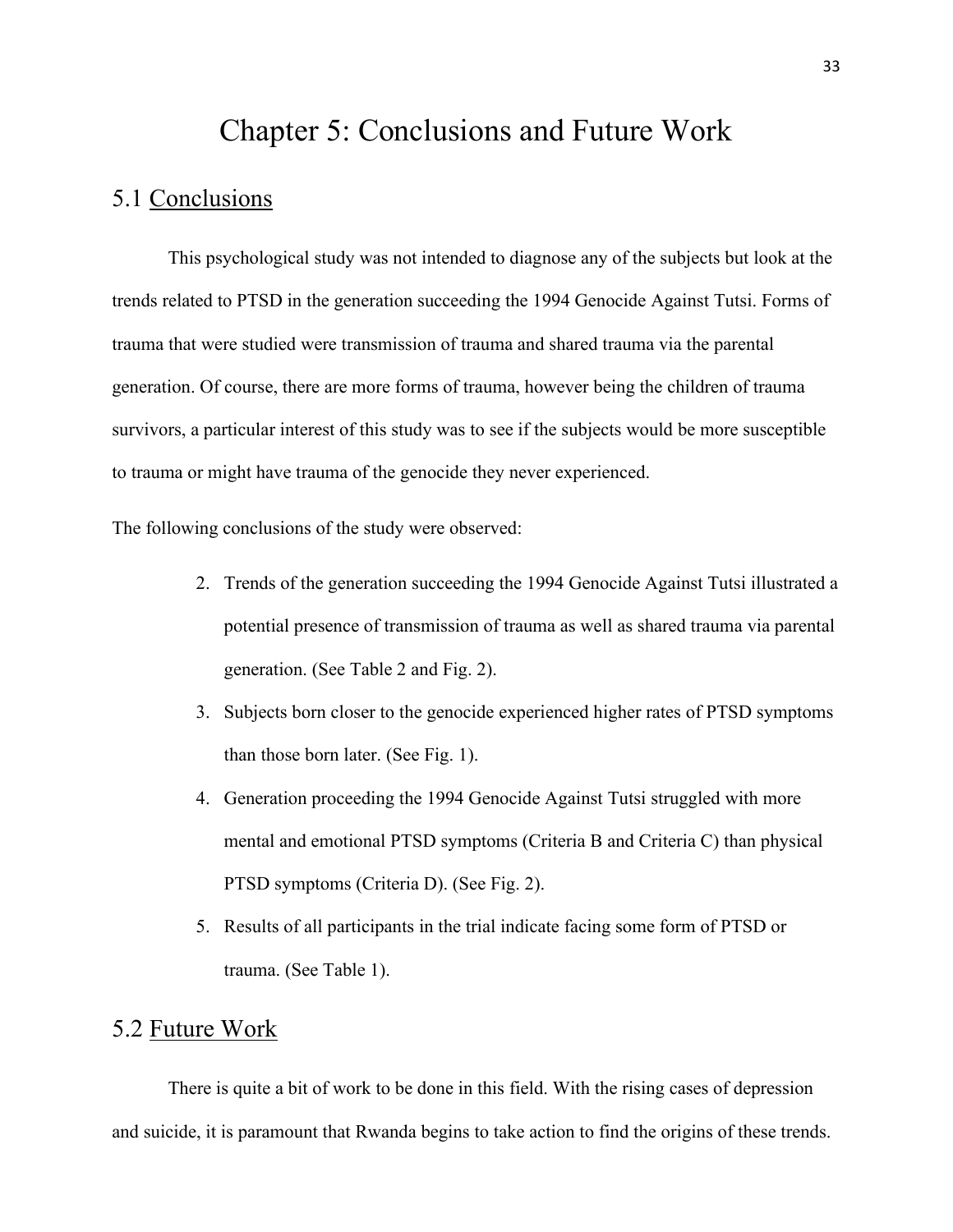# Chapter 5: Conclusions and Future Work

## 5.1 Conclusions

This psychological study was not intended to diagnose any of the subjects but look at the trends related to PTSD in the generation succeeding the 1994 Genocide Against Tutsi. Forms of trauma that were studied were transmission of trauma and shared trauma via the parental generation. Of course, there are more forms of trauma, however being the children of trauma survivors, a particular interest of this study was to see if the subjects would be more susceptible to trauma or might have trauma of the genocide they never experienced.

The following conclusions of the study were observed:

2. Trends of the generation succeeding the 1994 Genocide Against Tutsi illustrated a potential presence of transmission of trauma as well as shared trauma via parental generation. (See Table 2 and Fig. 2).
3. Subjects born closer to the genocide experienced higher rates of PTSD symptoms than those born later. (See Fig. 1).
4. Generation proceeding the 1994 Genocide Against Tutsi struggled with more mental and emotional PTSD symptoms (Criteria B and Criteria C) than physical PTSD symptoms (Criteria D). (See Fig. 2).
5. Results of all participants in the trial indicate facing some form of PTSD or trauma. (See Table 1).

## 5.2 Future Work

There is quite a bit of work to be done in this field. With the rising cases of depression and suicide, it is paramount that Rwanda begins to take action to find the origins of these trends.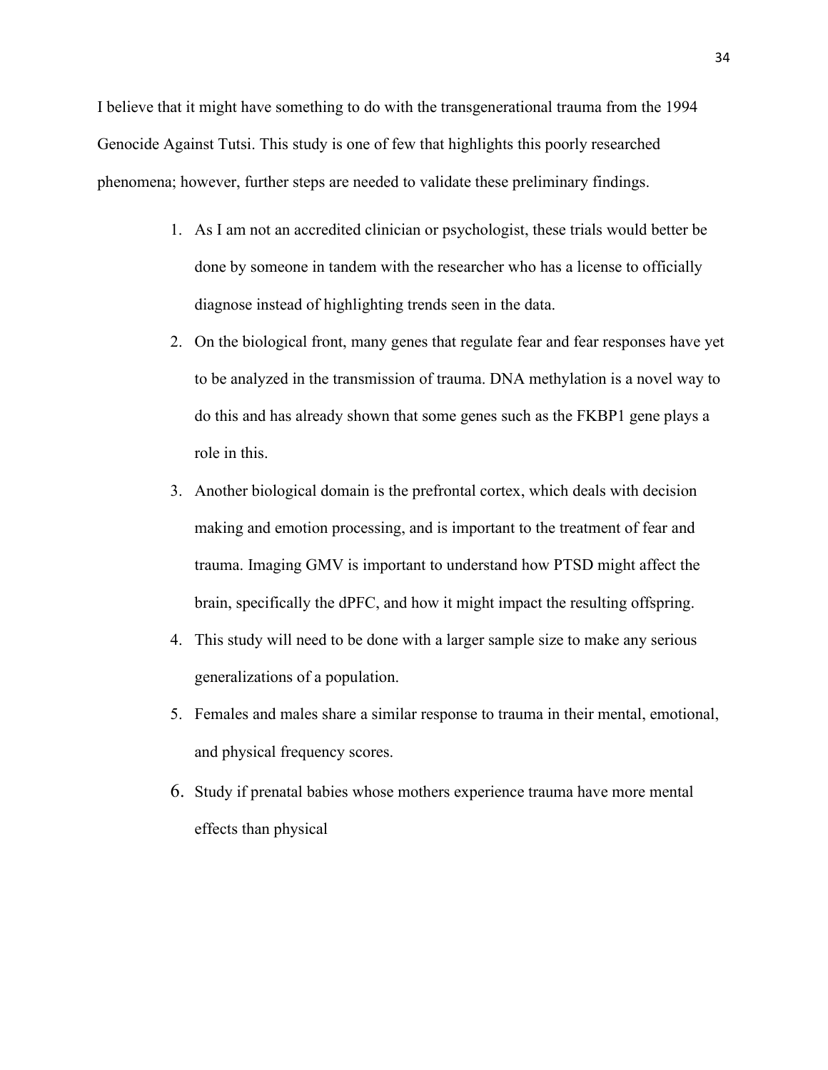I believe that it might have something to do with the transgenerational trauma from the 1994 Genocide Against Tutsi. This study is one of few that highlights this poorly researched phenomena; however, further steps are needed to validate these preliminary findings.

1. As I am not an accredited clinician or psychologist, these trials would better be done by someone in tandem with the researcher who has a license to officially diagnose instead of highlighting trends seen in the data.
2. On the biological front, many genes that regulate fear and fear responses have yet to be analyzed in the transmission of trauma. DNA methylation is a novel way to do this and has already shown that some genes such as the FKBP1 gene plays a role in this.
3. Another biological domain is the prefrontal cortex, which deals with decision making and emotion processing, and is important to the treatment of fear and trauma. Imaging GMV is important to understand how PTSD might affect the brain, specifically the dPFC, and how it might impact the resulting offspring.
4. This study will need to be done with a larger sample size to make any serious generalizations of a population.
5. Females and males share a similar response to trauma in their mental, emotional, and physical frequency scores.
6. Study if prenatal babies whose mothers experience trauma have more mental effects than physical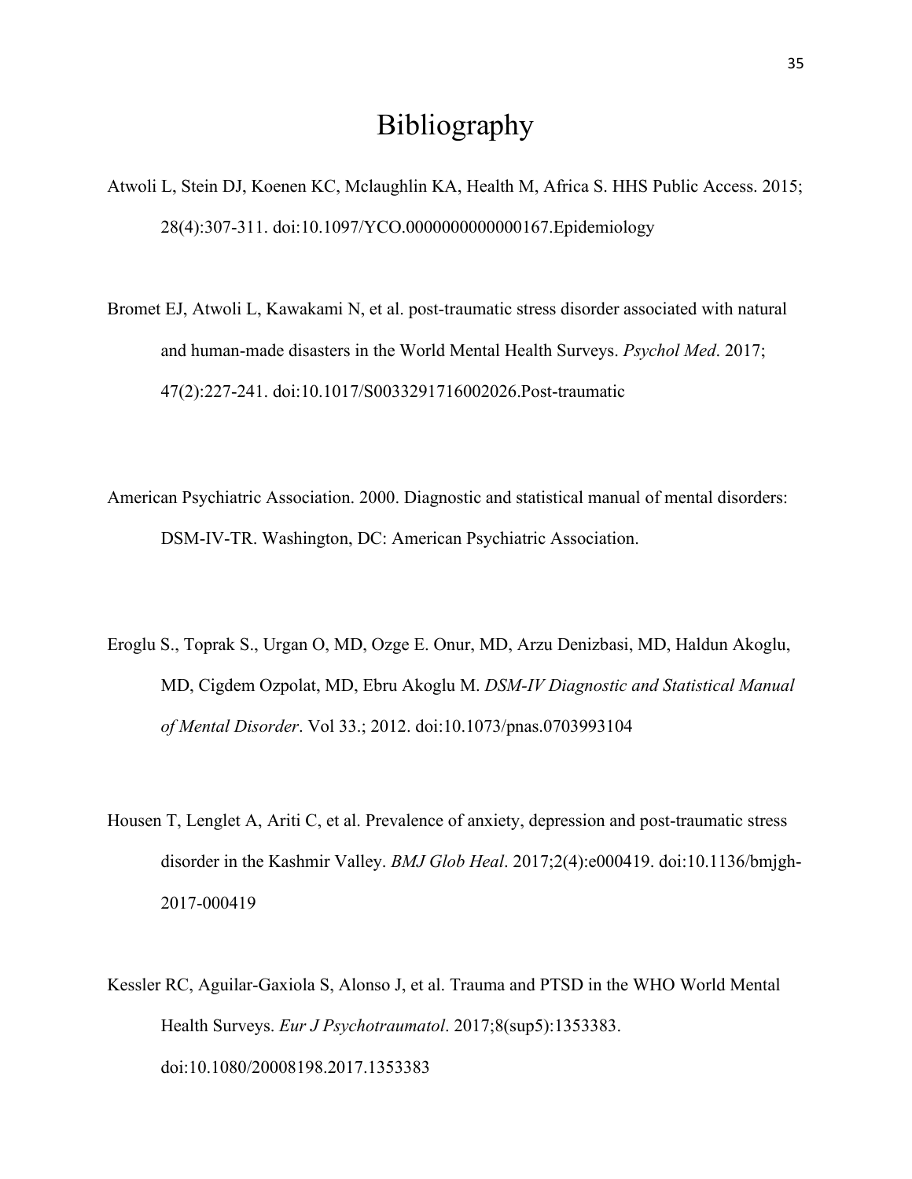# Bibliography

Atwoli L, Stein DJ, Koenen KC, Mclaughlin KA, Health M, Africa S. HHS Public Access. 2015; 28(4):307-311. doi:10.1097/YCO.0000000000000167.Epidemiology

Bromet EJ, Atwoli L, Kawakami N, et al. post-traumatic stress disorder associated with natural and human-made disasters in the World Mental Health Surveys. *Psychol Med*. 2017; 47(2):227-241. doi:10.1017/S0033291716002026.Post-traumatic

American Psychiatric Association. 2000. Diagnostic and statistical manual of mental disorders: DSM-IV-TR. Washington, DC: American Psychiatric Association.

Eroglu S., Toprak S., Urgan O, MD, Ozge E. Onur, MD, Arzu Denizbasi, MD, Haldun Akoglu, MD, Cigdem Ozpolat, MD, Ebru Akoglu M. *DSM-IV Diagnostic and Statistical Manual of Mental Disorder*. Vol 33.; 2012. doi:10.1073/pnas.0703993104

Housen T, Lenglet A, Ariti C, et al. Prevalence of anxiety, depression and post-traumatic stress disorder in the Kashmir Valley. *BMJ Glob Heal*. 2017;2(4):e000419. doi:10.1136/bmjgh-2017-000419

Kessler RC, Aguilar-Gaxiola S, Alonso J, et al. Trauma and PTSD in the WHO World Mental Health Surveys. *Eur J Psychotraumatol*. 2017;8(sup5):1353383. doi:10.1080/20008198.2017.1353383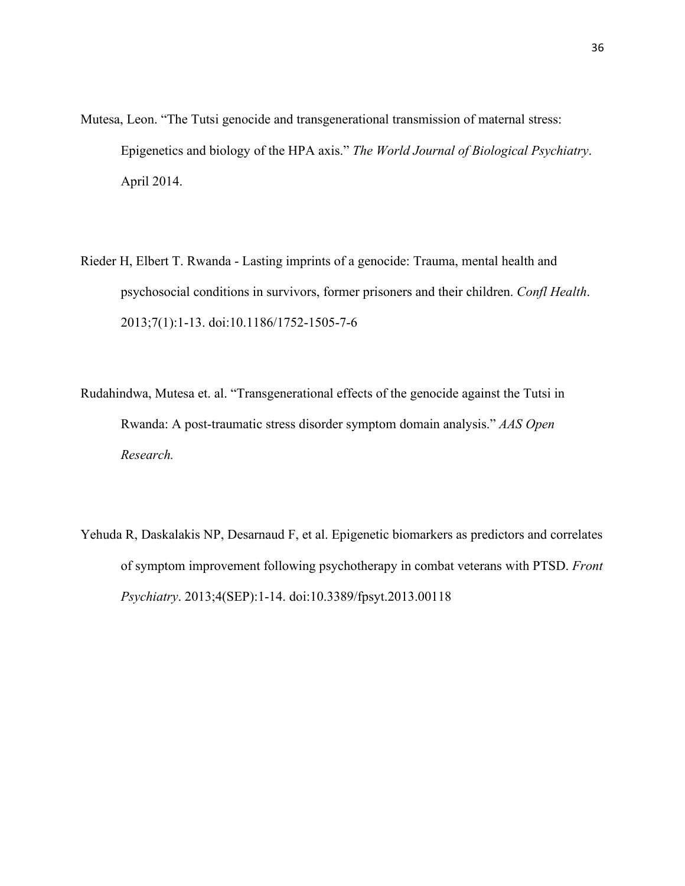Mutesa, Leon. “The Tutsi genocide and transgenerational transmission of maternal stress: Epigenetics and biology of the HPA axis.” *The World Journal of Biological Psychiatry*. April 2014.

Rieder H, Elbert T. Rwanda - Lasting imprints of a genocide: Trauma, mental health and psychosocial conditions in survivors, former prisoners and their children. *Confl Health*. 2013;7(1):1-13. doi:10.1186/1752-1505-7-6

Rudahindwa, Mutesa et. al. “Transgenerational effects of the genocide against the Tutsi in Rwanda: A post-traumatic stress disorder symptom domain analysis.” *AAS Open Research.*

Yehuda R, Daskalakis NP, Desarnaud F, et al. Epigenetic biomarkers as predictors and correlates of symptom improvement following psychotherapy in combat veterans with PTSD. *Front Psychiatry*. 2013;4(SEP):1-14. doi:10.3389/fpsyt.2013.00118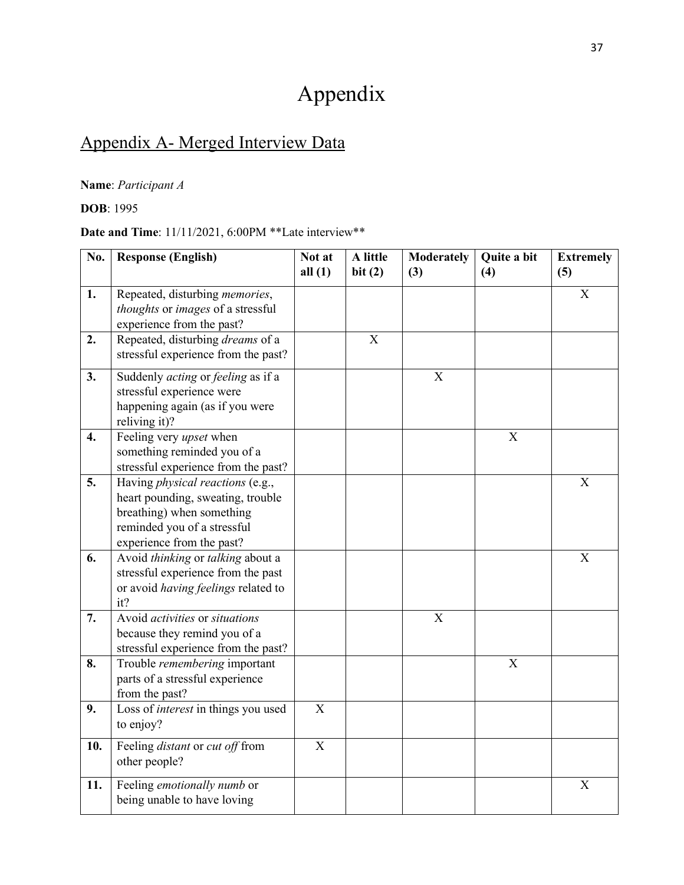# Appendix

## Appendix A- Merged Interview Data

**Name**: *Participant A*

**DOB**: 1995

**Date and Time**: 11/11/2021, 6:00PM **Late interview**

| No. | Response (English) | Not at all (1) | A little bit (2) | Moderately (3) | Quite a bit (4) | Extremely (5) |
|---|---|---|---|---|---|---|
| **1.** | Repeated, disturbing *memories*, *thoughts* or *images* of a stressful experience from the past? | | | | | X |
| **2.** | Repeated, disturbing *dreams* of a stressful experience from the past? | | X | | | |
| **3.** | Suddenly *acting* or *feeling* as if a stressful experience were happening again (as if you were reliving it)? | | | X | | |
| **4.** | Feeling very *upset* when something reminded you of a stressful experience from the past? | | | | X | |
| **5.** | Having *physical reactions* (e.g., heart pounding, sweating, trouble breathing) when something reminded you of a stressful experience from the past? | | | | | X |
| **6.** | Avoid *thinking* or *talking* about a stressful experience from the past or avoid *having feelings* related to it? | | | | | X |
| **7.** | Avoid *activities* or *situations* because they remind you of a stressful experience from the past? | | | X | | |
| **8.** | Trouble *remembering* important parts of a stressful experience from the past? | | | | X | |
| **9.** | Loss of *interest* in things you used to enjoy? | X | | | | |
| **10.** | Feeling *distant* or *cut off* from other people? | X | | | | |
| **11.** | Feeling *emotionally numb* or being unable to have loving | | | | | X |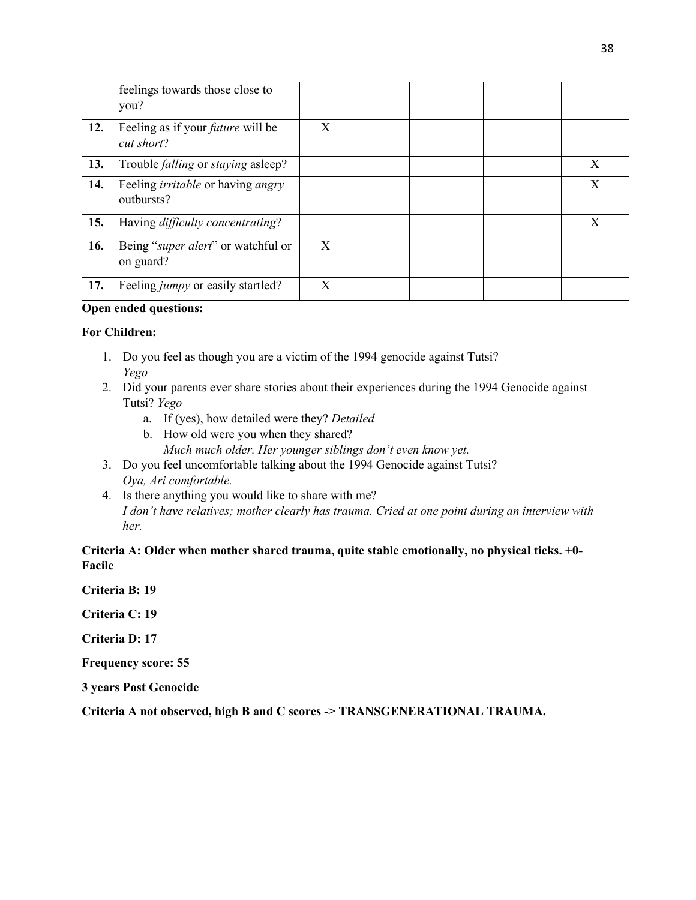| | | | | | | |
|---|---|---|---|---|---|---|
| | feelings towards those close to you? | | | | | |
| **12.** | Feeling as if your *future* will be *cut short*? | X | | | | |
| **13.** | Trouble *falling* or *staying* asleep? | | | | | X |
| **14.** | Feeling *irritable* or having *angry* outbursts? | | | | | X |
| **15.** | Having *difficulty concentrating*? | | | | | X |
| **16.** | Being "*super alert*" or watchful or on guard? | X | | | | |
| **17.** | Feeling *jumpy* or easily startled? | X | | | | |

**Open ended questions:**

**For Children:**

1. Do you feel as though you are a victim of the 1994 genocide against Tutsi?
   *Yego*
2. Did your parents ever share stories about their experiences during the 1994 Genocide against Tutsi? *Yego*
   a. If (yes), how detailed were they? *Detailed*
   b. How old were you when they shared?
      *Much much older. Her younger siblings don't even know yet.*
3. Do you feel uncomfortable talking about the 1994 Genocide against Tutsi?
   *Oya, Ari comfortable.*
4. Is there anything you would like to share with me?
   *I don't have relatives; mother clearly has trauma. Cried at one point during an interview with her.*

**Criteria A: Older when mother shared trauma, quite stable emotionally, no physical ticks. +0- Facile**

**Criteria B: 19**

**Criteria C: 19**

**Criteria D: 17**

**Frequency score: 55**

**3 years Post Genocide**

**Criteria A not observed, high B and C scores -> TRANSGENERATIONAL TRAUMA.**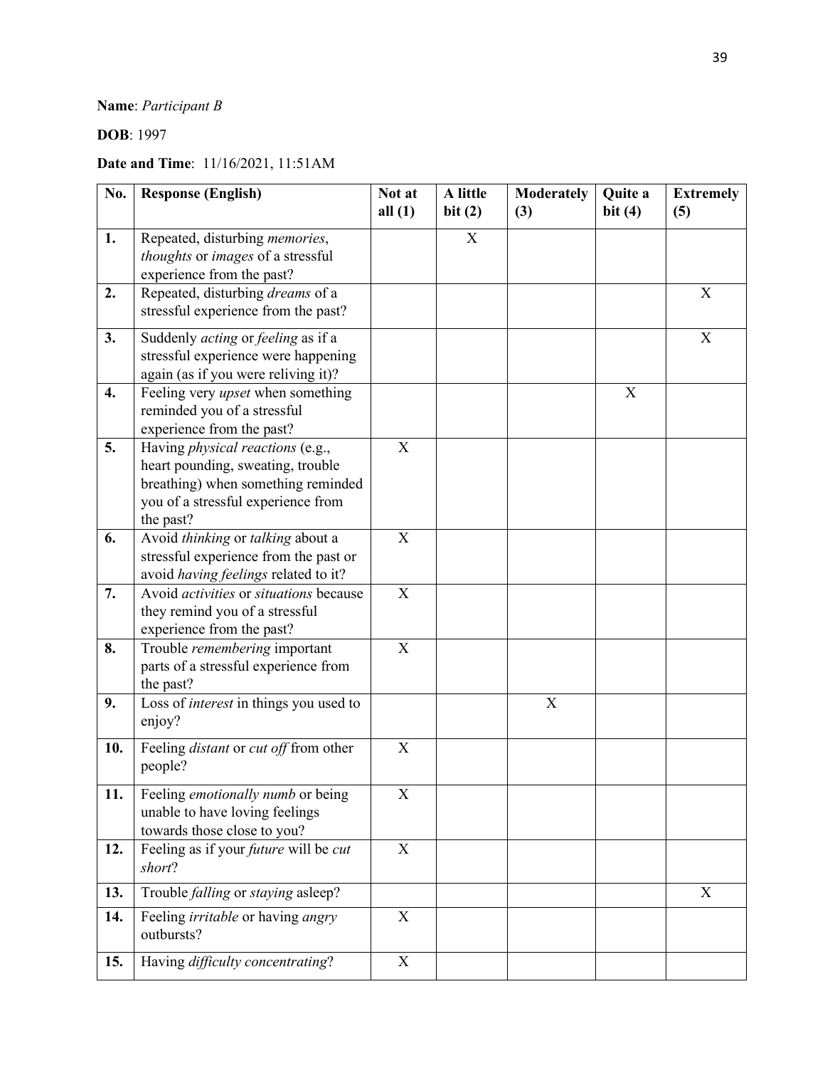**Name**: *Participant B*

**DOB**: 1997

**Date and Time**: 11/16/2021, 11:51AM

| No. | Response (English) | Not at all (1) | A little bit (2) | Moderately (3) | Quite a bit (4) | Extremely (5) |
|---|---|---|---|---|---|---|
| **1.** | Repeated, disturbing *memories*, *thoughts* or *images* of a stressful experience from the past? | | X | | | |
| **2.** | Repeated, disturbing *dreams* of a stressful experience from the past? | | | | | X |
| **3.** | Suddenly *acting* or *feeling* as if a stressful experience were happening again (as if you were reliving it)? | | | | | X |
| **4.** | Feeling very *upset* when something reminded you of a stressful experience from the past? | | | | X | |
| **5.** | Having *physical reactions* (e.g., heart pounding, sweating, trouble breathing) when something reminded you of a stressful experience from the past? | X | | | | |
| **6.** | Avoid *thinking* or *talking* about a stressful experience from the past or avoid *having feelings* related to it? | X | | | | |
| **7.** | Avoid *activities* or *situations* because they remind you of a stressful experience from the past? | X | | | | |
| **8.** | Trouble *remembering* important parts of a stressful experience from the past? | X | | | | |
| **9.** | Loss of *interest* in things you used to enjoy? | | | X | | |
| **10.** | Feeling *distant* or *cut off* from other people? | X | | | | |
| **11.** | Feeling *emotionally numb* or being unable to have loving feelings towards those close to you? | X | | | | |
| **12.** | Feeling as if your *future* will be *cut short*? | X | | | | |
| **13.** | Trouble *falling* or *staying* asleep? | | | | | X |
| **14.** | Feeling *irritable* or having *angry* outbursts? | X | | | | |
| **15.** | Having *difficulty concentrating*? | X | | | | |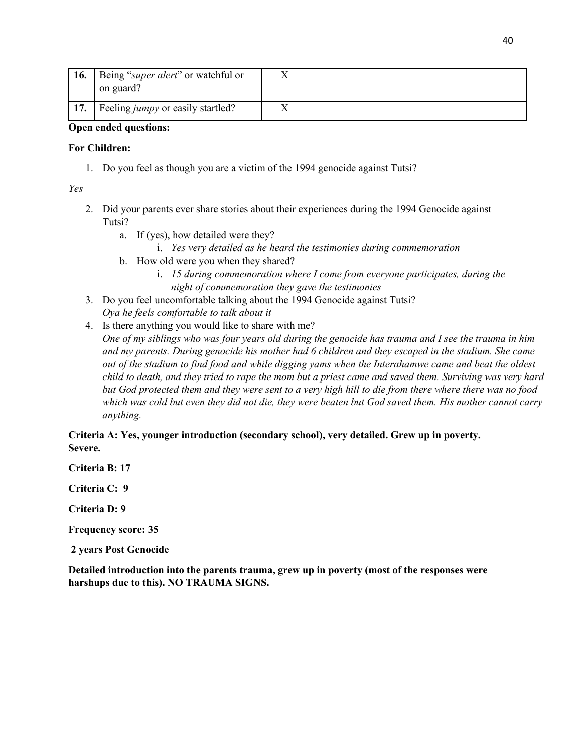| | | | | | | |
|---|---|---|---|---|---|---|
| **16.** | Being "*super alert*" or watchful or on guard? | X | | | | |
| **17.** | Feeling *jumpy* or easily startled? | X | | | | |

**Open ended questions:**

**For Children:**

1. Do you feel as though you are a victim of the 1994 genocide against Tutsi?

*Yes*

2. Did your parents ever share stories about their experiences during the 1994 Genocide against Tutsi?
   a. If (yes), how detailed were they?
      i. *Yes very detailed as he heard the testimonies during commemoration*
   b. How old were you when they shared?
      i. *15 during commemoration where I come from everyone participates, during the night of commemoration they gave the testimonies*
3. Do you feel uncomfortable talking about the 1994 Genocide against Tutsi?
   *Oya he feels comfortable to talk about it*
4. Is there anything you would like to share with me?
   *One of my siblings who was four years old during the genocide has trauma and I see the trauma in him and my parents. During genocide his mother had 6 children and they escaped in the stadium. She came out of the stadium to find food and while digging yams when the Interahamwe came and beat the oldest child to death, and they tried to rape the mom but a priest came and saved them. Surviving was very hard but God protected them and they were sent to a very high hill to die from there where there was no food which was cold but even they did not die, they were beaten but God saved them. His mother cannot carry anything.*

**Criteria A: Yes, younger introduction (secondary school), very detailed. Grew up in poverty. Severe.**

**Criteria B: 17**

**Criteria C: 9**

**Criteria D: 9**

**Frequency score: 35**

**2 years Post Genocide**

**Detailed introduction into the parents trauma, grew up in poverty (most of the responses were harshups due to this). NO TRAUMA SIGNS.**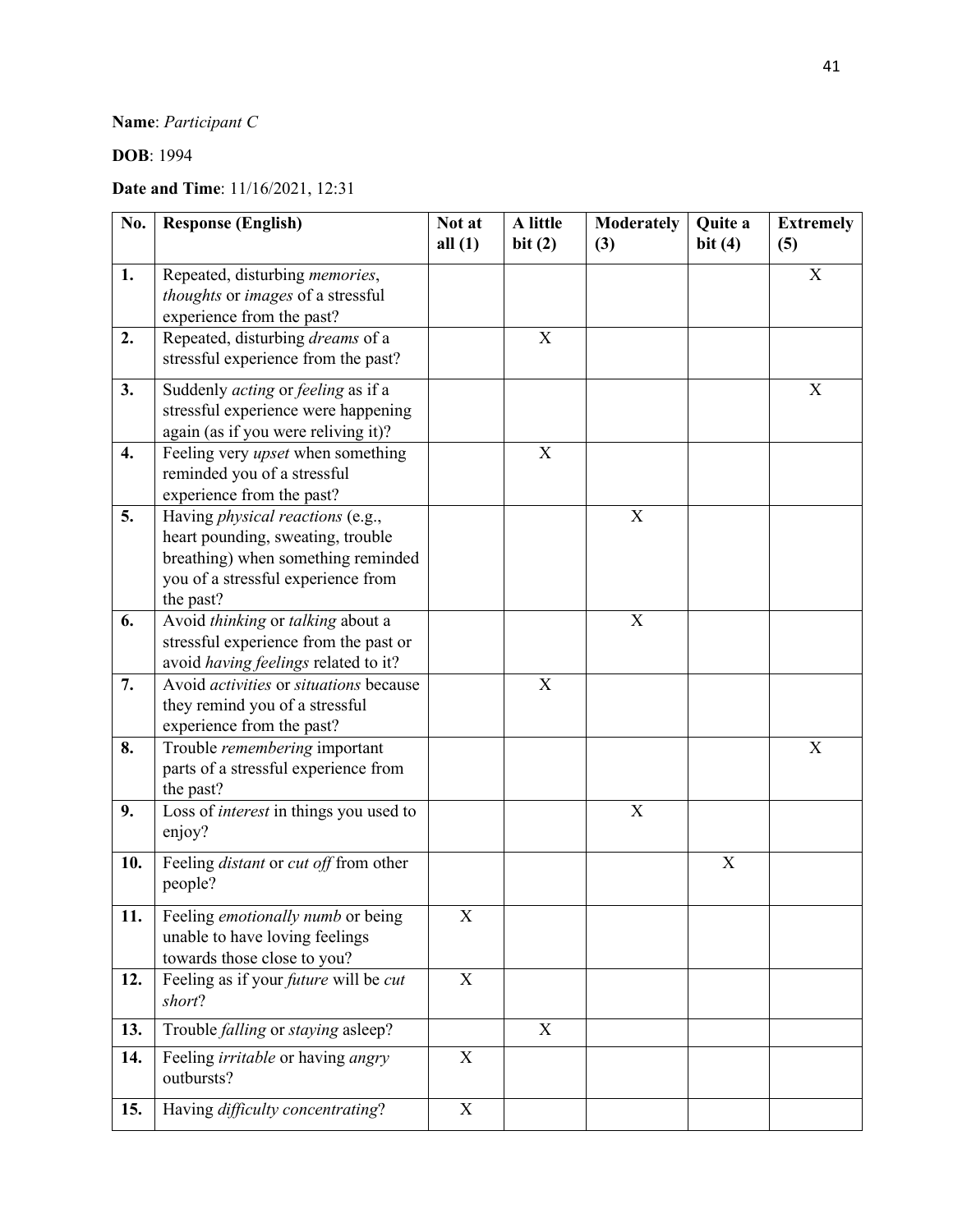**Name**: *Participant C*

**DOB**: 1994

**Date and Time**: 11/16/2021, 12:31

| No. | Response (English) | Not at all (1) | A little bit (2) | Moderately (3) | Quite a bit (4) | Extremely (5) |
|---|---|---|---|---|---|---|
| **1.** | Repeated, disturbing *memories*, *thoughts* or *images* of a stressful experience from the past? | | | | | X |
| **2.** | Repeated, disturbing *dreams* of a stressful experience from the past? | | X | | | |
| **3.** | Suddenly *acting* or *feeling* as if a stressful experience were happening again (as if you were reliving it)? | | | | | X |
| **4.** | Feeling very *upset* when something reminded you of a stressful experience from the past? | | X | | | |
| **5.** | Having *physical reactions* (e.g., heart pounding, sweating, trouble breathing) when something reminded you of a stressful experience from the past? | | | X | | |
| **6.** | Avoid *thinking* or *talking* about a stressful experience from the past or avoid *having feelings* related to it? | | | X | | |
| **7.** | Avoid *activities* or *situations* because they remind you of a stressful experience from the past? | | X | | | |
| **8.** | Trouble *remembering* important parts of a stressful experience from the past? | | | | | X |
| **9.** | Loss of *interest* in things you used to enjoy? | | | X | | |
| **10.** | Feeling *distant* or *cut off* from other people? | | | | X | |
| **11.** | Feeling *emotionally numb* or being unable to have loving feelings towards those close to you? | X | | | | |
| **12.** | Feeling as if your *future* will be *cut short*? | X | | | | |
| **13.** | Trouble *falling* or *staying* asleep? | | X | | | |
| **14.** | Feeling *irritable* or having *angry* outbursts? | X | | | | |
| **15.** | Having *difficulty concentrating*? | X | | | | |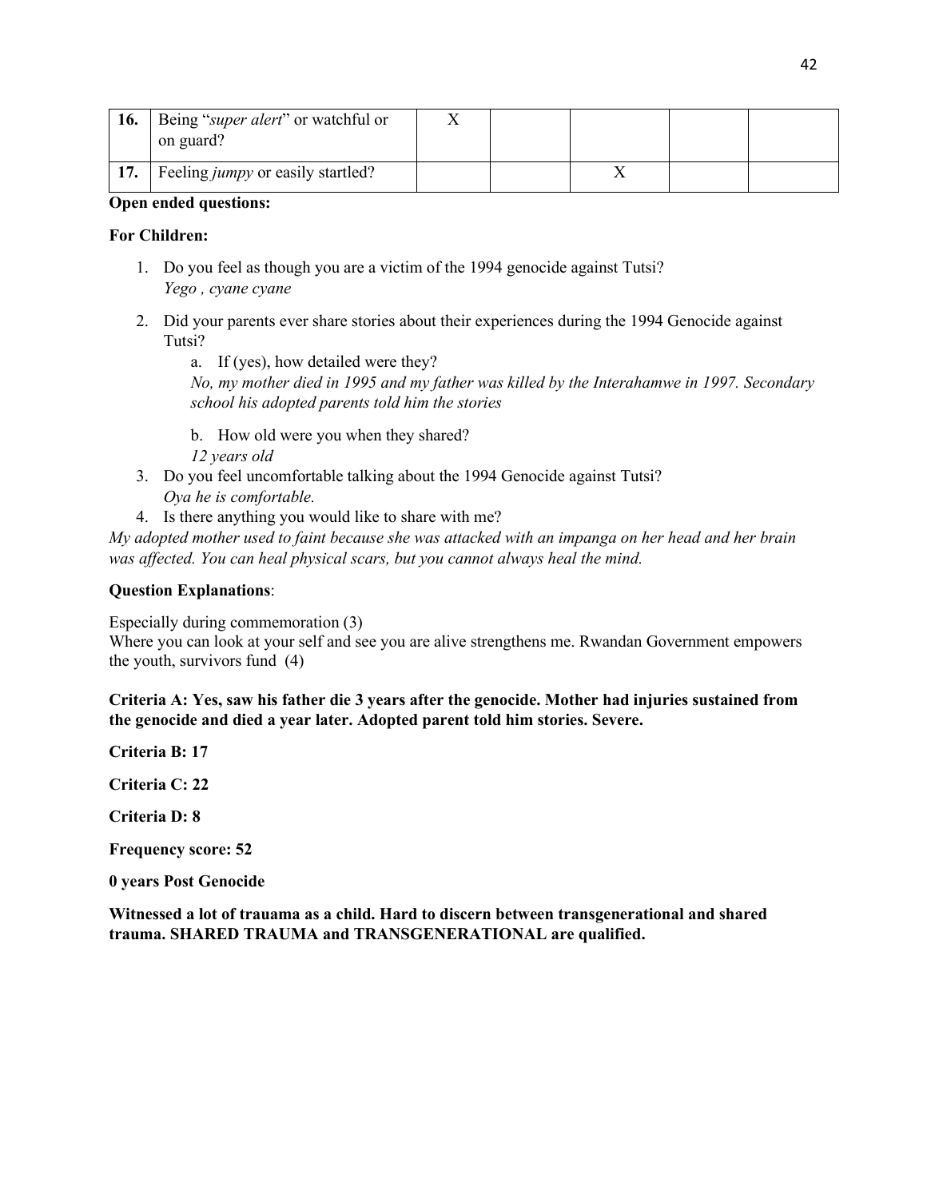| | | | | | | |
|---|---|---|---|---|---|---|
| **16.** | Being "*super alert*" or watchful or on guard? | X | | | | |
| **17.** | Feeling *jumpy* or easily startled? | | | X | | |

**Open ended questions:**

**For Children:**

1. Do you feel as though you are a victim of the 1994 genocide against Tutsi?
   *Yego , cyane cyane*
2. Did your parents ever share stories about their experiences during the 1994 Genocide against Tutsi?
   a. If (yes), how detailed were they?
   *No, my mother died in 1995 and my father was killed by the Interahamwe in 1997. Secondary school his adopted parents told him the stories*
   b. How old were you when they shared?
   *12 years old*
3. Do you feel uncomfortable talking about the 1994 Genocide against Tutsi?
   *Oya he is comfortable.*
4. Is there anything you would like to share with me?

*My adopted mother used to faint because she was attacked with an impanga on her head and her brain was affected. You can heal physical scars, but you cannot always heal the mind.*

**Question Explanations**:

Especially during commemoration (3)
Where you can look at your self and see you are alive strengthens me. Rwandan Government empowers the youth, survivors fund (4)

**Criteria A: Yes, saw his father die 3 years after the genocide. Mother had injuries sustained from the genocide and died a year later. Adopted parent told him stories. Severe.**

**Criteria B: 17**

**Criteria C: 22**

**Criteria D: 8**

**Frequency score: 52**

**0 years Post Genocide**

**Witnessed a lot of trauama as a child. Hard to discern between transgenerational and shared trauma. SHARED TRAUMA and TRANSGENERATIONAL are qualified.**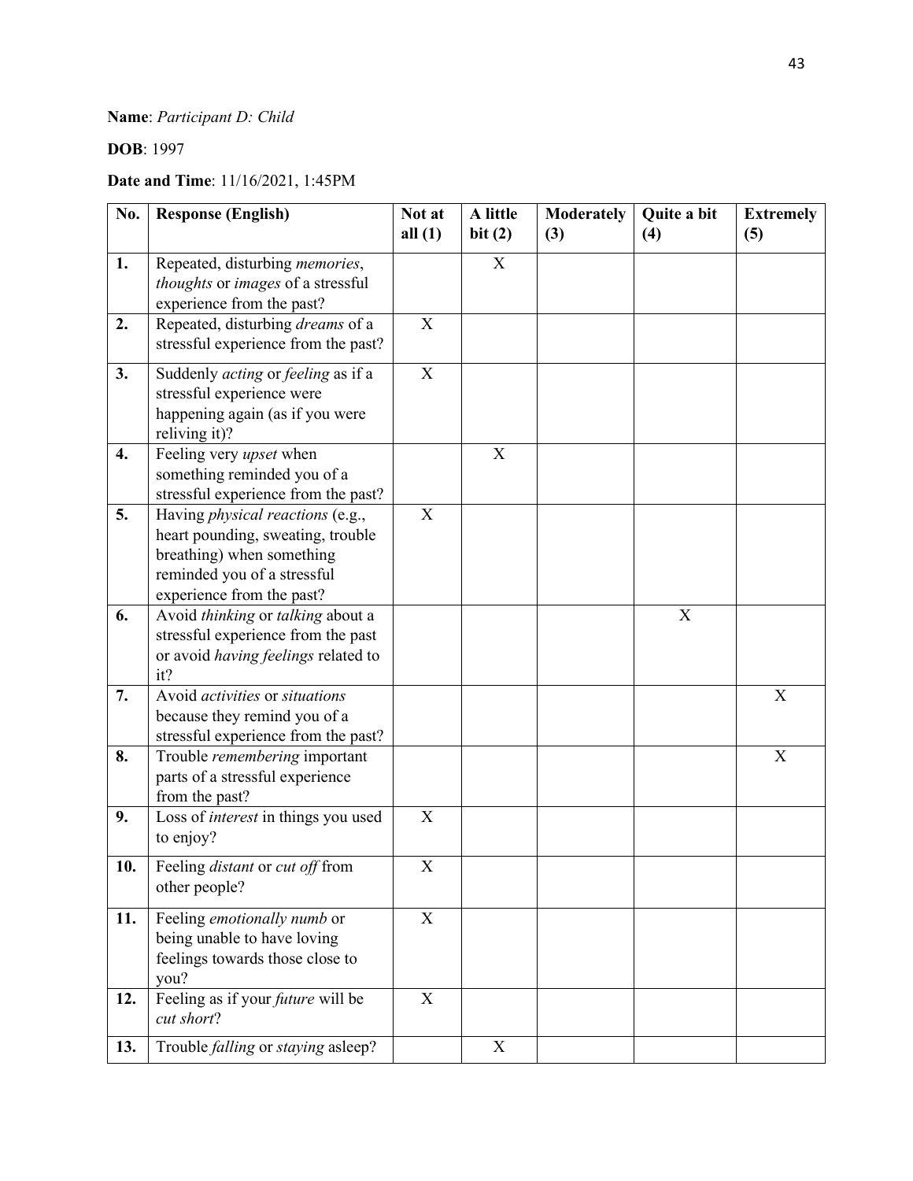**Name**: *Participant D: Child*

**DOB**: 1997

**Date and Time**: 11/16/2021, 1:45PM

| No. | Response (English) | Not at all (1) | A little bit (2) | Moderately (3) | Quite a bit (4) | Extremely (5) |
|---|---|---|---|---|---|---|
| **1.** | Repeated, disturbing *memories*, *thoughts* or *images* of a stressful experience from the past? | | X | | | |
| **2.** | Repeated, disturbing *dreams* of a stressful experience from the past? | X | | | | |
| **3.** | Suddenly *acting* or *feeling* as if a stressful experience were happening again (as if you were reliving it)? | X | | | | |
| **4.** | Feeling very *upset* when something reminded you of a stressful experience from the past? | | X | | | |
| **5.** | Having *physical reactions* (e.g., heart pounding, sweating, trouble breathing) when something reminded you of a stressful experience from the past? | X | | | | |
| **6.** | Avoid *thinking* or *talking* about a stressful experience from the past or avoid *having feelings* related to it? | | | | X | |
| **7.** | Avoid *activities* or *situations* because they remind you of a stressful experience from the past? | | | | | X |
| **8.** | Trouble *remembering* important parts of a stressful experience from the past? | | | | | X |
| **9.** | Loss of *interest* in things you used to enjoy? | X | | | | |
| **10.** | Feeling *distant* or *cut off* from other people? | X | | | | |
| **11.** | Feeling *emotionally numb* or being unable to have loving feelings towards those close to you? | X | | | | |
| **12.** | Feeling as if your *future* will be *cut short*? | X | | | | |
| **13.** | Trouble *falling* or *staying* asleep? | | X | | | |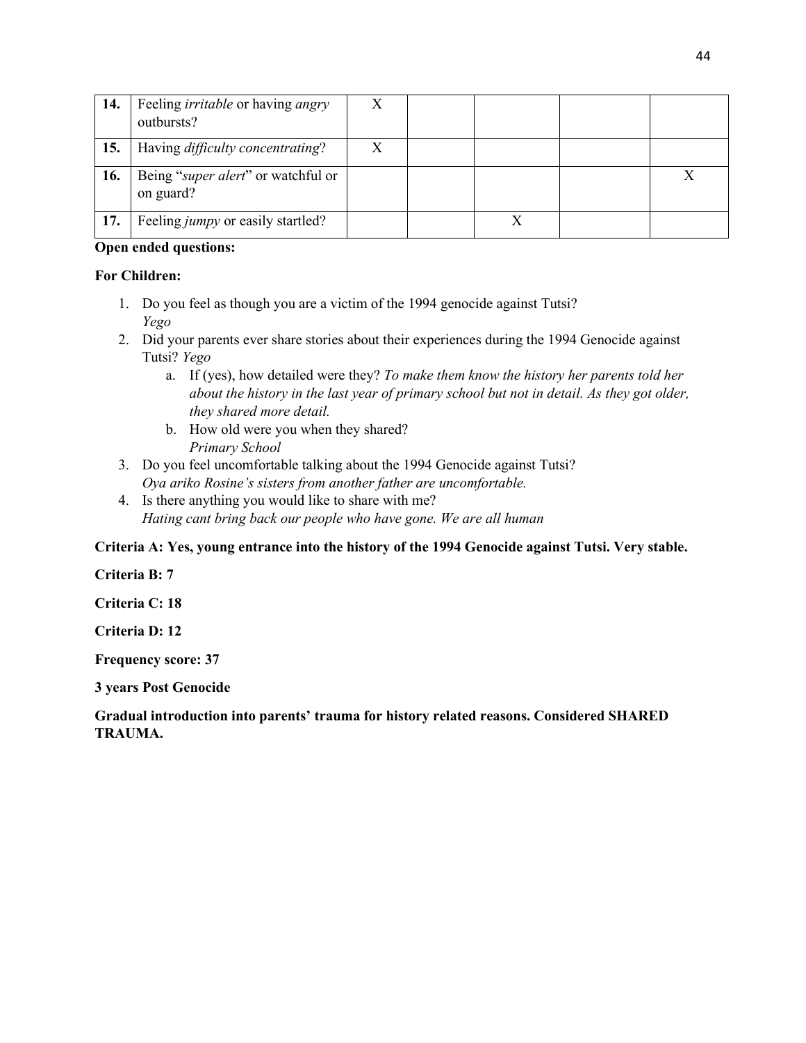| | | | | | | |
|---|---|---|---|---|---|---|
| **14.** | Feeling *irritable* or having *angry* outbursts? | X | | | | |
| **15.** | Having *difficulty concentrating*? | X | | | | |
| **16.** | Being "*super alert*" or watchful or on guard? | | | | | X |
| **17.** | Feeling *jumpy* or easily startled? | | | X | | |

**Open ended questions:**

**For Children:**

1. Do you feel as though you are a victim of the 1994 genocide against Tutsi?
   *Yego*
2. Did your parents ever share stories about their experiences during the 1994 Genocide against Tutsi? *Yego*
   a. If (yes), how detailed were they? *To make them know the history her parents told her about the history in the last year of primary school but not in detail. As they got older, they shared more detail.*
   b. How old were you when they shared?
      *Primary School*
3. Do you feel uncomfortable talking about the 1994 Genocide against Tutsi?
   *Oya ariko Rosine's sisters from another father are uncomfortable.*
4. Is there anything you would like to share with me?
   *Hating cant bring back our people who have gone. We are all human*

**Criteria A: Yes, young entrance into the history of the 1994 Genocide against Tutsi. Very stable.**

**Criteria B: 7**

**Criteria C: 18**

**Criteria D: 12**

**Frequency score: 37**

**3 years Post Genocide**

**Gradual introduction into parents' trauma for history related reasons. Considered SHARED TRAUMA.**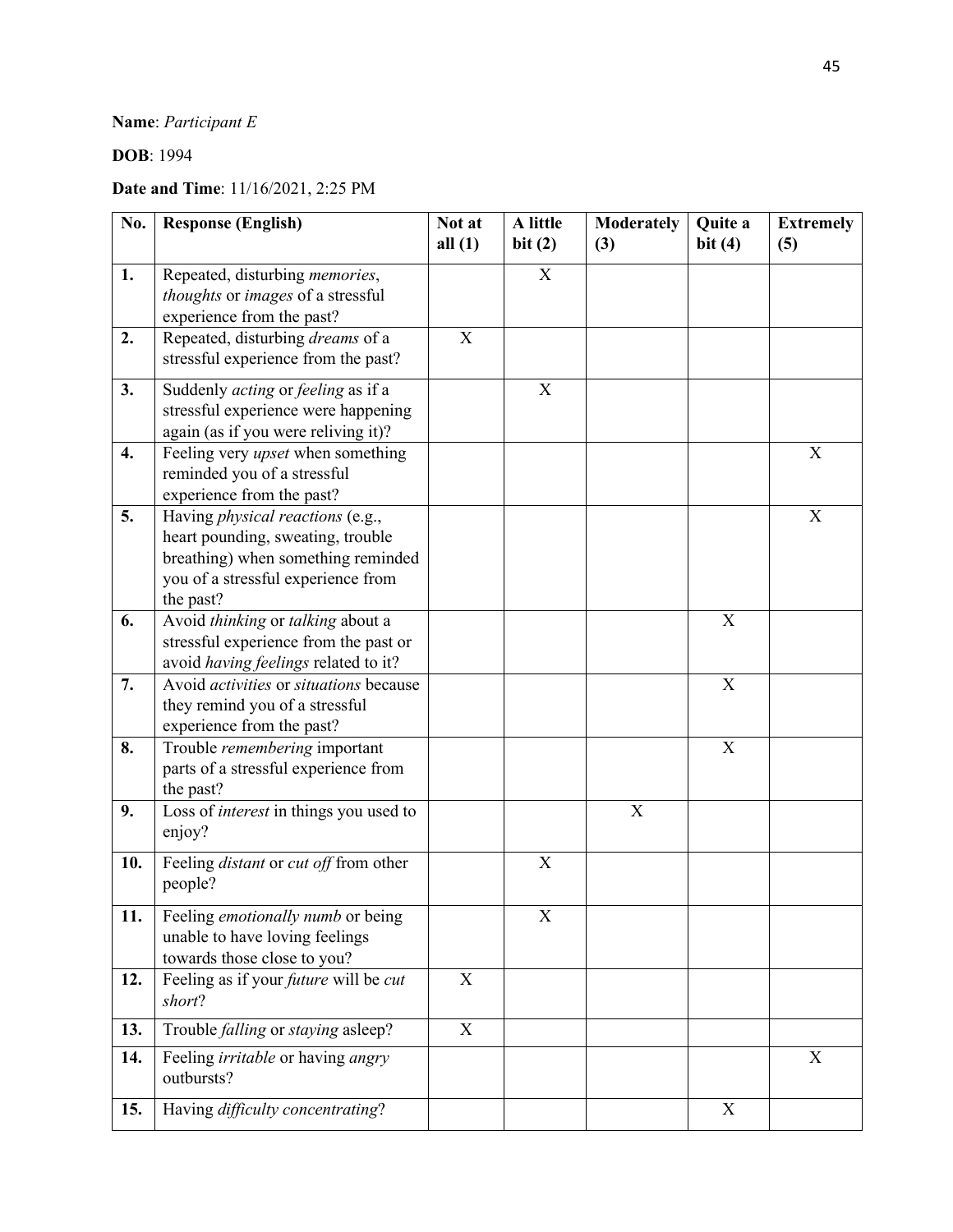**Name**: *Participant E*

**DOB**: 1994

**Date and Time**: 11/16/2021, 2:25 PM

| No. | Response (English) | Not at all (1) | A little bit (2) | Moderately (3) | Quite a bit (4) | Extremely (5) |
|---|---|---|---|---|---|---|
| **1.** | Repeated, disturbing *memories*, *thoughts* or *images* of a stressful experience from the past? | | X | | | |
| **2.** | Repeated, disturbing *dreams* of a stressful experience from the past? | X | | | | |
| **3.** | Suddenly *acting* or *feeling* as if a stressful experience were happening again (as if you were reliving it)? | | X | | | |
| **4.** | Feeling very *upset* when something reminded you of a stressful experience from the past? | | | | | X |
| **5.** | Having *physical reactions* (e.g., heart pounding, sweating, trouble breathing) when something reminded you of a stressful experience from the past? | | | | | X |
| **6.** | Avoid *thinking* or *talking* about a stressful experience from the past or avoid *having feelings* related to it? | | | | X | |
| **7.** | Avoid *activities* or *situations* because they remind you of a stressful experience from the past? | | | | X | |
| **8.** | Trouble *remembering* important parts of a stressful experience from the past? | | | | X | |
| **9.** | Loss of *interest* in things you used to enjoy? | | | X | | |
| **10.** | Feeling *distant* or *cut off* from other people? | | X | | | |
| **11.** | Feeling *emotionally numb* or being unable to have loving feelings towards those close to you? | | X | | | |
| **12.** | Feeling as if your *future* will be *cut short*? | X | | | | |
| **13.** | Trouble *falling* or *staying* asleep? | X | | | | |
| **14.** | Feeling *irritable* or having *angry* outbursts? | | | | | X |
| **15.** | Having *difficulty concentrating*? | | | | X | |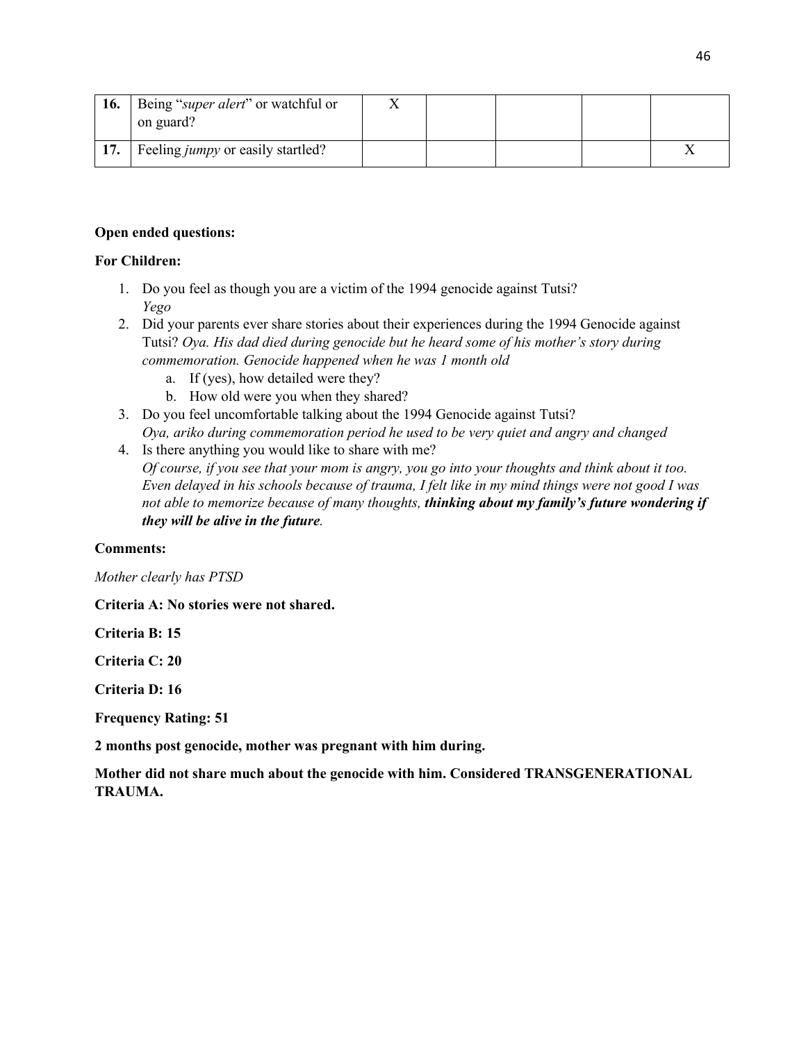| | | | | | | |
|---|---|---|---|---|---|---|
| **16.** | Being “*super alert*” or watchful or on guard? | X | | | | |
| **17.** | Feeling *jumpy* or easily startled? | | | | | X |

**Open ended questions:**

**For Children:**

1. Do you feel as though you are a victim of the 1994 genocide against Tutsi?
   *Yego*
2. Did your parents ever share stories about their experiences during the 1994 Genocide against Tutsi? *Oya. His dad died during genocide but he heard some of his mother’s story during commemoration. Genocide happened when he was 1 month old*
   a. If (yes), how detailed were they?
   b. How old were you when they shared?
3. Do you feel uncomfortable talking about the 1994 Genocide against Tutsi?
   *Oya, ariko during commemoration period he used to be very quiet and angry and changed*
4. Is there anything you would like to share with me?
   *Of course, if you see that your mom is angry, you go into your thoughts and think about it too. Even delayed in his schools because of trauma, I felt like in my mind things were not good I was not able to memorize because of many thoughts, **thinking about my family’s future wondering if they will be alive in the future**.*

**Comments:**

*Mother clearly has PTSD*

**Criteria A: No stories were not shared.**

**Criteria B: 15**

**Criteria C: 20**

**Criteria D: 16**

**Frequency Rating: 51**

**2 months post genocide, mother was pregnant with him during.**

**Mother did not share much about the genocide with him. Considered TRANSGENERATIONAL TRAUMA.**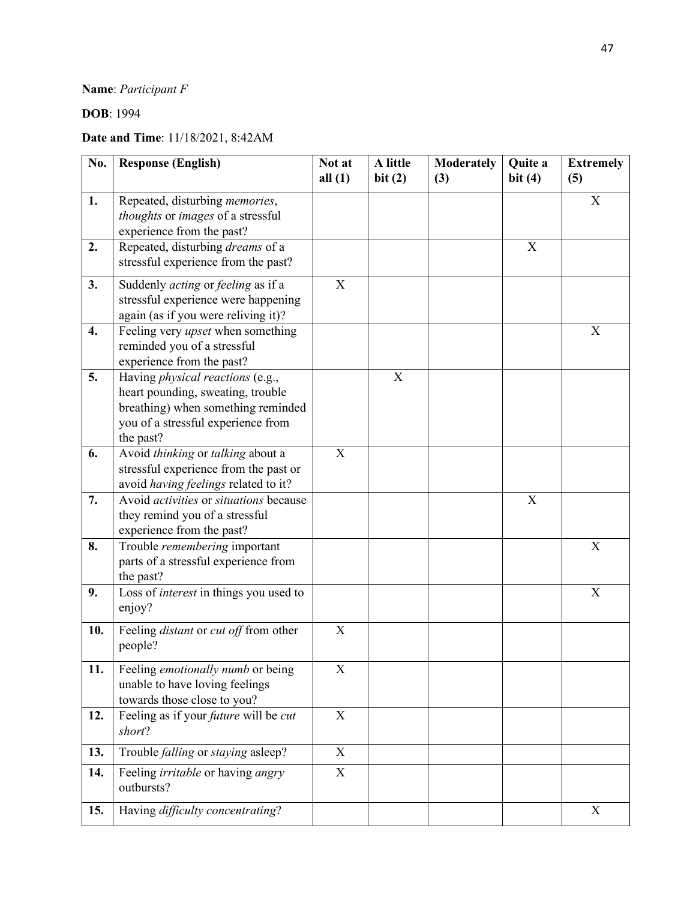**Name**: *Participant F*

**DOB**: 1994

**Date and Time**: 11/18/2021, 8:42AM

| No. | Response (English) | Not at all (1) | A little bit (2) | Moderately (3) | Quite a bit (4) | Extremely (5) |
|---|---|---|---|---|---|---|
| **1.** | Repeated, disturbing *memories*, *thoughts* or *images* of a stressful experience from the past? | | | | | X |
| **2.** | Repeated, disturbing *dreams* of a stressful experience from the past? | | | | X | |
| **3.** | Suddenly *acting* or *feeling* as if a stressful experience were happening again (as if you were reliving it)? | X | | | | |
| **4.** | Feeling very *upset* when something reminded you of a stressful experience from the past? | | | | | X |
| **5.** | Having *physical reactions* (e.g., heart pounding, sweating, trouble breathing) when something reminded you of a stressful experience from the past? | | X | | | |
| **6.** | Avoid *thinking* or *talking* about a stressful experience from the past or avoid *having feelings* related to it? | X | | | | |
| **7.** | Avoid *activities* or *situations* because they remind you of a stressful experience from the past? | | | | X | |
| **8.** | Trouble *remembering* important parts of a stressful experience from the past? | | | | | X |
| **9.** | Loss of *interest* in things you used to enjoy? | | | | | X |
| **10.** | Feeling *distant* or *cut off* from other people? | X | | | | |
| **11.** | Feeling *emotionally numb* or being unable to have loving feelings towards those close to you? | X | | | | |
| **12.** | Feeling as if your *future* will be *cut short*? | X | | | | |
| **13.** | Trouble *falling* or *staying* asleep? | X | | | | |
| **14.** | Feeling *irritable* or having *angry* outbursts? | X | | | | |
| **15.** | Having *difficulty concentrating*? | | | | | X |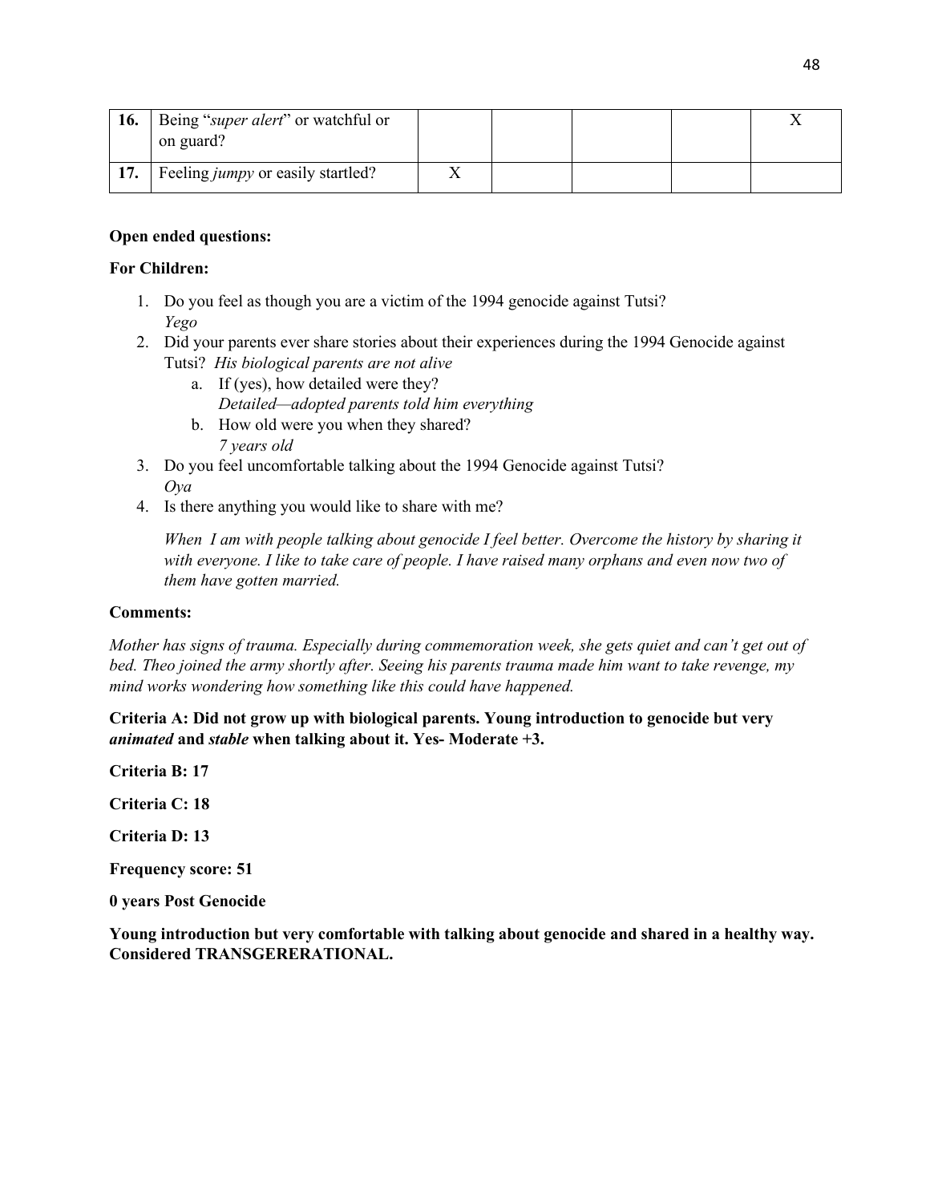| | | | | | | |
|---|---|---|---|---|---|---|
| **16.** | Being "*super alert*" or watchful or on guard? | | | | | X |
| **17.** | Feeling *jumpy* or easily startled? | X | | | | |

**Open ended questions:**

**For Children:**

1. Do you feel as though you are a victim of the 1994 genocide against Tutsi?
   *Yego*
2. Did your parents ever share stories about their experiences during the 1994 Genocide against Tutsi? *His biological parents are not alive*
   a. If (yes), how detailed were they?
      *Detailed—adopted parents told him everything*
   b. How old were you when they shared?
      *7 years old*
3. Do you feel uncomfortable talking about the 1994 Genocide against Tutsi?
   *Oya*
4. Is there anything you would like to share with me?

   *When I am with people talking about genocide I feel better. Overcome the history by sharing it with everyone. I like to take care of people. I have raised many orphans and even now two of them have gotten married.*

**Comments:**

*Mother has signs of trauma. Especially during commemoration week, she gets quiet and can't get out of bed. Theo joined the army shortly after. Seeing his parents trauma made him want to take revenge, my mind works wondering how something like this could have happened.*

**Criteria A: Did not grow up with biological parents. Young introduction to genocide but very *animated* and *stable* when talking about it. Yes- Moderate +3.**

**Criteria B: 17**

**Criteria C: 18**

**Criteria D: 13**

**Frequency score: 51**

**0 years Post Genocide**

**Young introduction but very comfortable with talking about genocide and shared in a healthy way. Considered TRANSGERERATIONAL.**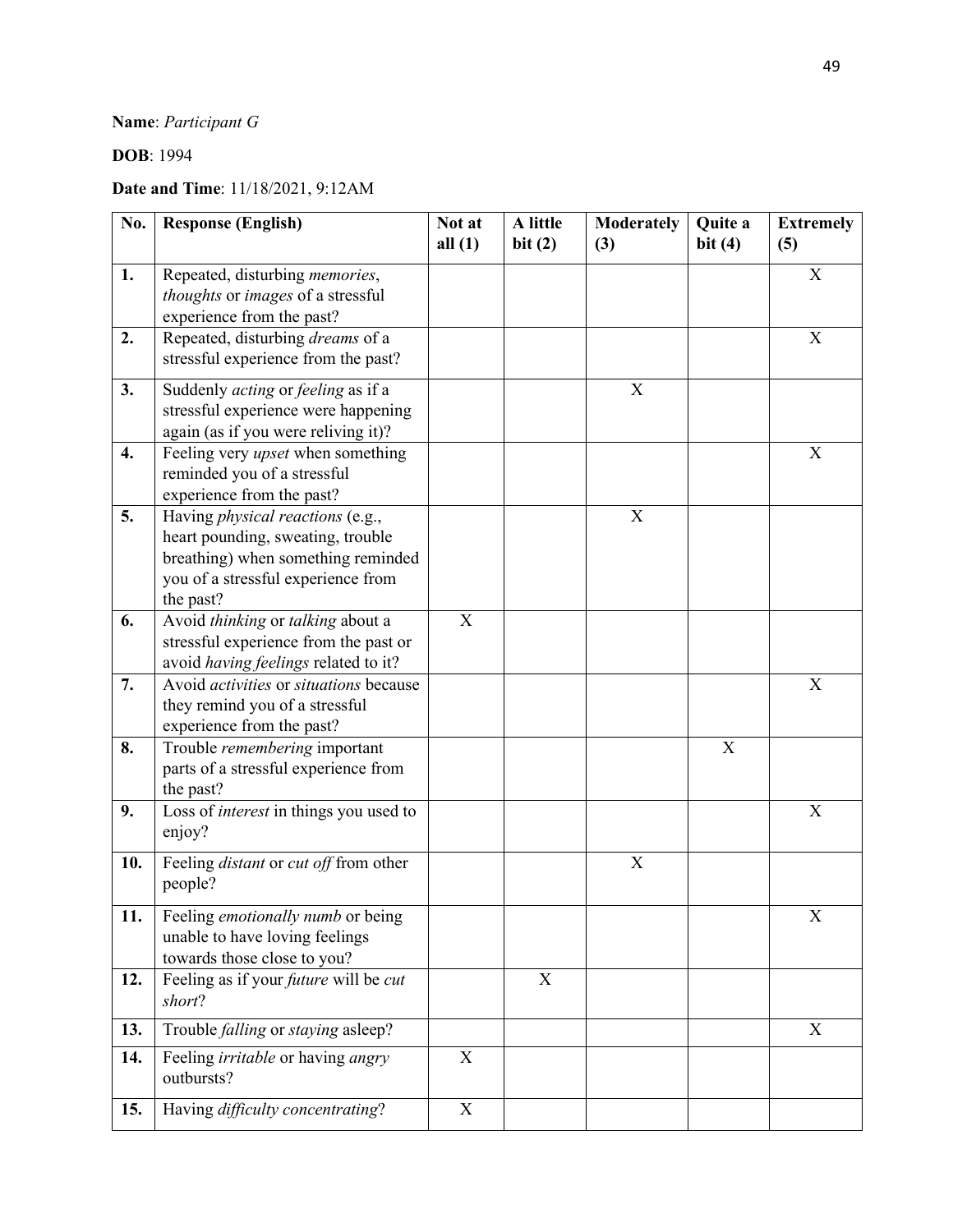**Name**: *Participant G*

**DOB**: 1994

**Date and Time**: 11/18/2021, 9:12AM

| No. | Response (English) | Not at all (1) | A little bit (2) | Moderately (3) | Quite a bit (4) | Extremely (5) |
|---|---|---|---|---|---|---|
| **1.** | Repeated, disturbing *memories*, *thoughts* or *images* of a stressful experience from the past? | | | | | X |
| **2.** | Repeated, disturbing *dreams* of a stressful experience from the past? | | | | | X |
| **3.** | Suddenly *acting* or *feeling* as if a stressful experience were happening again (as if you were reliving it)? | | | X | | |
| **4.** | Feeling very *upset* when something reminded you of a stressful experience from the past? | | | | | X |
| **5.** | Having *physical reactions* (e.g., heart pounding, sweating, trouble breathing) when something reminded you of a stressful experience from the past? | | | X | | |
| **6.** | Avoid *thinking* or *talking* about a stressful experience from the past or avoid *having feelings* related to it? | X | | | | |
| **7.** | Avoid *activities* or *situations* because they remind you of a stressful experience from the past? | | | | | X |
| **8.** | Trouble *remembering* important parts of a stressful experience from the past? | | | | X | |
| **9.** | Loss of *interest* in things you used to enjoy? | | | | | X |
| **10.** | Feeling *distant* or *cut off* from other people? | | | X | | |
| **11.** | Feeling *emotionally numb* or being unable to have loving feelings towards those close to you? | | | | | X |
| **12.** | Feeling as if your *future* will be *cut short*? | | X | | | |
| **13.** | Trouble *falling* or *staying* asleep? | | | | | X |
| **14.** | Feeling *irritable* or having *angry* outbursts? | X | | | | |
| **15.** | Having *difficulty concentrating*? | X | | | | |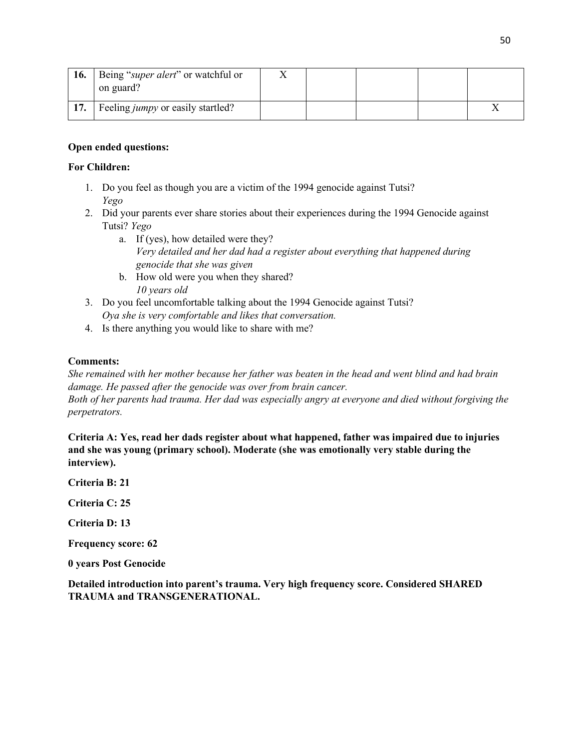| | | | | | | |
|---|---|---|---|---|---|---|
| **16.** | Being "*super alert*" or watchful or on guard? | X | | | | |
| **17.** | Feeling *jumpy* or easily startled? | | | | | X |

**Open ended questions:**

**For Children:**

1. Do you feel as though you are a victim of the 1994 genocide against Tutsi?
   *Yego*
2. Did your parents ever share stories about their experiences during the 1994 Genocide against Tutsi? *Yego*
   a. If (yes), how detailed were they?
      *Very detailed and her dad had a register about everything that happened during genocide that she was given*
   b. How old were you when they shared?
      *10 years old*
3. Do you feel uncomfortable talking about the 1994 Genocide against Tutsi?
   *Oya she is very comfortable and likes that conversation.*
4. Is there anything you would like to share with me?

**Comments:**

*She remained with her mother because her father was beaten in the head and went blind and had brain damage. He passed after the genocide was over from brain cancer.*
*Both of her parents had trauma. Her dad was especially angry at everyone and died without forgiving the perpetrators.*

**Criteria A: Yes, read her dads register about what happened, father was impaired due to injuries and she was young (primary school). Moderate (she was emotionally very stable during the interview).**

**Criteria B: 21**

**Criteria C: 25**

**Criteria D: 13**

**Frequency score: 62**

**0 years Post Genocide**

**Detailed introduction into parent's trauma. Very high frequency score. Considered SHARED TRAUMA and TRANSGENERATIONAL.**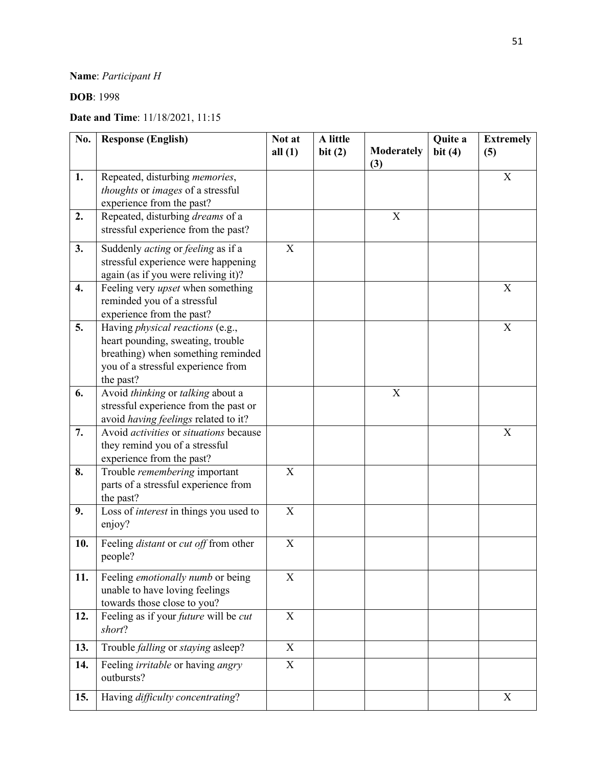**Name**: *Participant H*

**DOB**: 1998

**Date and Time**: 11/18/2021, 11:15

| No. | Response (English) | Not at all (1) | A little bit (2) | Moderately (3) | Quite a bit (4) | Extremely (5) |
|---|---|---|---|---|---|---|
| **1.** | Repeated, disturbing *memories*, *thoughts* or *images* of a stressful experience from the past? | | | | | X |
| **2.** | Repeated, disturbing *dreams* of a stressful experience from the past? | | | X | | |
| **3.** | Suddenly *acting* or *feeling* as if a stressful experience were happening again (as if you were reliving it)? | X | | | | |
| **4.** | Feeling very *upset* when something reminded you of a stressful experience from the past? | | | | | X |
| **5.** | Having *physical reactions* (e.g., heart pounding, sweating, trouble breathing) when something reminded you of a stressful experience from the past? | | | | | X |
| **6.** | Avoid *thinking* or *talking* about a stressful experience from the past or avoid *having feelings* related to it? | | | X | | |
| **7.** | Avoid *activities* or *situations* because they remind you of a stressful experience from the past? | | | | | X |
| **8.** | Trouble *remembering* important parts of a stressful experience from the past? | X | | | | |
| **9.** | Loss of *interest* in things you used to enjoy? | X | | | | |
| **10.** | Feeling *distant* or *cut off* from other people? | X | | | | |
| **11.** | Feeling *emotionally numb* or being unable to have loving feelings towards those close to you? | X | | | | |
| **12.** | Feeling as if your *future* will be *cut short*? | X | | | | |
| **13.** | Trouble *falling* or *staying* asleep? | X | | | | |
| **14.** | Feeling *irritable* or having *angry* outbursts? | X | | | | |
| **15.** | Having *difficulty concentrating*? | | | | | X |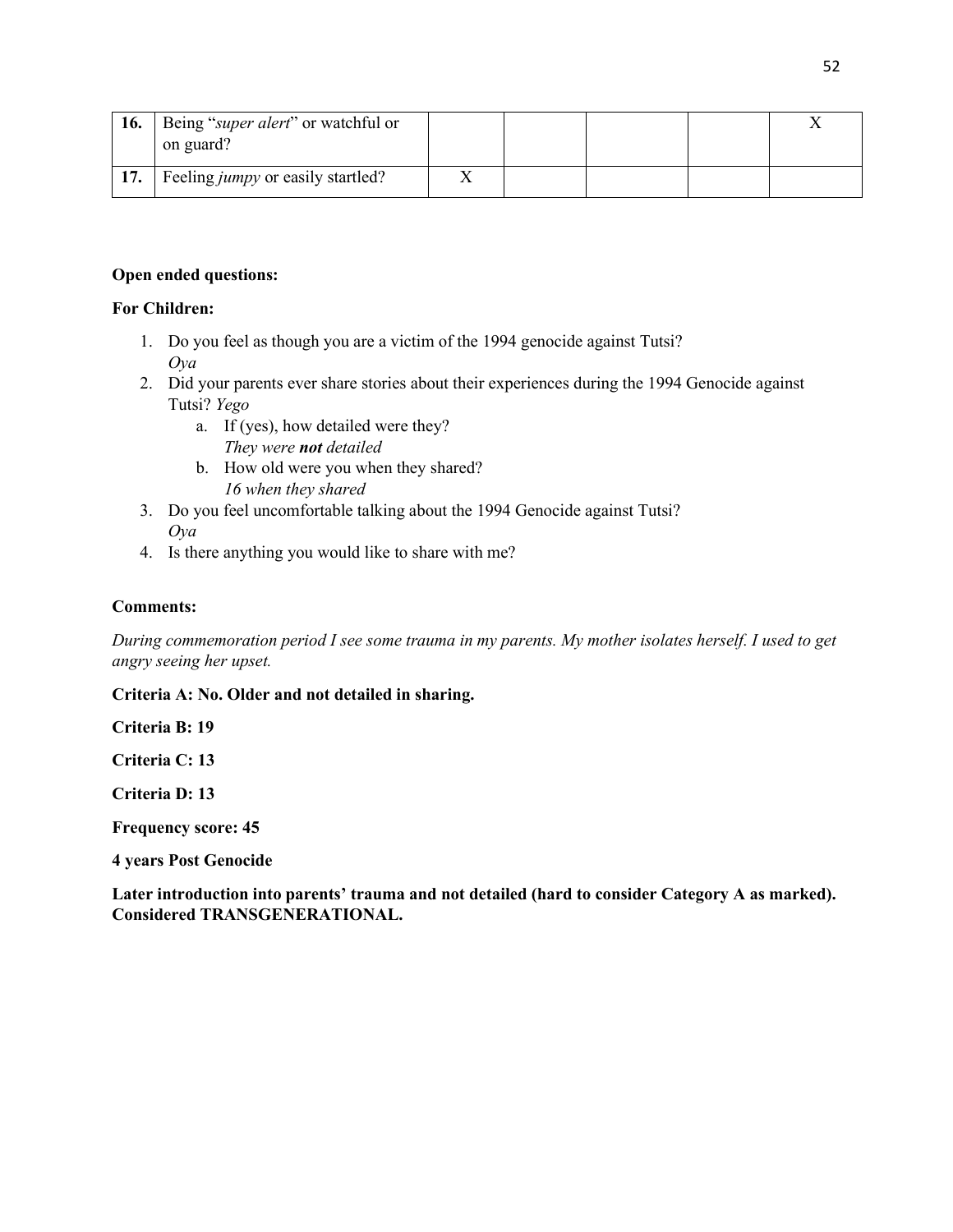| | | | | | | |
|---|---|---|---|---|---|---|
| **16.** | Being "*super alert*" or watchful or on guard? | | | | | X |
| **17.** | Feeling *jumpy* or easily startled? | X | | | | |

**Open ended questions:**

**For Children:**

1. Do you feel as though you are a victim of the 1994 genocide against Tutsi?
   *Oya*
2. Did your parents ever share stories about their experiences during the 1994 Genocide against Tutsi? *Yego*
   a. If (yes), how detailed were they?
      *They were **not** detailed*
   b. How old were you when they shared?
      *16 when they shared*
3. Do you feel uncomfortable talking about the 1994 Genocide against Tutsi?
   *Oya*
4. Is there anything you would like to share with me?

**Comments:**

*During commemoration period I see some trauma in my parents. My mother isolates herself. I used to get angry seeing her upset.*

**Criteria A: No. Older and not detailed in sharing.**

**Criteria B: 19**

**Criteria C: 13**

**Criteria D: 13**

**Frequency score: 45**

**4 years Post Genocide**

**Later introduction into parents' trauma and not detailed (hard to consider Category A as marked). Considered TRANSGENERATIONAL.**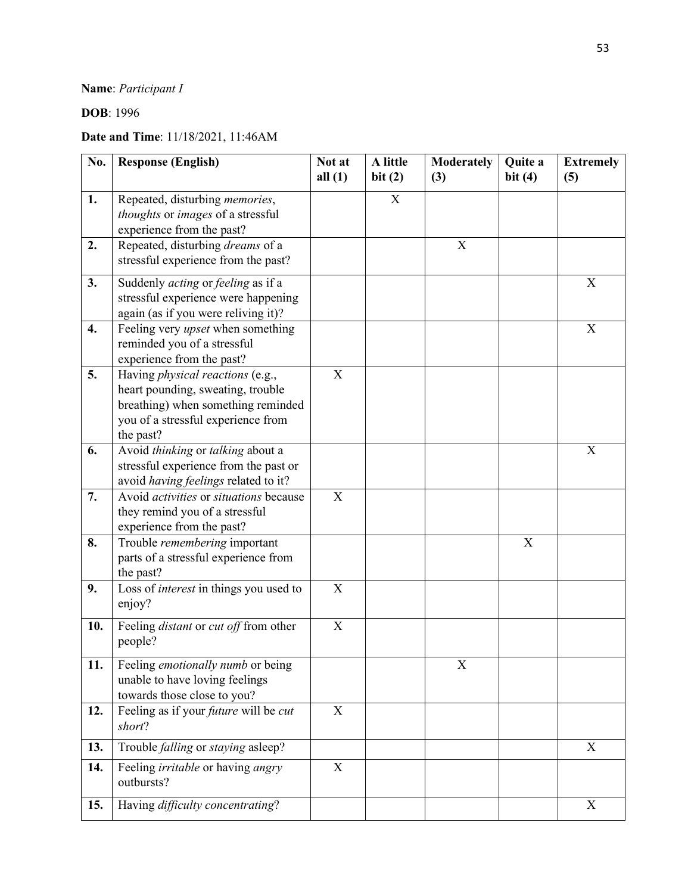**Name**: *Participant I*

**DOB**: 1996

**Date and Time**: 11/18/2021, 11:46AM

| No. | Response (English) | Not at all (1) | A little bit (2) | Moderately (3) | Quite a bit (4) | Extremely (5) |
|---|---|---|---|---|---|---|
| **1.** | Repeated, disturbing *memories*, *thoughts* or *images* of a stressful experience from the past? | | X | | | |
| **2.** | Repeated, disturbing *dreams* of a stressful experience from the past? | | | X | | |
| **3.** | Suddenly *acting* or *feeling* as if a stressful experience were happening again (as if you were reliving it)? | | | | | X |
| **4.** | Feeling very *upset* when something reminded you of a stressful experience from the past? | | | | | X |
| **5.** | Having *physical reactions* (e.g., heart pounding, sweating, trouble breathing) when something reminded you of a stressful experience from the past? | X | | | | |
| **6.** | Avoid *thinking* or *talking* about a stressful experience from the past or avoid *having feelings* related to it? | | | | | X |
| **7.** | Avoid *activities* or *situations* because they remind you of a stressful experience from the past? | X | | | | |
| **8.** | Trouble *remembering* important parts of a stressful experience from the past? | | | | X | |
| **9.** | Loss of *interest* in things you used to enjoy? | X | | | | |
| **10.** | Feeling *distant* or *cut off* from other people? | X | | | | |
| **11.** | Feeling *emotionally numb* or being unable to have loving feelings towards those close to you? | | | X | | |
| **12.** | Feeling as if your *future* will be *cut short*? | X | | | | |
| **13.** | Trouble *falling* or *staying* asleep? | | | | | X |
| **14.** | Feeling *irritable* or having *angry* outbursts? | X | | | | |
| **15.** | Having *difficulty concentrating*? | | | | | X |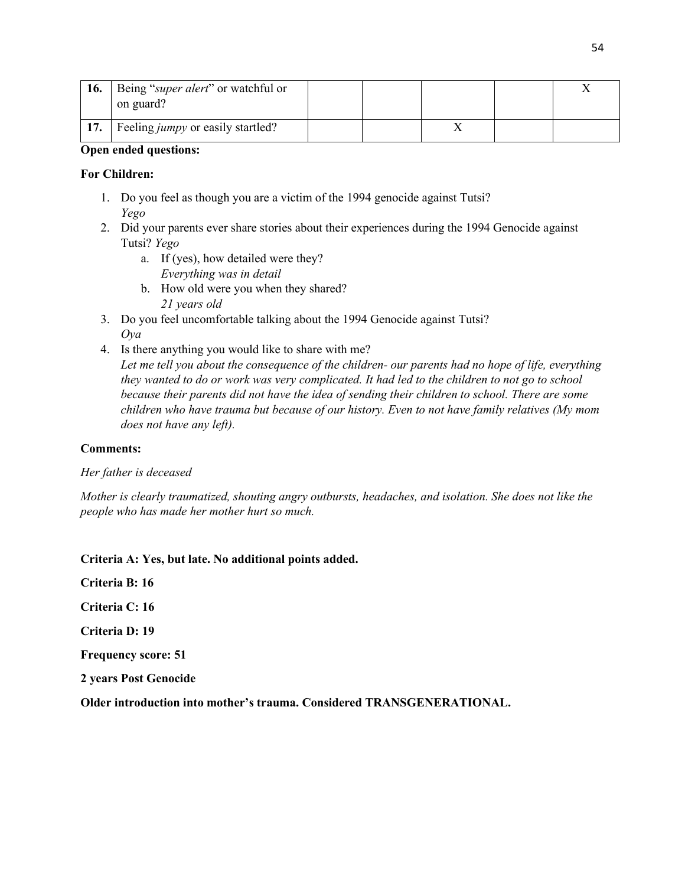| | | | | | | |
|---|---|---|---|---|---|---|
| **16.** | Being "*super alert*" or watchful or on guard? | | | | | X |
| **17.** | Feeling *jumpy* or easily startled? | | | X | | |

**Open ended questions:**

**For Children:**

1. Do you feel as though you are a victim of the 1994 genocide against Tutsi?
   *Yego*
2. Did your parents ever share stories about their experiences during the 1994 Genocide against Tutsi? *Yego*
   a. If (yes), how detailed were they?
      *Everything was in detail*
   b. How old were you when they shared?
      *21 years old*
3. Do you feel uncomfortable talking about the 1994 Genocide against Tutsi?
   *Oya*
4. Is there anything you would like to share with me?
   *Let me tell you about the consequence of the children- our parents had no hope of life, everything they wanted to do or work was very complicated. It had led to the children to not go to school because their parents did not have the idea of sending their children to school. There are some children who have trauma but because of our history. Even to not have family relatives (My mom does not have any left).*

**Comments:**

*Her father is deceased*

*Mother is clearly traumatized, shouting angry outbursts, headaches, and isolation. She does not like the people who has made her mother hurt so much.*

**Criteria A: Yes, but late. No additional points added.**

**Criteria B: 16**

**Criteria C: 16**

**Criteria D: 19**

**Frequency score: 51**

**2 years Post Genocide**

**Older introduction into mother's trauma. Considered TRANSGENERATIONAL.**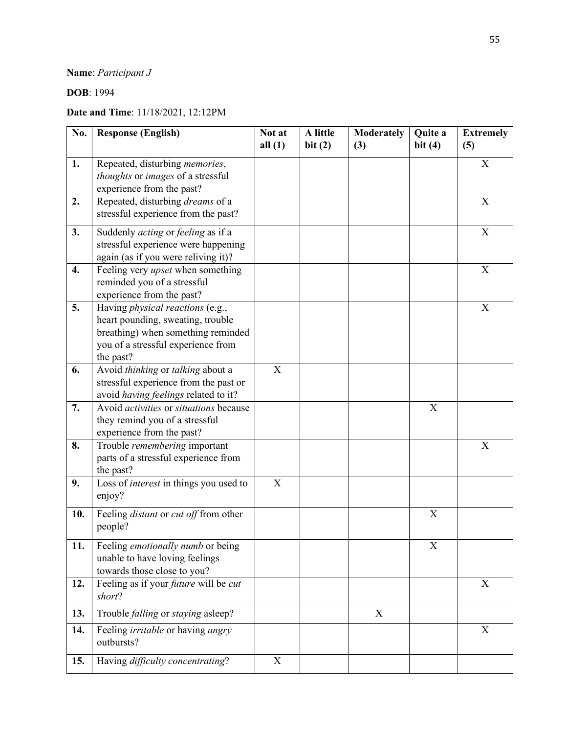**Name**: *Participant J*

**DOB**: 1994

**Date and Time**: 11/18/2021, 12:12PM

| No. | Response (English) | Not at all (1) | A little bit (2) | Moderately (3) | Quite a bit (4) | Extremely (5) |
|---|---|---|---|---|---|---|
| **1.** | Repeated, disturbing *memories*, *thoughts* or *images* of a stressful experience from the past? | | | | | X |
| **2.** | Repeated, disturbing *dreams* of a stressful experience from the past? | | | | | X |
| **3.** | Suddenly *acting* or *feeling* as if a stressful experience were happening again (as if you were reliving it)? | | | | | X |
| **4.** | Feeling very *upset* when something reminded you of a stressful experience from the past? | | | | | X |
| **5.** | Having *physical reactions* (e.g., heart pounding, sweating, trouble breathing) when something reminded you of a stressful experience from the past? | | | | | X |
| **6.** | Avoid *thinking* or *talking* about a stressful experience from the past or avoid *having feelings* related to it? | X | | | | |
| **7.** | Avoid *activities* or *situations* because they remind you of a stressful experience from the past? | | | | X | |
| **8.** | Trouble *remembering* important parts of a stressful experience from the past? | | | | | X |
| **9.** | Loss of *interest* in things you used to enjoy? | X | | | | |
| **10.** | Feeling *distant* or *cut off* from other people? | | | | X | |
| **11.** | Feeling *emotionally numb* or being unable to have loving feelings towards those close to you? | | | | X | |
| **12.** | Feeling as if your *future* will be *cut short*? | | | | | X |
| **13.** | Trouble *falling* or *staying* asleep? | | | X | | |
| **14.** | Feeling *irritable* or having *angry* outbursts? | | | | | X |
| **15.** | Having *difficulty concentrating*? | X | | | | |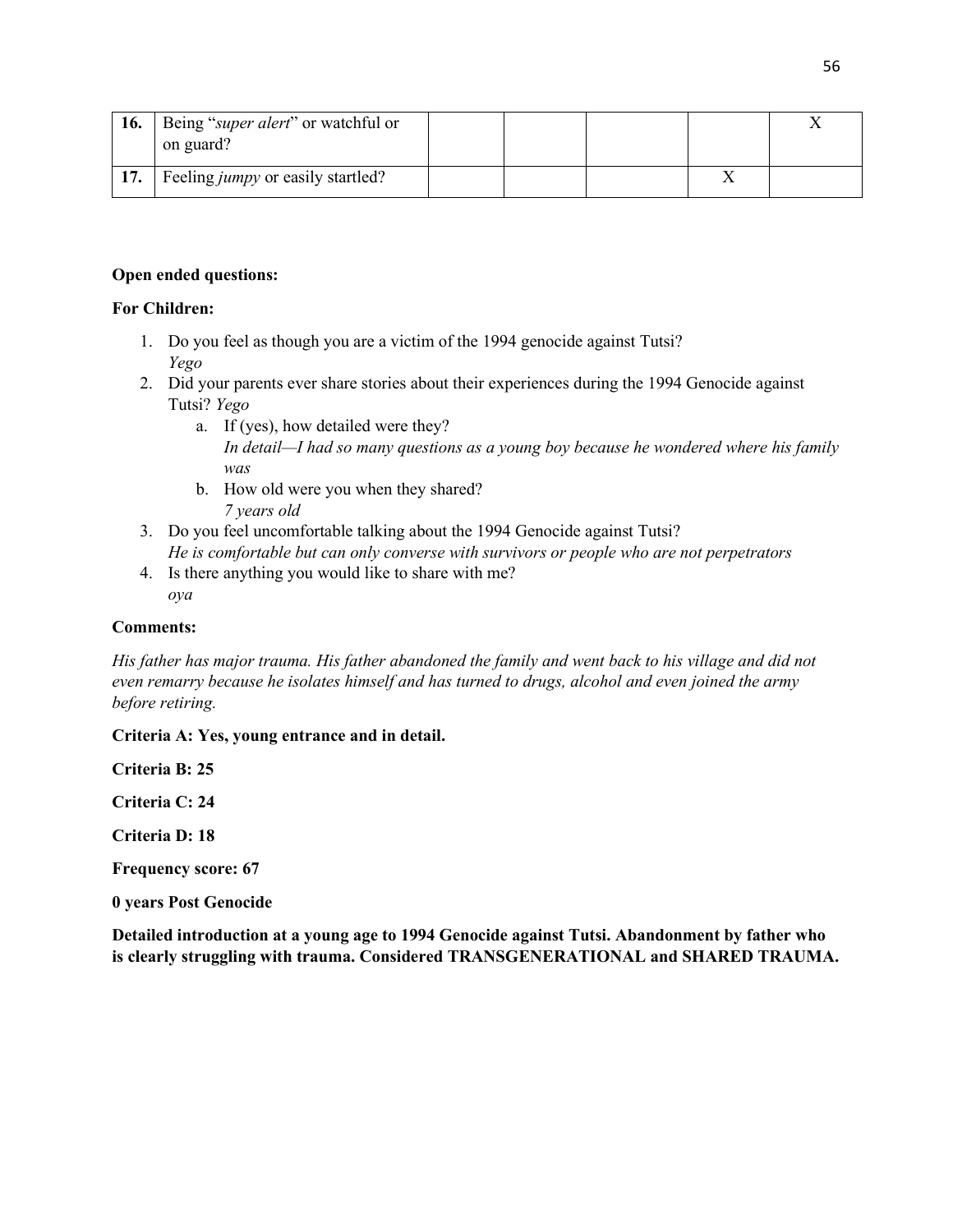| | | | | | | |
|---|---|---|---|---|---|---|
| **16.** | Being "*super alert*" or watchful or on guard? | | | | | X |
| **17.** | Feeling *jumpy* or easily startled? | | | | X | |

**Open ended questions:**

**For Children:**

1. Do you feel as though you are a victim of the 1994 genocide against Tutsi?
   *Yego*
2. Did your parents ever share stories about their experiences during the 1994 Genocide against Tutsi? *Yego*
   a. If (yes), how detailed were they?
      *In detail—I had so many questions as a young boy because he wondered where his family was*
   b. How old were you when they shared?
      *7 years old*
3. Do you feel uncomfortable talking about the 1994 Genocide against Tutsi?
   *He is comfortable but can only converse with survivors or people who are not perpetrators*
4. Is there anything you would like to share with me?
   *oya*

**Comments:**

*His father has major trauma. His father abandoned the family and went back to his village and did not even remarry because he isolates himself and has turned to drugs, alcohol and even joined the army before retiring.*

**Criteria A: Yes, young entrance and in detail.**

**Criteria B: 25**

**Criteria C: 24**

**Criteria D: 18**

**Frequency score: 67**

**0 years Post Genocide**

**Detailed introduction at a young age to 1994 Genocide against Tutsi. Abandonment by father who is clearly struggling with trauma. Considered TRANSGENERATIONAL and SHARED TRAUMA.**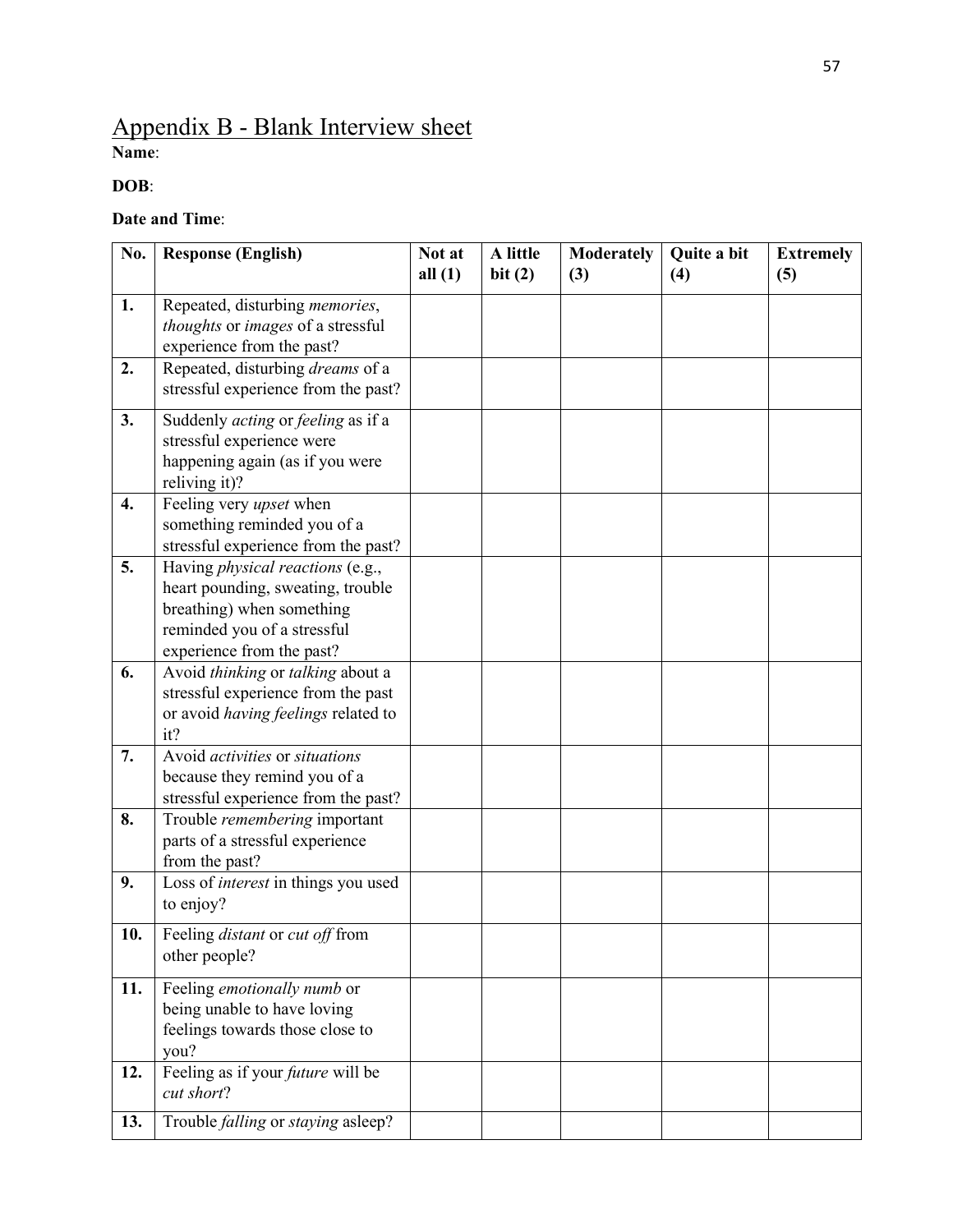## Appendix B - Blank Interview sheet

**Name**:

**DOB**:

**Date and Time**:

| No. | Response (English) | Not at all (1) | A little bit (2) | Moderately (3) | Quite a bit (4) | Extremely (5) |
|---|---|---|---|---|---|---|
| **1.** | Repeated, disturbing *memories*, *thoughts* or *images* of a stressful experience from the past? | | | | | |
| **2.** | Repeated, disturbing *dreams* of a stressful experience from the past? | | | | | |
| **3.** | Suddenly *acting* or *feeling* as if a stressful experience were happening again (as if you were reliving it)? | | | | | |
| **4.** | Feeling very *upset* when something reminded you of a stressful experience from the past? | | | | | |
| **5.** | Having *physical reactions* (e.g., heart pounding, sweating, trouble breathing) when something reminded you of a stressful experience from the past? | | | | | |
| **6.** | Avoid *thinking* or *talking* about a stressful experience from the past or avoid *having feelings* related to it? | | | | | |
| **7.** | Avoid *activities* or *situations* because they remind you of a stressful experience from the past? | | | | | |
| **8.** | Trouble *remembering* important parts of a stressful experience from the past? | | | | | |
| **9.** | Loss of *interest* in things you used to enjoy? | | | | | |
| **10.** | Feeling *distant* or *cut off* from other people? | | | | | |
| **11.** | Feeling *emotionally numb* or being unable to have loving feelings towards those close to you? | | | | | |
| **12.** | Feeling as if your *future* will be *cut short*? | | | | | |
| **13.** | Trouble *falling* or *staying* asleep? | | | | | |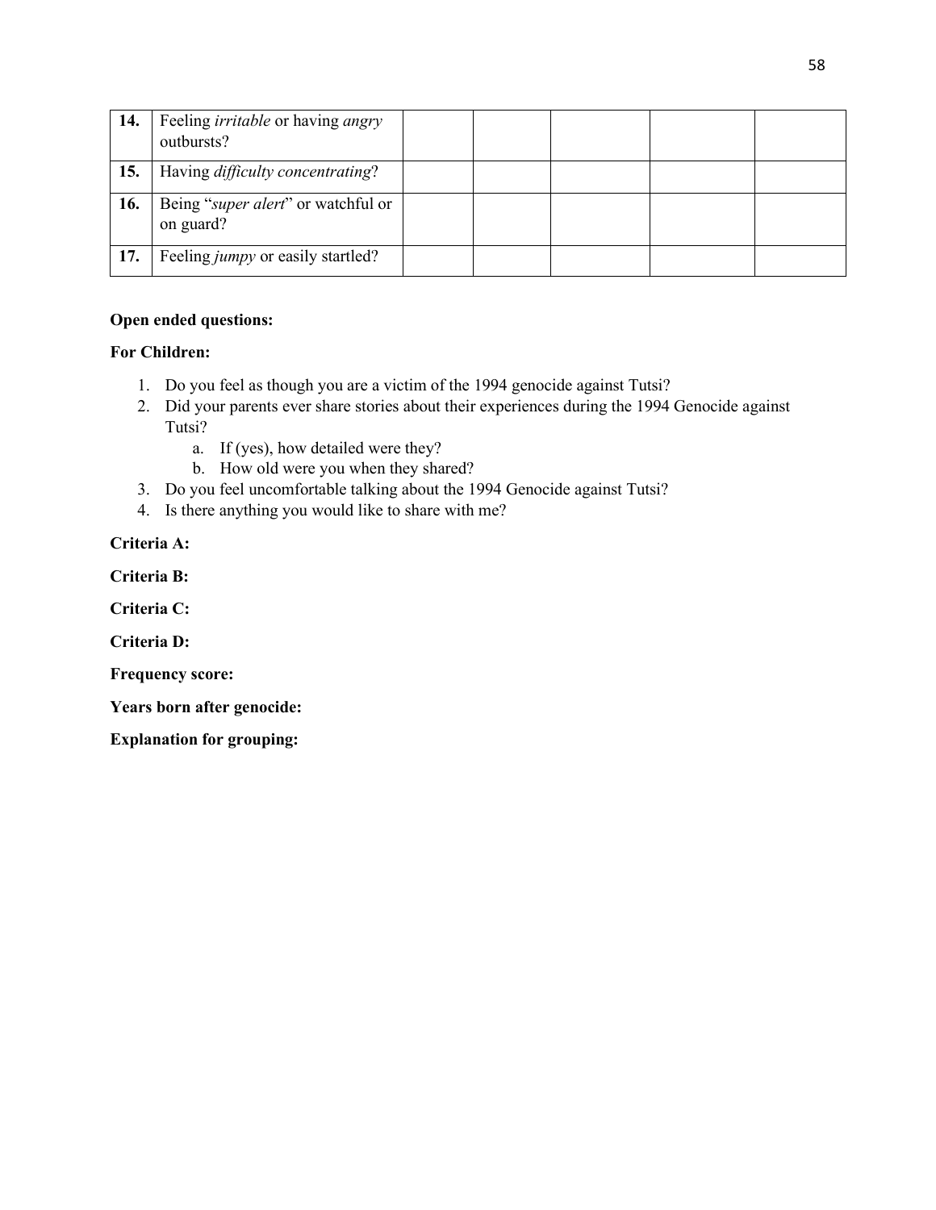| | | | | | | |
|---|---|---|---|---|---|---|
| **14.** | Feeling *irritable* or having *angry* outbursts? | | | | | |
| **15.** | Having *difficulty concentrating*? | | | | | |
| **16.** | Being "*super alert*" or watchful or on guard? | | | | | |
| **17.** | Feeling *jumpy* or easily startled? | | | | | |

**Open ended questions:**

**For Children:**

1. Do you feel as though you are a victim of the 1994 genocide against Tutsi?
2. Did your parents ever share stories about their experiences during the 1994 Genocide against Tutsi?
   a. If (yes), how detailed were they?
   b. How old were you when they shared?
3. Do you feel uncomfortable talking about the 1994 Genocide against Tutsi?
4. Is there anything you would like to share with me?

**Criteria A:**

**Criteria B:**

**Criteria C:**

**Criteria D:**

**Frequency score:**

**Years born after genocide:**

**Explanation for grouping:**